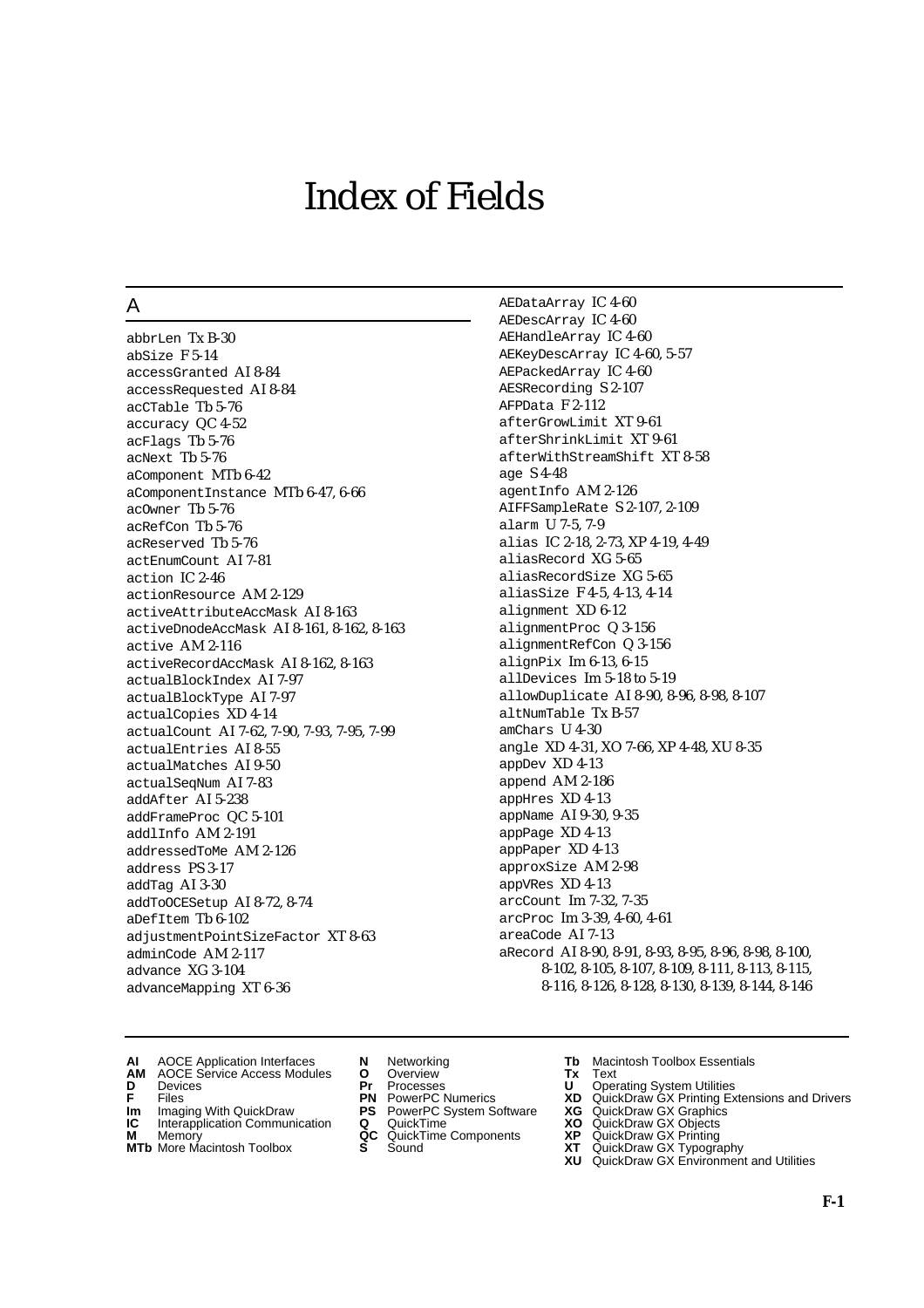# Index of Fields

## A

abbrLen Tx B-30
abSize F 5-14
accessGranted AI 8-84
accessRequested AI 8-84
acCTable Tb 5-76
accuracy QC 4-52
acFlags Tb 5-76
acNext Tb 5-76
aComponent MTb 6-42
aComponentInstance MTb 6-47, 6-66
acOwner Tb 5-76
acRefCon Tb 5-76
acReserved Tb 5-76
actEnumCount AI 7-81
action IC 2-46
actionResource AM 2-129
activeAttributeAccMask AI 8-163
activeDnodeAccMask AI 8-161, 8-162, 8-163
active AM 2-116
activeRecordAccMask AI 8-162, 8-163
actualBlockIndex AI 7-97
actualBlockType AI 7-97
actualCopies XD 4-14
actualCount AI 7-62, 7-90, 7-93, 7-95, 7-99
actualEntries AI 8-55
actualMatches AI 9-50
actualSeqNum AI 7-83
addAfter AI 5-238
addFrameProc QC 5-101
addlInfo AM 2-191
addressedToMe AM 2-126
address PS 3-17
addTag AI 3-30
addToOCESetup AI 8-72, 8-74
aDefItem Tb 6-102
adjustmentPointSizeFactor XT 8-63
adminCode AM 2-117
advance XG 3-104
advanceMapping XT 6-36
AEDataArray IC 4-60
AEDescArray IC 4-60
AEHandleArray IC 4-60
AEKeyDescArray IC 4-60, 5-57
AEPackedArray IC 4-60
AESRecording S 2-107
AFPData F 2-112
afterGrowLimit XT 9-61
afterShrinkLimit XT 9-61
afterWithStreamShift XT 8-58
age S 4-48
agentInfo AM 2-126
AIFFSampleRate S 2-107, 2-109
alarm U 7-5, 7-9
alias IC 2-18, 2-73, XP 4-19, 4-49
aliasRecord XG 5-65
aliasRecordSize XG 5-65
aliasSize F 4-5, 4-13, 4-14
alignment XD 6-12
alignmentProc Q 3-156
alignmentRefCon Q 3-156
alignPix Im 6-13, 6-15
allDevices Im 5-18 to 5-19
allowDuplicate AI 8-90, 8-96, 8-98, 8-107
altNumTable Tx B-57
amChars U 4-30
angle XD 4-31, XO 7-66, XP 4-48, XU 8-35
appDev XD 4-13
append AM 2-186
appHres XD 4-13
appName AI 9-30, 9-35
appPage XD 4-13
appPaper XD 4-13
approxSize AM 2-98
appVRes XD 4-13
arcCount Im 7-32, 7-35
arcProc Im 3-39, 4-60, 4-61
areaCode AI 7-13
aRecord AI 8-90, 8-91, 8-93, 8-95, 8-96, 8-98, 8-100, 8-102, 8-105, 8-107, 8-109, 8-111, 8-113, 8-115, 8-116, 8-126, 8-128, 8-130, 8-139, 8-144, 8-146

**AI** AOCE Application Interfaces
**AM** AOCE Service Access Modules
**D** Devices
**F** Files
**Im** Imaging With QuickDraw
**IC** Interapplication Communication
**M** Memory
**MTb** More Macintosh Toolbox
**N** Networking
**O** Overview
**Pr** Processes
**PN** PowerPC Numerics
**PS** PowerPC System Software
**Q** QuickTime
**QC** QuickTime Components
**S** Sound
**Tb** Macintosh Toolbox Essentials
**Tx** Text
**U** Operating System Utilities
**XD** QuickDraw GX Printing Extensions and Drivers
**XG** QuickDraw GX Graphics
**XO** QuickDraw GX Objects
**XP** QuickDraw GX Printing
**XT** QuickDraw GX Typography
**XU** QuickDraw GX Environment and Utilities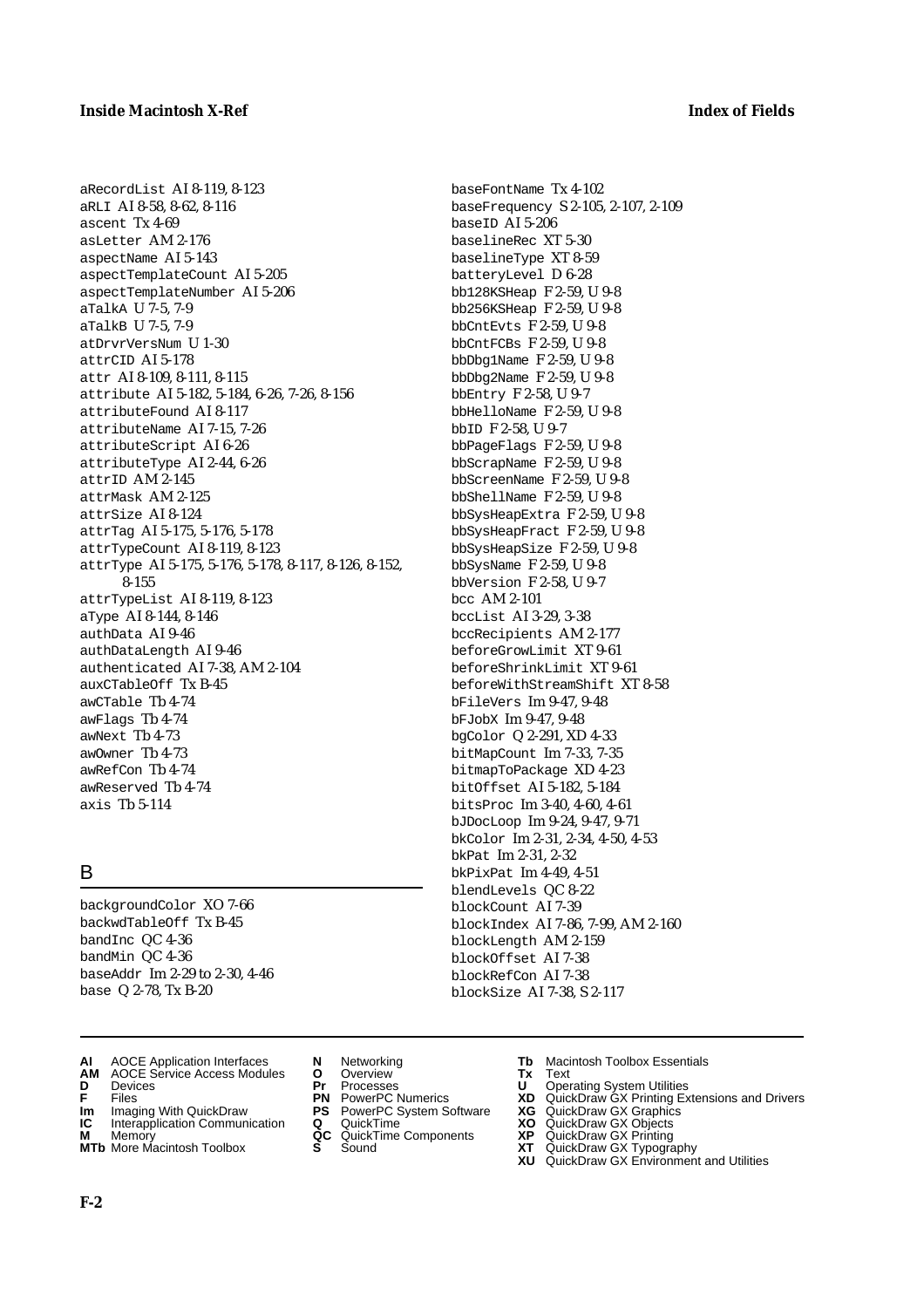aRecordList AI 8-119, 8-123
aRLI AI 8-58, 8-62, 8-116
ascent Tx 4-69
asLetter AM 2-176
aspectName AI 5-143
aspectTemplateCount AI 5-205
aspectTemplateNumber AI 5-206
aTalkA U 7-5, 7-9
aTalkB U 7-5, 7-9
atDrvrVersNum U 1-30
attrCID AI 5-178
attr AI 8-109, 8-111, 8-115
attribute AI 5-182, 5-184, 6-26, 7-26, 8-156
attributeFound AI 8-117
attributeName AI 7-15, 7-26
attributeScript AI 6-26
attributeType AI 2-44, 6-26
attrID AM 2-145
attrMask AM 2-125
attrSize AI 8-124
attrTag AI 5-175, 5-176, 5-178
attrTypeCount AI 8-119, 8-123
attrType AI 5-175, 5-176, 5-178, 8-117, 8-126, 8-152, 8-155
attrTypeList AI 8-119, 8-123
aType AI 8-144, 8-146
authData AI 9-46
authDataLength AI 9-46
authenticated AI 7-38, AM 2-104
auxCTableOff Tx B-45
awCTable Tb 4-74
awFlags Tb 4-74
awNext Tb 4-73
awOwner Tb 4-73
awRefCon Tb 4-74
awReserved Tb 4-74
axis Tb 5-114

## B

backgroundColor XO 7-66
backwdTableOff Tx B-45
bandInc QC 4-36
bandMin QC 4-36
baseAddr Im 2-29 to 2-30, 4-46
base Q 2-78, Tx B-20
baseFontName Tx 4-102
baseFrequency S 2-105, 2-107, 2-109
baseID AI 5-206
baselineRec XT 5-30
baselineType XT 8-59
batteryLevel D 6-28
bb128KSHeap F 2-59, U 9-8
bb256KSHeap F 2-59, U 9-8
bbCntEvts F 2-59, U 9-8
bbCntFCBs F 2-59, U 9-8
bbDbg1Name F 2-59, U 9-8
bbDbg2Name F 2-59, U 9-8
bbEntry F 2-58, U 9-7
bbHelloName F 2-59, U 9-8
bbID F 2-58, U 9-7
bbPageFlags F 2-59, U 9-8
bbScrapName F 2-59, U 9-8
bbScreenName F 2-59, U 9-8
bbShellName F 2-59, U 9-8
bbSysHeapExtra F 2-59, U 9-8
bbSysHeapFract F 2-59, U 9-8
bbSysHeapSize F 2-59, U 9-8
bbSysName F 2-59, U 9-8
bbVersion F 2-58, U 9-7
bcc AM 2-101
bccList AI 3-29, 3-38
bccRecipients AM 2-177
beforeGrowLimit XT 9-61
beforeShrinkLimit XT 9-61
beforeWithStreamShift XT 8-58
bFileVers Im 9-47, 9-48
bFJobX Im 9-47, 9-48
bgColor Q 2-291, XD 4-33
bitMapCount Im 7-33, 7-35
bitmapToPackage XD 4-23
bitOffset AI 5-182, 5-184
bitsProc Im 3-40, 4-60, 4-61
bJDocLoop Im 9-24, 9-47, 9-71
bkColor Im 2-31, 2-34, 4-50, 4-53
bkPat Im 2-31, 2-32
bkPixPat Im 4-49, 4-51
blendLevels QC 8-22
blockCount AI 7-39
blockIndex AI 7-86, 7-99, AM 2-160
blockLength AM 2-159
blockOffset AI 7-38
blockRefCon AI 7-38
blockSize AI 7-38, S 2-117

**AI** AOCE Application Interfaces
**AM** AOCE Service Access Modules
**D** Devices
**F** Files
**Im** Imaging With QuickDraw
**IC** Interapplication Communication
**M** Memory
**MTb** More Macintosh Toolbox
**N** Networking
**O** Overview
**Pr** Processes
**PN** PowerPC Numerics
**PS** PowerPC System Software
**Q** QuickTime
**QC** QuickTime Components
**S** Sound
**Tb** Macintosh Toolbox Essentials
**Tx** Text
**U** Operating System Utilities
**XD** QuickDraw GX Printing Extensions and Drivers
**XG** QuickDraw GX Graphics
**XO** QuickDraw GX Objects
**XP** QuickDraw GX Printing
**XT** QuickDraw GX Typography
**XU** QuickDraw GX Environment and Utilities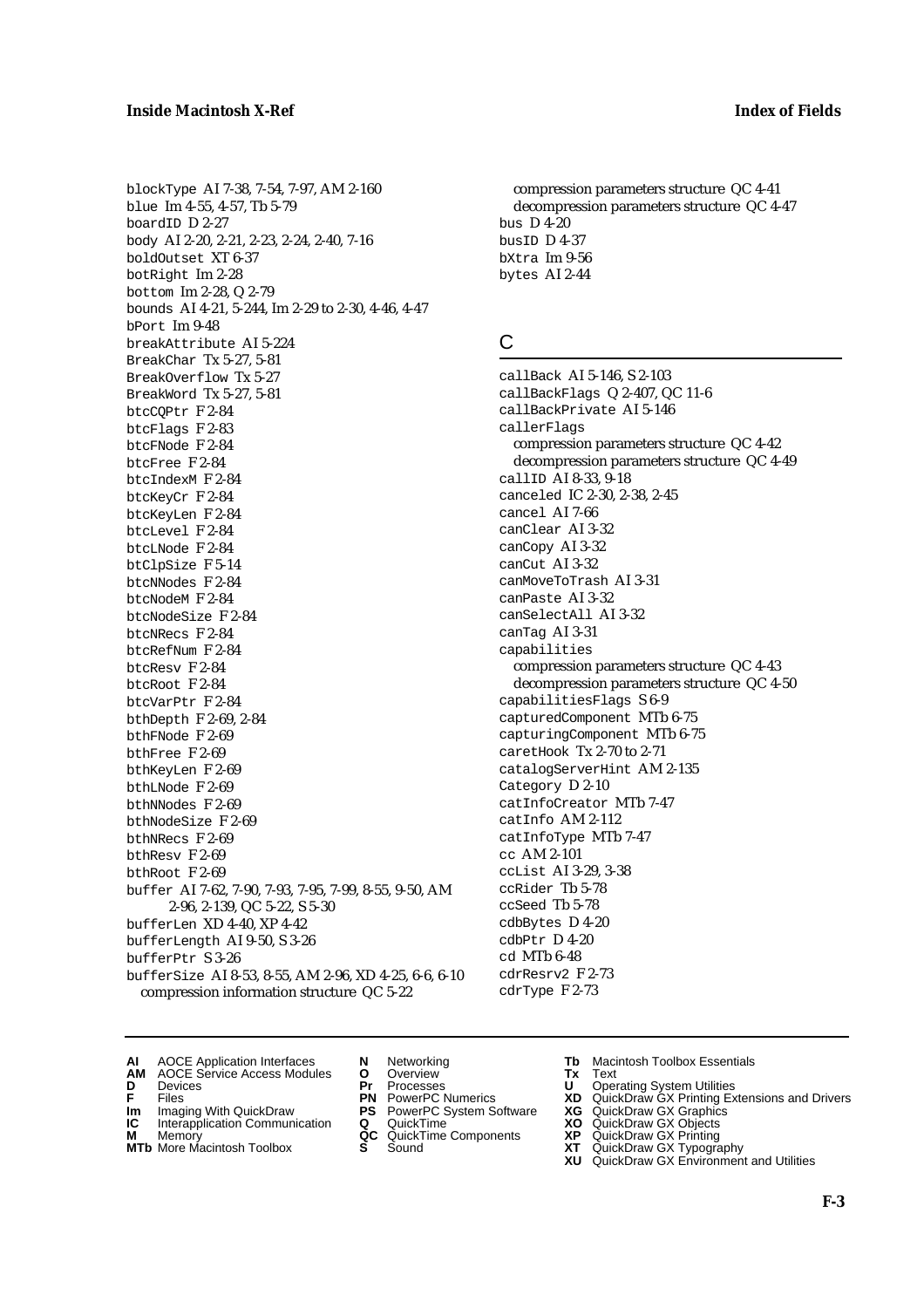blockType AI 7-38, 7-54, 7-97, AM 2-160
blue Im 4-55, 4-57, Tb 5-79
boardID D 2-27
body AI 2-20, 2-21, 2-23, 2-24, 2-40, 7-16
boldOutset XT 6-37
botRight Im 2-28
bottom Im 2-28, Q 2-79
bounds AI 4-21, 5-244, Im 2-29 to 2-30, 4-46, 4-47
bPort Im 9-48
breakAttribute AI 5-224
BreakChar Tx 5-27, 5-81
BreakOverflow Tx 5-27
BreakWord Tx 5-27, 5-81
btcCQPtr F 2-84
btcFlags F 2-83
btcFNode F 2-84
btcFree F 2-84
btcIndexM F 2-84
btcKeyCr F 2-84
btcKeyLen F 2-84
btcLevel F 2-84
btcLNode F 2-84
btClpSize F 5-14
btcNNodes F 2-84
btcNodeM F 2-84
btcNodeSize F 2-84
btcNRecs F 2-84
btcRefNum F 2-84
btcResv F 2-84
btcRoot F 2-84
btcVarPtr F 2-84
bthDepth F 2-69, 2-84
bthFNode F 2-69
bthFree F 2-69
bthKeyLen F 2-69
bthLNode F 2-69
bthNNodes F 2-69
bthNodeSize F 2-69
bthNRecs F 2-69
bthResv F 2-69
bthRoot F 2-69
buffer AI 7-62, 7-90, 7-93, 7-95, 7-99, 8-55, 9-50, AM 2-96, 2-139, QC 5-22, S 5-30
bufferLen XD 4-40, XP 4-42
bufferLength AI 9-50, S 3-26
bufferPtr S 3-26
bufferSize AI 8-53, 8-55, AM 2-96, XD 4-25, 6-6, 6-10
  compression information structure QC 5-22
  compression parameters structure QC 4-41
  decompression parameters structure QC 4-47
bus D 4-20
busID D 4-37
bXtra Im 9-56
bytes AI 2-44

## C

callBack AI 5-146, S 2-103
callBackFlags Q 2-407, QC 11-6
callBackPrivate AI 5-146
callerFlags
  compression parameters structure QC 4-42
  decompression parameters structure QC 4-49
callID AI 8-33, 9-18
canceled IC 2-30, 2-38, 2-45
cancel AI 7-66
canClear AI 3-32
canCopy AI 3-32
canCut AI 3-32
canMoveToTrash AI 3-31
canPaste AI 3-32
canSelectAll AI 3-32
canTag AI 3-31
capabilities
  compression parameters structure QC 4-43
  decompression parameters structure QC 4-50
capabilitiesFlags S 6-9
capturedComponent MTb 6-75
capturingComponent MTb 6-75
caretHook Tx 2-70 to 2-71
catalogServerHint AM 2-135
Category D 2-10
catInfoCreator MTb 7-47
catInfo AM 2-112
catInfoType MTb 7-47
cc AM 2-101
ccList AI 3-29, 3-38
ccRider Tb 5-78
ccSeed Tb 5-78
cdbBytes D 4-20
cdbPtr D 4-20
cd MTb 6-48
cdrResrv2 F 2-73
cdrType F 2-73

**AI** AOCE Application Interfaces
**AM** AOCE Service Access Modules
**D** Devices
**F** Files
**Im** Imaging With QuickDraw
**IC** Interapplication Communication
**M** Memory
**MTb** More Macintosh Toolbox
**N** Networking
**O** Overview
**Pr** Processes
**PN** PowerPC Numerics
**PS** PowerPC System Software
**Q** QuickTime
**QC** QuickTime Components
**S** Sound
**Tb** Macintosh Toolbox Essentials
**Tx** Text
**U** Operating System Utilities
**XD** QuickDraw GX Printing Extensions and Drivers
**XG** QuickDraw GX Graphics
**XO** QuickDraw GX Objects
**XP** QuickDraw GX Printing
**XT** QuickDraw GX Typography
**XU** QuickDraw GX Environment and Utilities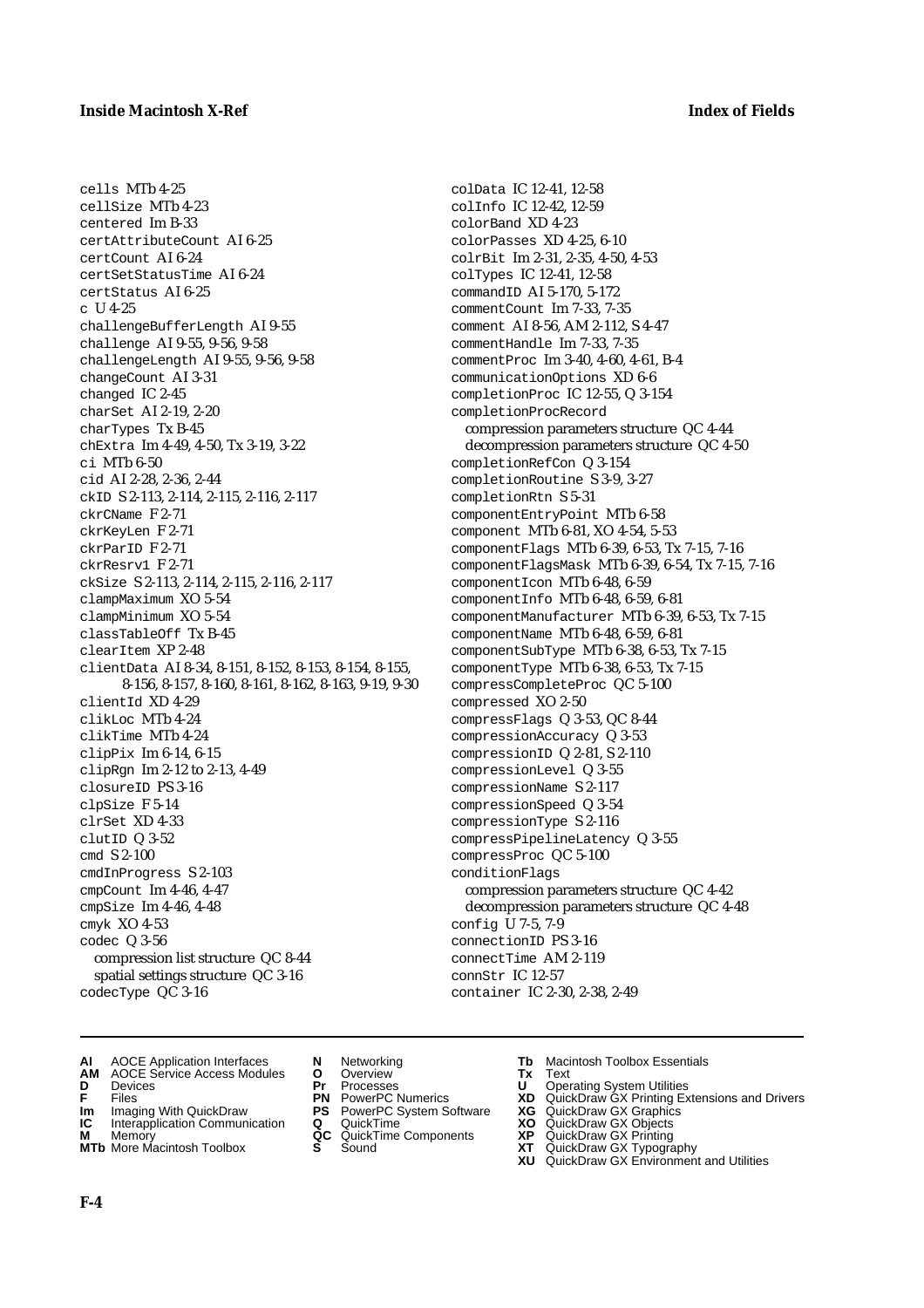cells MTb 4-25
cellSize MTb 4-23
centered Im B-33
certAttributeCount AI 6-25
certCount AI 6-24
certSetStatusTime AI 6-24
certStatus AI 6-25
c U 4-25
challengeBufferLength AI 9-55
challenge AI 9-55, 9-56, 9-58
challengeLength AI 9-55, 9-56, 9-58
changeCount AI 3-31
changed IC 2-45
charSet AI 2-19, 2-20
charTypes Tx B-45
chExtra Im 4-49, 4-50, Tx 3-19, 3-22
ci MTb 6-50
cid AI 2-28, 2-36, 2-44
ckID S 2-113, 2-114, 2-115, 2-116, 2-117
ckrCName F 2-71
ckrKeyLen F 2-71
ckrParID F 2-71
ckrResrv1 F 2-71
ckSize S 2-113, 2-114, 2-115, 2-116, 2-117
clampMaximum XO 5-54
clampMinimum XO 5-54
classTableOff Tx B-45
clearItem XP 2-48
clientData AI 8-34, 8-151, 8-152, 8-153, 8-154, 8-155, 8-156, 8-157, 8-160, 8-161, 8-162, 8-163, 9-19, 9-30
clientId XD 4-29
clikLoc MTb 4-24
clikTime MTb 4-24
clipPix Im 6-14, 6-15
clipRgn Im 2-12 to 2-13, 4-49
closureID PS 3-16
clpSize F 5-14
clrSet XD 4-33
clutID Q 3-52
cmd S 2-100
cmdInProgress S 2-103
cmpCount Im 4-46, 4-47
cmpSize Im 4-46, 4-48
cmyk XO 4-53
codec Q 3-56
  compression list structure QC 8-44
  spatial settings structure QC 3-16
codecType QC 3-16
colData IC 12-41, 12-58
colInfo IC 12-42, 12-59
colorBand XD 4-23
colorPasses XD 4-25, 6-10
colrBit Im 2-31, 2-35, 4-50, 4-53
colTypes IC 12-41, 12-58
commandID AI 5-170, 5-172
commentCount Im 7-33, 7-35
comment AI 8-56, AM 2-112, S 4-47
commentHandle Im 7-33, 7-35
commentProc Im 3-40, 4-60, 4-61, B-4
communicationOptions XD 6-6
completionProc IC 12-55, Q 3-154
completionProcRecord
  compression parameters structure QC 4-44
  decompression parameters structure QC 4-50
completionRefCon Q 3-154
completionRoutine S 3-9, 3-27
completionRtn S 5-31
componentEntryPoint MTb 6-58
component MTb 6-81, XO 4-54, 5-53
componentFlags MTb 6-39, 6-53, Tx 7-15, 7-16
componentFlagsMask MTb 6-39, 6-54, Tx 7-15, 7-16
componentIcon MTb 6-48, 6-59
componentInfo MTb 6-48, 6-59, 6-81
componentManufacturer MTb 6-39, 6-53, Tx 7-15
componentName MTb 6-48, 6-59, 6-81
componentSubType MTb 6-38, 6-53, Tx 7-15
componentType MTb 6-38, 6-53, Tx 7-15
compressCompleteProc QC 5-100
compressed XO 2-50
compressFlags Q 3-53, QC 8-44
compressionAccuracy Q 3-53
compressionID Q 2-81, S 2-110
compressionLevel Q 3-55
compressionName S 2-117
compressionSpeed Q 3-54
compressionType S 2-116
compressPipelineLatency Q 3-55
compressProc QC 5-100
conditionFlags
  compression parameters structure QC 4-42
  decompression parameters structure QC 4-48
config U 7-5, 7-9
connectionID PS 3-16
connectTime AM 2-119
connStr IC 12-57
container IC 2-30, 2-38, 2-49

---

**AI** AOCE Application Interfaces
**AM** AOCE Service Access Modules
**D** Devices
**F** Files
**Im** Imaging With QuickDraw
**IC** Interapplication Communication
**M** Memory
**MTb** More Macintosh Toolbox
**N** Networking
**O** Overview
**Pr** Processes
**PN** PowerPC Numerics
**PS** PowerPC System Software
**Q** QuickTime
**QC** QuickTime Components
**S** Sound
**Tb** Macintosh Toolbox Essentials
**Tx** Text
**U** Operating System Utilities
**XD** QuickDraw GX Printing Extensions and Drivers
**XG** QuickDraw GX Graphics
**XO** QuickDraw GX Objects
**XP** QuickDraw GX Printing
**XT** QuickDraw GX Typography
**XU** QuickDraw GX Environment and Utilities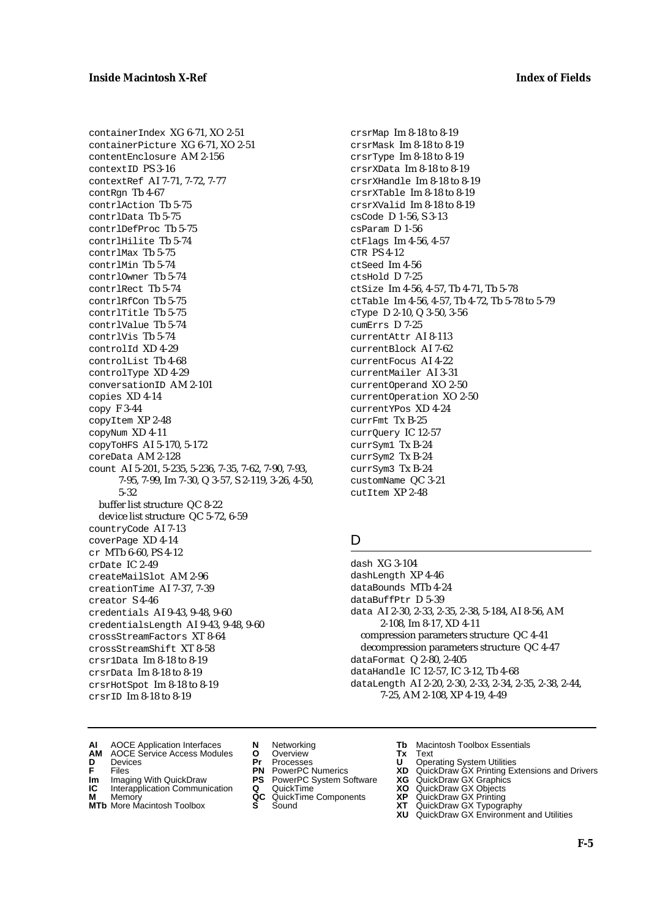containerIndex XG 6-71, XO 2-51
containerPicture XG 6-71, XO 2-51
contentEnclosure AM 2-156
contextID PS 3-16
contextRef AI 7-71, 7-72, 7-77
contRgn Tb 4-67
contrlAction Tb 5-75
contrlData Tb 5-75
contrlDefProc Tb 5-75
contrlHilite Tb 5-74
contrlMax Tb 5-75
contrlMin Tb 5-74
contrlOwner Tb 5-74
contrlRect Tb 5-74
contrlRfCon Tb 5-75
contrlTitle Tb 5-75
contrlValue Tb 5-74
contrlVis Tb 5-74
controlId XD 4-29
controlList Tb 4-68
controlType XD 4-29
conversationID AM 2-101
copies XD 4-14
copy F 3-44
copyItem XP 2-48
copyNum XD 4-11
copyToHFS AI 5-170, 5-172
coreData AM 2-128
count AI 5-201, 5-235, 5-236, 7-35, 7-62, 7-90, 7-93, 7-95, 7-99, Im 7-30, Q 3-57, S 2-119, 3-26, 4-50, 5-32
  buffer list structure QC 8-22
  device list structure QC 5-72, 6-59
countryCode AI 7-13
coverPage XD 4-14
cr MTb 6-60, PS 4-12
crDate IC 2-49
createMailSlot AM 2-96
creationTime AI 7-37, 7-39
creator S 4-46
credentials AI 9-43, 9-48, 9-60
credentialsLength AI 9-43, 9-48, 9-60
crossStreamFactors XT 8-64
crossStreamShift XT 8-58
crsr1Data Im 8-18 to 8-19
crsrData Im 8-18 to 8-19
crsrHotSpot Im 8-18 to 8-19
crsrID Im 8-18 to 8-19
crsrMap Im 8-18 to 8-19
crsrMask Im 8-18 to 8-19
crsrType Im 8-18 to 8-19
crsrXData Im 8-18 to 8-19
crsrXHandle Im 8-18 to 8-19
crsrXTable Im 8-18 to 8-19
crsrXValid Im 8-18 to 8-19
csCode D 1-56, S 3-13
csParam D 1-56
ctFlags Im 4-56, 4-57
CTR PS 4-12
ctSeed Im 4-56
ctsHold D 7-25
ctSize Im 4-56, 4-57, Tb 4-71, Tb 5-78
ctTable Im 4-56, 4-57, Tb 4-72, Tb 5-78 to 5-79
cType D 2-10, Q 3-50, 3-56
cumErrs D 7-25
currentAttr AI 8-113
currentBlock AI 7-62
currentFocus AI 4-22
currentMailer AI 3-31
currentOperand XO 2-50
currentOperation XO 2-50
currentYPos XD 4-24
currFmt Tx B-25
currQuery IC 12-57
currSym1 Tx B-24
currSym2 Tx B-24
currSym3 Tx B-24
customName QC 3-21
cutItem XP 2-48

## D

dash XG 3-104
dashLength XP 4-46
dataBounds MTb 4-24
dataBuffPtr D 5-39
data AI 2-30, 2-33, 2-35, 2-38, 5-184, AI 8-56, AM 2-108, Im 8-17, XD 4-11
  compression parameters structure QC 4-41
  decompression parameters structure QC 4-47
dataFormat Q 2-80, 2-405
dataHandle IC 12-57, IC 3-12, Tb 4-68
dataLength AI 2-20, 2-30, 2-33, 2-34, 2-35, 2-38, 2-44, 7-25, AM 2-108, XP 4-19, 4-49

**AI** AOCE Application Interfaces
**AM** AOCE Service Access Modules
**D** Devices
**F** Files
**Im** Imaging With QuickDraw
**IC** Interapplication Communication
**M** Memory
**MTb** More Macintosh Toolbox
**N** Networking
**O** Overview
**Pr** Processes
**PN** PowerPC Numerics
**PS** PowerPC System Software
**Q** QuickTime
**QC** QuickTime Components
**S** Sound
**Tb** Macintosh Toolbox Essentials
**Tx** Text
**U** Operating System Utilities
**XD** QuickDraw GX Printing Extensions and Drivers
**XG** QuickDraw GX Graphics
**XO** QuickDraw GX Objects
**XP** QuickDraw GX Printing
**XT** QuickDraw GX Typography
**XU** QuickDraw GX Environment and Utilities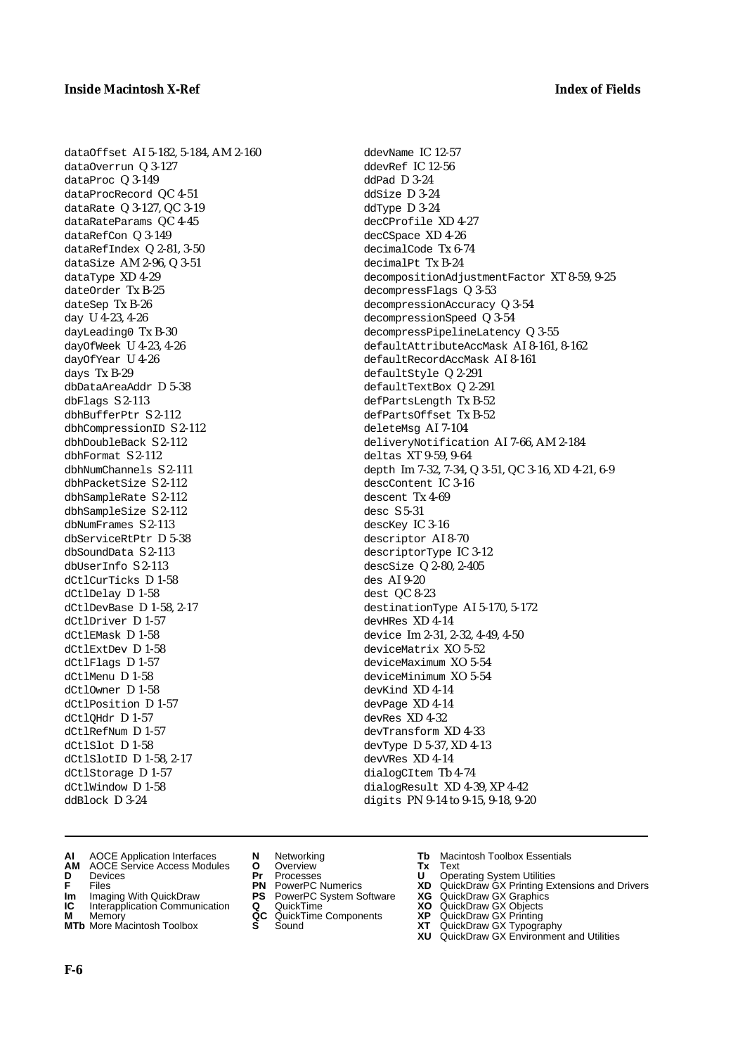dataOffset AI 5-182, 5-184, AM 2-160
dataOverrun Q 3-127
dataProc Q 3-149
dataProcRecord QC 4-51
dataRate Q 3-127, QC 3-19
dataRateParams QC 4-45
dataRefCon Q 3-149
dataRefIndex Q 2-81, 3-50
dataSize AM 2-96, Q 3-51
dataType XD 4-29
dateOrder Tx B-25
dateSep Tx B-26
day U 4-23, 4-26
dayLeading0 Tx B-30
dayOfWeek U 4-23, 4-26
dayOfYear U 4-26
days Tx B-29
dbDataAreaAddr D 5-38
dbFlags S 2-113
dbhBufferPtr S 2-112
dbhCompressionID S 2-112
dbhDoubleBack S 2-112
dbhFormat S 2-112
dbhNumChannels S 2-111
dbhPacketSize S 2-112
dbhSampleRate S 2-112
dbhSampleSize S 2-112
dbNumFrames S 2-113
dbServiceRtPtr D 5-38
dbSoundData S 2-113
dbUserInfo S 2-113
dCtlCurTicks D 1-58
dCtlDelay D 1-58
dCtlDevBase D 1-58, 2-17
dCtlDriver D 1-57
dCtlEMask D 1-58
dCtlExtDev D 1-58
dCtlFlags D 1-57
dCtlMenu D 1-58
dCtlOwner D 1-58
dCtlPosition D 1-57
dCtlQHdr D 1-57
dCtlRefNum D 1-57
dCtlSlot D 1-58
dCtlSlotID D 1-58, 2-17
dCtlStorage D 1-57
dCtlWindow D 1-58
ddBlock D 3-24
ddevName IC 12-57
ddevRef IC 12-56
ddPad D 3-24
ddSize D 3-24
ddType D 3-24
decCProfile XD 4-27
decCSpace XD 4-26
decimalCode Tx 6-74
decimalPt Tx B-24
decompositionAdjustmentFactor XT 8-59, 9-25
decompressFlags Q 3-53
decompressionAccuracy Q 3-54
decompressionSpeed Q 3-54
decompressPipelineLatency Q 3-55
defaultAttributeAccMask AI 8-161, 8-162
defaultRecordAccMask AI 8-161
defaultStyle Q 2-291
defaultTextBox Q 2-291
defPartsLength Tx B-52
defPartsOffset Tx B-52
deleteMsg AI 7-104
deliveryNotification AI 7-66, AM 2-184
deltas XT 9-59, 9-64
depth Im 7-32, 7-34, Q 3-51, QC 3-16, XD 4-21, 6-9
descContent IC 3-16
descent Tx 4-69
desc S 5-31
descKey IC 3-16
descriptor AI 8-70
descriptorType IC 3-12
descSize Q 2-80, 2-405
des AI 9-20
dest QC 8-23
destinationType AI 5-170, 5-172
devHRes XD 4-14
device Im 2-31, 2-32, 4-49, 4-50
deviceMatrix XO 5-52
deviceMaximum XO 5-54
deviceMinimum XO 5-54
devKind XD 4-14
devPage XD 4-14
devRes XD 4-32
devTransform XD 4-33
devType D 5-37, XD 4-13
devVRes XD 4-14
dialogCItem Tb 4-74
dialogResult XD 4-39, XP 4-42
digits PN 9-14 to 9-15, 9-18, 9-20

**AI** AOCE Application Interfaces
**AM** AOCE Service Access Modules
**D** Devices
**F** Files
**Im** Imaging With QuickDraw
**IC** Interapplication Communication
**M** Memory
**MTb** More Macintosh Toolbox
**N** Networking
**O** Overview
**Pr** Processes
**PN** PowerPC Numerics
**PS** PowerPC System Software
**Q** QuickTime
**QC** QuickTime Components
**S** Sound
**Tb** Macintosh Toolbox Essentials
**Tx** Text
**U** Operating System Utilities
**XD** QuickDraw GX Printing Extensions and Drivers
**XG** QuickDraw GX Graphics
**XO** QuickDraw GX Objects
**XP** QuickDraw GX Printing
**XT** QuickDraw GX Typography
**XU** QuickDraw GX Environment and Utilities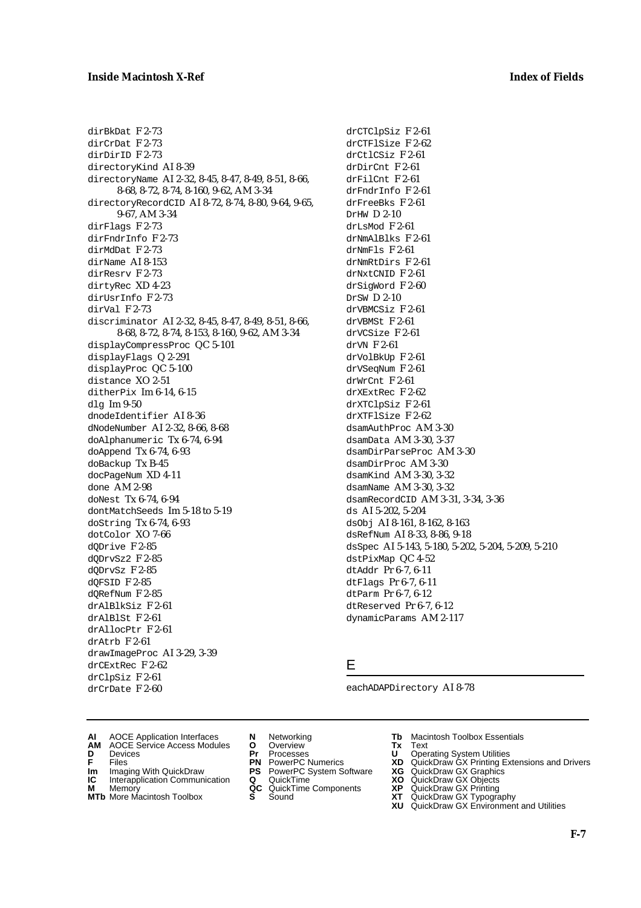dirBkDat F 2-73
dirCrDat F 2-73
dirDirID F 2-73
directoryKind AI 8-39
directoryName AI 2-32, 8-45, 8-47, 8-49, 8-51, 8-66, 8-68, 8-72, 8-74, 8-160, 9-62, AM 3-34
directoryRecordCID AI 8-72, 8-74, 8-80, 9-64, 9-65, 9-67, AM 3-34
dirFlags F 2-73
dirFndrInfo F 2-73
dirMdDat F 2-73
dirName AI 8-153
dirResrv F 2-73
dirtyRec XD 4-23
dirUsrInfo F 2-73
dirVal F 2-73
discriminator AI 2-32, 8-45, 8-47, 8-49, 8-51, 8-66, 8-68, 8-72, 8-74, 8-153, 8-160, 9-62, AM 3-34
displayCompressProc QC 5-101
displayFlags Q 2-291
displayProc QC 5-100
distance XO 2-51
ditherPix Im 6-14, 6-15
dlg Im 9-50
dnodeIdentifier AI 8-36
dNodeNumber AI 2-32, 8-66, 8-68
doAlphanumeric Tx 6-74, 6-94
doAppend Tx 6-74, 6-93
doBackup Tx B-45
docPageNum XD 4-11
done AM 2-98
doNest Tx 6-74, 6-94
dontMatchSeeds Im 5-18 to 5-19
doString Tx 6-74, 6-93
dotColor XO 7-66
dQDrive F 2-85
dQDrvSz2 F 2-85
dQDrvSz F 2-85
dQFSID F 2-85
dQRefNum F 2-85
drAlBlkSiz F 2-61
drAlBlSt F 2-61
drAllocPtr F 2-61
drAtrb F 2-61
drawImageProc AI 3-29, 3-39
drCExtRec F 2-62
drClpSiz F 2-61
drCrDate F 2-60
drCTClpSiz F 2-61
drCTFlSize F 2-62
drCtlCSiz F 2-61
drDirCnt F 2-61
drFilCnt F 2-61
drFndrInfo F 2-61
drFreeBks F 2-61
DrHW D 2-10
drLsMod F 2-61
drNmAlBlks F 2-61
drNmFls F 2-61
drNmRtDirs F 2-61
drNxtCNID F 2-61
drSigWord F 2-60
DrSW D 2-10
drVBMCSiz F 2-61
drVBMSt F 2-61
drVCSize F 2-61
drVN F 2-61
drVolBkUp F 2-61
drVSeqNum F 2-61
drWrCnt F 2-61
drXExtRec F 2-62
drXTClpSiz F 2-61
drXTFlSize F 2-62
dsamAuthProc AM 3-30
dsamData AM 3-30, 3-37
dsamDirParseProc AM 3-30
dsamDirProc AM 3-30
dsamKind AM 3-30, 3-32
dsamName AM 3-30, 3-32
dsamRecordCID AM 3-31, 3-34, 3-36
ds AI 5-202, 5-204
dsObj AI 8-161, 8-162, 8-163
dsRefNum AI 8-33, 8-86, 9-18
dsSpec AI 5-143, 5-180, 5-202, 5-204, 5-209, 5-210
dstPixMap QC 4-52
dtAddr Pr 6-7, 6-11
dtFlags Pr 6-7, 6-11
dtParm Pr 6-7, 6-12
dtReserved Pr 6-7, 6-12
dynamicParams AM 2-117

## E

eachADAPDirectory AI 8-78

**AI** AOCE Application Interfaces
**AM** AOCE Service Access Modules
**D** Devices
**F** Files
**Im** Imaging With QuickDraw
**IC** Interapplication Communication
**M** Memory
**MTb** More Macintosh Toolbox
**N** Networking
**O** Overview
**Pr** Processes
**PN** PowerPC Numerics
**PS** PowerPC System Software
**Q** QuickTime
**QC** QuickTime Components
**S** Sound
**Tb** Macintosh Toolbox Essentials
**Tx** Text
**U** Operating System Utilities
**XD** QuickDraw GX Printing Extensions and Drivers
**XG** QuickDraw GX Graphics
**XO** QuickDraw GX Objects
**XP** QuickDraw GX Printing
**XT** QuickDraw GX Typography
**XU** QuickDraw GX Environment and Utilities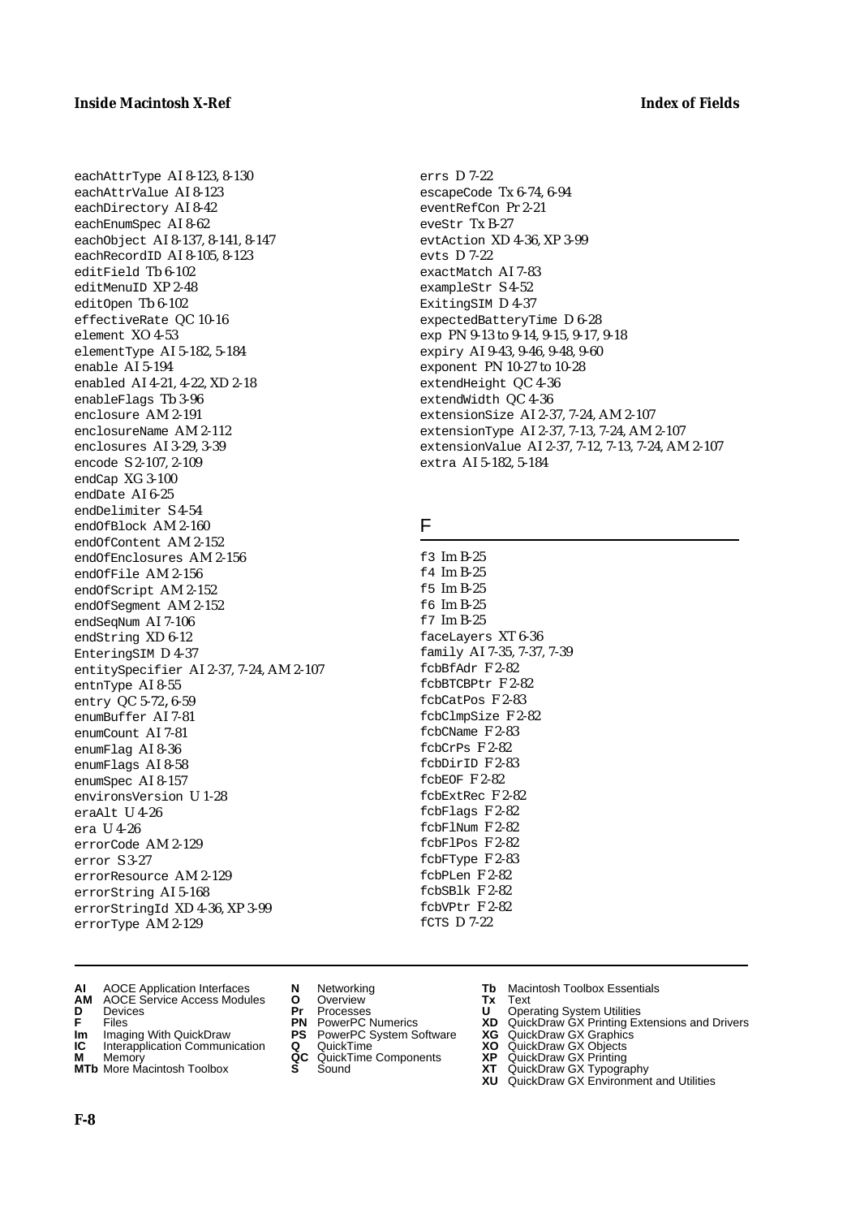eachAttrType AI 8-123, 8-130
eachAttrValue AI 8-123
eachDirectory AI 8-42
eachEnumSpec AI 8-62
eachObject AI 8-137, 8-141, 8-147
eachRecordID AI 8-105, 8-123
editField Tb 6-102
editMenuID XP 2-48
editOpen Tb 6-102
effectiveRate QC 10-16
element XO 4-53
elementType AI 5-182, 5-184
enable AI 5-194
enabled AI 4-21, 4-22, XD 2-18
enableFlags Tb 3-96
enclosure AM 2-191
enclosureName AM 2-112
enclosures AI 3-29, 3-39
encode S 2-107, 2-109
endCap XG 3-100
endDate AI 6-25
endDelimiter S 4-54
endOfBlock AM 2-160
endOfContent AM 2-152
endOfEnclosures AM 2-156
endOfFile AM 2-156
endOfScript AM 2-152
endOfSegment AM 2-152
endSeqNum AI 7-106
endString XD 6-12
EnteringSIM D 4-37
entitySpecifier AI 2-37, 7-24, AM 2-107
entnType AI 8-55
entry QC 5-72, 6-59
enumBuffer AI 7-81
enumCount AI 7-81
enumFlag AI 8-36
enumFlags AI 8-58
enumSpec AI 8-157
environsVersion U 1-28
eraAlt U 4-26
era U 4-26
errorCode AM 2-129
error S 3-27
errorResource AM 2-129
errorString AI 5-168
errorStringId XD 4-36, XP 3-99
errorType AM 2-129
errs D 7-22
escapeCode Tx 6-74, 6-94
eventRefCon Pr 2-21
eveStr Tx B-27
evtAction XD 4-36, XP 3-99
evts D 7-22
exactMatch AI 7-83
exampleStr S 4-52
ExitingSIM D 4-37
expectedBatteryTime D 6-28
exp PN 9-13 to 9-14, 9-15, 9-17, 9-18
expiry AI 9-43, 9-46, 9-48, 9-60
exponent PN 10-27 to 10-28
extendHeight QC 4-36
extendWidth QC 4-36
extensionSize AI 2-37, 7-24, AM 2-107
extensionType AI 2-37, 7-13, 7-24, AM 2-107
extensionValue AI 2-37, 7-12, 7-13, 7-24, AM 2-107
extra AI 5-182, 5-184

## F

f3 Im B-25
f4 Im B-25
f5 Im B-25
f6 Im B-25
f7 Im B-25
faceLayers XT 6-36
family AI 7-35, 7-37, 7-39
fcbBfAdr F 2-82
fcbBTCBPtr F 2-82
fcbCatPos F 2-83
fcbClmpSize F 2-82
fcbCName F 2-83
fcbCrPs F 2-82
fcbDirID F 2-83
fcbEOF F 2-82
fcbExtRec F 2-82
fcbFlags F 2-82
fcbFlNum F 2-82
fcbFlPos F 2-82
fcbFType F 2-83
fcbPLen F 2-82
fcbSBlk F 2-82
fcbVPtr F 2-82
fCTS D 7-22

**AI** AOCE Application Interfaces
**AM** AOCE Service Access Modules
**D** Devices
**F** Files
**Im** Imaging With QuickDraw
**IC** Interapplication Communication
**M** Memory
**MTb** More Macintosh Toolbox
**N** Networking
**O** Overview
**Pr** Processes
**PN** PowerPC Numerics
**PS** PowerPC System Software
**Q** QuickTime
**QC** QuickTime Components
**S** Sound
**Tb** Macintosh Toolbox Essentials
**Tx** Text
**U** Operating System Utilities
**XD** QuickDraw GX Printing Extensions and Drivers
**XG** QuickDraw GX Graphics
**XO** QuickDraw GX Objects
**XP** QuickDraw GX Printing
**XT** QuickDraw GX Typography
**XU** QuickDraw GX Environment and Utilities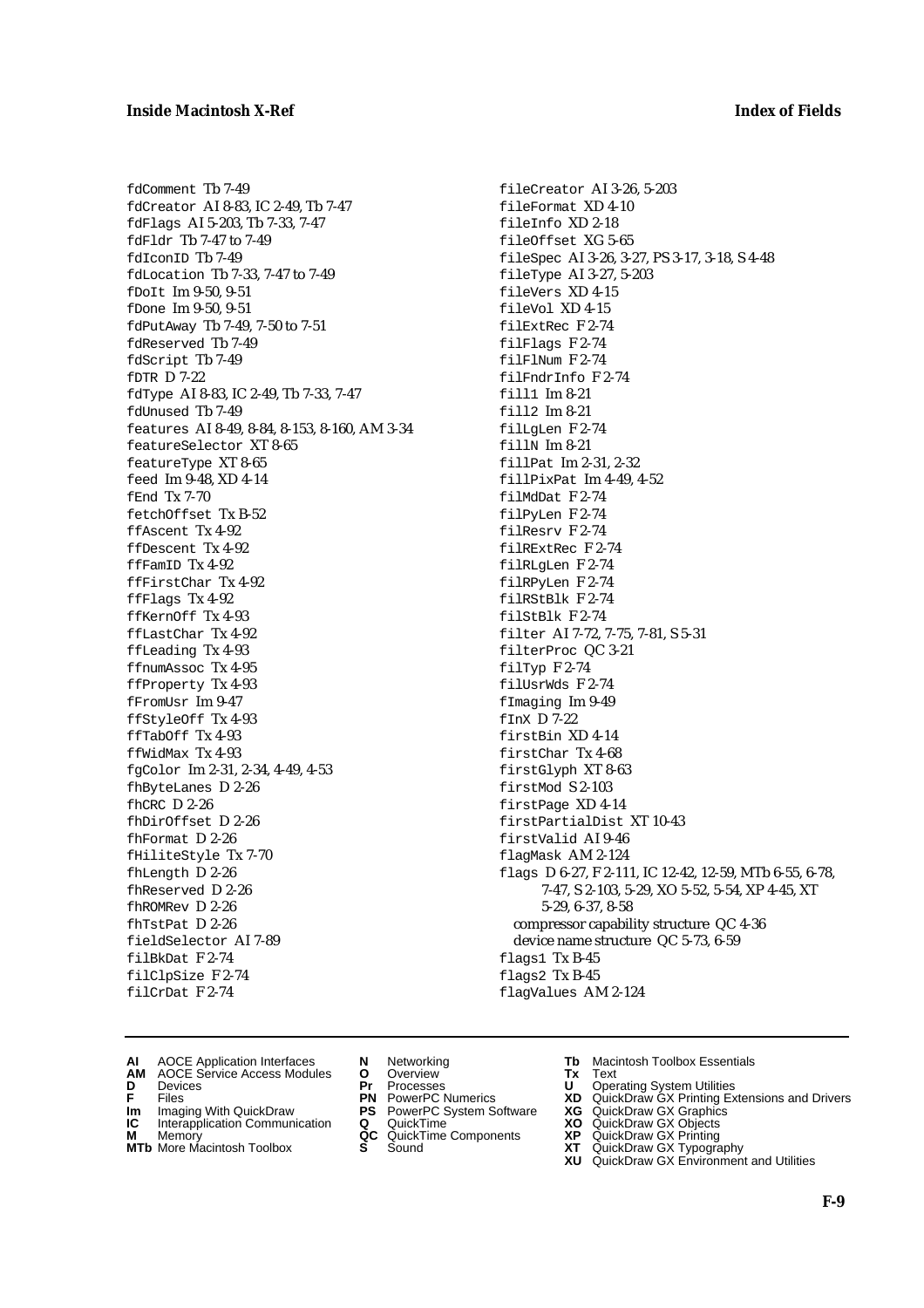fdComment Tb 7-49
fdCreator AI 8-83, IC 2-49, Tb 7-47
fdFlags AI 5-203, Tb 7-33, 7-47
fdFldr Tb 7-47 to 7-49
fdIconID Tb 7-49
fdLocation Tb 7-33, 7-47 to 7-49
fDoIt Im 9-50, 9-51
fDone Im 9-50, 9-51
fdPutAway Tb 7-49, 7-50 to 7-51
fdReserved Tb 7-49
fdScript Tb 7-49
fDTR D 7-22
fdType AI 8-83, IC 2-49, Tb 7-33, 7-47
fdUnused Tb 7-49
features AI 8-49, 8-84, 8-153, 8-160, AM 3-34
featureSelector XT 8-65
featureType XT 8-65
feed Im 9-48, XD 4-14
fEnd Tx 7-70
fetchOffset Tx B-52
ffAscent Tx 4-92
ffDescent Tx 4-92
ffFamID Tx 4-92
ffFirstChar Tx 4-92
ffFlags Tx 4-92
ffKernOff Tx 4-93
ffLastChar Tx 4-92
ffLeading Tx 4-93
ffnumAssoc Tx 4-95
ffProperty Tx 4-93
fFromUsr Im 9-47
ffStyleOff Tx 4-93
ffTabOff Tx 4-93
ffWidMax Tx 4-93
fgColor Im 2-31, 2-34, 4-49, 4-53
fhByteLanes D 2-26
fhCRC D 2-26
fhDirOffset D 2-26
fhFormat D 2-26
fHiliteStyle Tx 7-70
fhLength D 2-26
fhReserved D 2-26
fhROMRev D 2-26
fhTstPat D 2-26
fieldSelector AI 7-89
filBkDat F 2-74
filClpSize F 2-74
filCrDat F 2-74
fileCreator AI 3-26, 5-203
fileFormat XD 4-10
fileInfo XD 2-18
fileOffset XG 5-65
fileSpec AI 3-26, 3-27, PS 3-17, 3-18, S 4-48
fileType AI 3-27, 5-203
fileVers XD 4-15
fileVol XD 4-15
filExtRec F 2-74
filFlags F 2-74
filFlNum F 2-74
filFndrInfo F 2-74
fill1 Im 8-21
fill2 Im 8-21
filLgLen F 2-74
fillN Im 8-21
fillPat Im 2-31, 2-32
fillPixPat Im 4-49, 4-52
filMdDat F 2-74
filPyLen F 2-74
filResrv F 2-74
filRExtRec F 2-74
filRLgLen F 2-74
filRPyLen F 2-74
filRStBlk F 2-74
filStBlk F 2-74
filter AI 7-72, 7-75, 7-81, S 5-31
filterProc QC 3-21
filTyp F 2-74
filUsrWds F 2-74
fImaging Im 9-49
fInX D 7-22
firstBin XD 4-14
firstChar Tx 4-68
firstGlyph XT 8-63
firstMod S 2-103
firstPage XD 4-14
firstPartialDist XT 10-43
firstValid AI 9-46
flagMask AM 2-124
flags D 6-27, F 2-111, IC 12-42, 12-59, MTb 6-55, 6-78, 7-47, S 2-103, 5-29, XO 5-52, 5-54, XP 4-45, XT 5-29, 6-37, 8-58
  compressor capability structure QC 4-36
  device name structure QC 5-73, 6-59
flags1 Tx B-45
flags2 Tx B-45
flagValues AM 2-124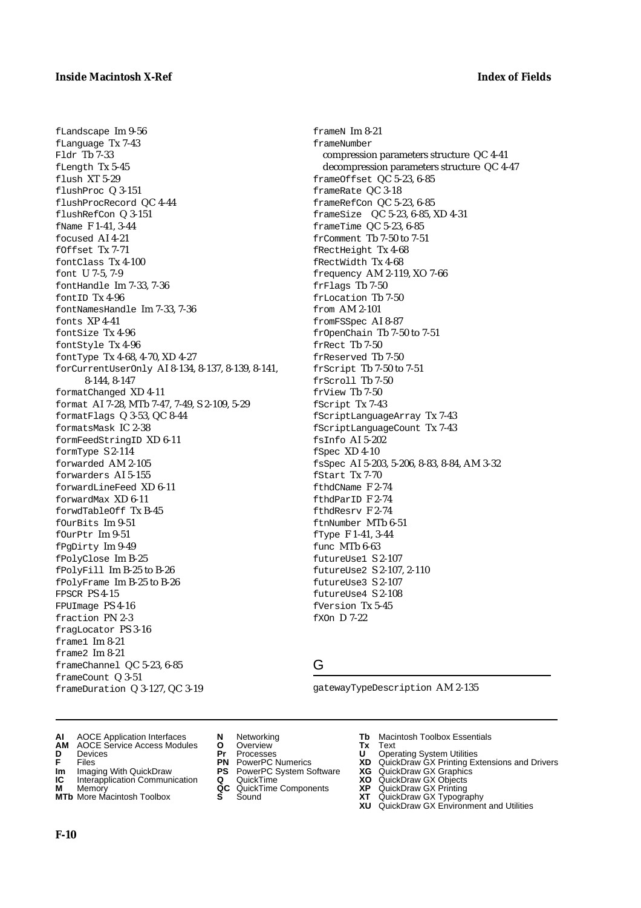fLandscape Im 9-56
fLanguage Tx 7-43
Fldr Tb 7-33
fLength Tx 5-45
flush XT 5-29
flushProc Q 3-151
flushProcRecord QC 4-44
flushRefCon Q 3-151
fName F 1-41, 3-44
focused AI 4-21
fOffset Tx 7-71
fontClass Tx 4-100
font U 7-5, 7-9
fontHandle Im 7-33, 7-36
fontID Tx 4-96
fontNamesHandle Im 7-33, 7-36
fonts XP 4-41
fontSize Tx 4-96
fontStyle Tx 4-96
fontType Tx 4-68, 4-70, XD 4-27
forCurrentUserOnly AI 8-134, 8-137, 8-139, 8-141, 8-144, 8-147
formatChanged XD 4-11
format AI 7-28, MTb 7-47, 7-49, S 2-109, 5-29
formatFlags Q 3-53, QC 8-44
formatsMask IC 2-38
formFeedStringID XD 6-11
formType S 2-114
forwarded AM 2-105
forwarders AI 5-155
forwardLineFeed XD 6-11
forwardMax XD 6-11
forwdTableOff Tx B-45
fOurBits Im 9-51
fOurPtr Im 9-51
fPgDirty Im 9-49
fPolyClose Im B-25
fPolyFill Im B-25 to B-26
fPolyFrame Im B-25 to B-26
FPSCR PS 4-15
FPUImage PS 4-16
fraction PN 2-3
fragLocator PS 3-16
frame1 Im 8-21
frame2 Im 8-21
frameChannel QC 5-23, 6-85
frameCount Q 3-51
frameDuration Q 3-127, QC 3-19
frameN Im 8-21
frameNumber
  compression parameters structure QC 4-41
  decompression parameters structure QC 4-47
frameOffset QC 5-23, 6-85
frameRate QC 3-18
frameRefCon QC 5-23, 6-85
frameSize QC 5-23, 6-85, XD 4-31
frameTime QC 5-23, 6-85
frComment Tb 7-50 to 7-51
fRectHeight Tx 4-68
fRectWidth Tx 4-68
frequency AM 2-119, XO 7-66
frFlags Tb 7-50
frLocation Tb 7-50
from AM 2-101
fromFSSpec AI 8-87
frOpenChain Tb 7-50 to 7-51
frRect Tb 7-50
frReserved Tb 7-50
frScript Tb 7-50 to 7-51
frScroll Tb 7-50
frView Tb 7-50
fScript Tx 7-43
fScriptLanguageArray Tx 7-43
fScriptLanguageCount Tx 7-43
fsInfo AI 5-202
fSpec XD 4-10
fsSpec AI 5-203, 5-206, 8-83, 8-84, AM 3-32
fStart Tx 7-70
fthdCName F 2-74
fthdParID F 2-74
fthdResrv F 2-74
ftnNumber MTb 6-51
fType F 1-41, 3-44
func MTb 6-63
futureUse1 S 2-107
futureUse2 S 2-107, 2-110
futureUse3 S 2-107
futureUse4 S 2-108
fVersion Tx 5-45
fXOn D 7-22

## G

gatewayTypeDescription AM 2-135

**AI** AOCE Application Interfaces
**AM** AOCE Service Access Modules
**D** Devices
**F** Files
**Im** Imaging With QuickDraw
**IC** Interapplication Communication
**M** Memory
**MTb** More Macintosh Toolbox
**N** Networking
**O** Overview
**Pr** Processes
**PN** PowerPC Numerics
**PS** PowerPC System Software
**Q** QuickTime
**QC** QuickTime Components
**S** Sound
**Tb** Macintosh Toolbox Essentials
**Tx** Text
**U** Operating System Utilities
**XD** QuickDraw GX Printing Extensions and Drivers
**XG** QuickDraw GX Graphics
**XO** QuickDraw GX Objects
**XP** QuickDraw GX Printing
**XT** QuickDraw GX Typography
**XU** QuickDraw GX Environment and Utilities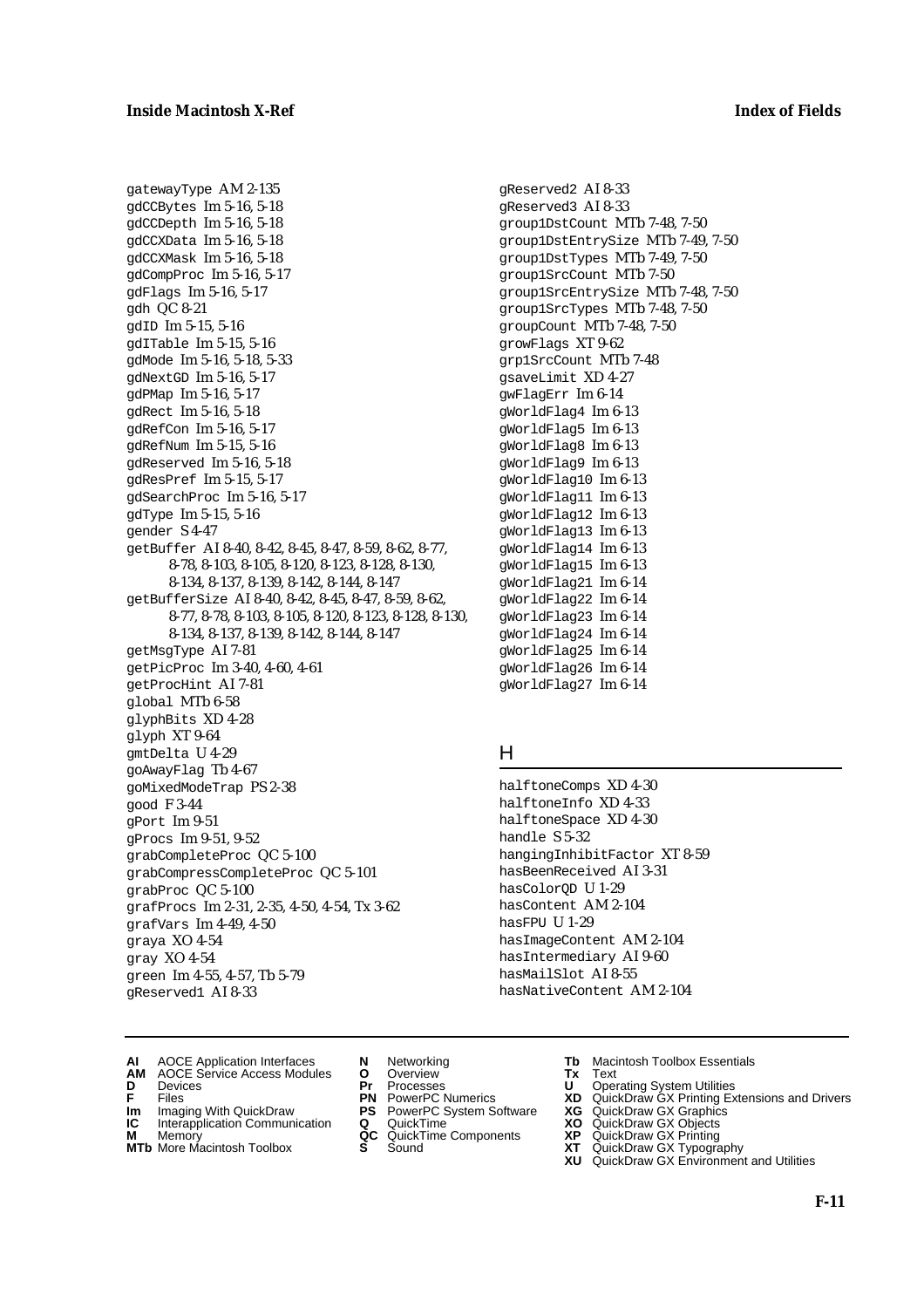gatewayType AM 2-135
gdCCBytes Im 5-16, 5-18
gdCCDepth Im 5-16, 5-18
gdCCXData Im 5-16, 5-18
gdCCXMask Im 5-16, 5-18
gdCompProc Im 5-16, 5-17
gdFlags Im 5-16, 5-17
gdh QC 8-21
gdID Im 5-15, 5-16
gdITable Im 5-15, 5-16
gdMode Im 5-16, 5-18, 5-33
gdNextGD Im 5-16, 5-17
gdPMap Im 5-16, 5-17
gdRect Im 5-16, 5-18
gdRefCon Im 5-16, 5-17
gdRefNum Im 5-15, 5-16
gdReserved Im 5-16, 5-18
gdResPref Im 5-15, 5-17
gdSearchProc Im 5-16, 5-17
gdType Im 5-15, 5-16
gender S 4-47
getBuffer AI 8-40, 8-42, 8-45, 8-47, 8-59, 8-62, 8-77, 8-78, 8-103, 8-105, 8-120, 8-123, 8-128, 8-130, 8-134, 8-137, 8-139, 8-142, 8-144, 8-147
getBufferSize AI 8-40, 8-42, 8-45, 8-47, 8-59, 8-62, 8-77, 8-78, 8-103, 8-105, 8-120, 8-123, 8-128, 8-130, 8-134, 8-137, 8-139, 8-142, 8-144, 8-147
getMsgType AI 7-81
getPicProc Im 3-40, 4-60, 4-61
getProcHint AI 7-81
global MTb 6-58
glyphBits XD 4-28
glyph XT 9-64
gmtDelta U 4-29
goAwayFlag Tb 4-67
goMixedModeTrap PS 2-38
good F 3-44
gPort Im 9-51
gProcs Im 9-51, 9-52
grabCompleteProc QC 5-100
grabCompressCompleteProc QC 5-101
grabProc QC 5-100
grafProcs Im 2-31, 2-35, 4-50, 4-54, Tx 3-62
grafVars Im 4-49, 4-50
graya XO 4-54
gray XO 4-54
green Im 4-55, 4-57, Tb 5-79
gReserved1 AI 8-33
gReserved2 AI 8-33
gReserved3 AI 8-33
group1DstCount MTb 7-48, 7-50
group1DstEntrySize MTb 7-49, 7-50
group1DstTypes MTb 7-49, 7-50
group1SrcCount MTb 7-50
group1SrcEntrySize MTb 7-48, 7-50
group1SrcTypes MTb 7-48, 7-50
groupCount MTb 7-48, 7-50
growFlags XT 9-62
grp1SrcCount MTb 7-48
gsaveLimit XD 4-27
gwFlagErr Im 6-14
gWorldFlag4 Im 6-13
gWorldFlag5 Im 6-13
gWorldFlag8 Im 6-13
gWorldFlag9 Im 6-13
gWorldFlag10 Im 6-13
gWorldFlag11 Im 6-13
gWorldFlag12 Im 6-13
gWorldFlag13 Im 6-13
gWorldFlag14 Im 6-13
gWorldFlag15 Im 6-13
gWorldFlag21 Im 6-14
gWorldFlag22 Im 6-14
gWorldFlag23 Im 6-14
gWorldFlag24 Im 6-14
gWorldFlag25 Im 6-14
gWorldFlag26 Im 6-14
gWorldFlag27 Im 6-14

## H

halftoneComps XD 4-30
halftoneInfo XD 4-33
halftoneSpace XD 4-30
handle S 5-32
hangingInhibitFactor XT 8-59
hasBeenReceived AI 3-31
hasColorQD U 1-29
hasContent AM 2-104
hasFPU U 1-29
hasImageContent AM 2-104
hasIntermediary AI 9-60
hasMailSlot AI 8-55
hasNativeContent AM 2-104

**AI** AOCE Application Interfaces
**AM** AOCE Service Access Modules
**D** Devices
**F** Files
**Im** Imaging With QuickDraw
**IC** Interapplication Communication
**M** Memory
**MTb** More Macintosh Toolbox
**N** Networking
**O** Overview
**Pr** Processes
**PN** PowerPC Numerics
**PS** PowerPC System Software
**Q** QuickTime
**QC** QuickTime Components
**S** Sound
**Tb** Macintosh Toolbox Essentials
**Tx** Text
**U** Operating System Utilities
**XD** QuickDraw GX Printing Extensions and Drivers
**XG** QuickDraw GX Graphics
**XO** QuickDraw GX Objects
**XP** QuickDraw GX Printing
**XT** QuickDraw GX Typography
**XU** QuickDraw GX Environment and Utilities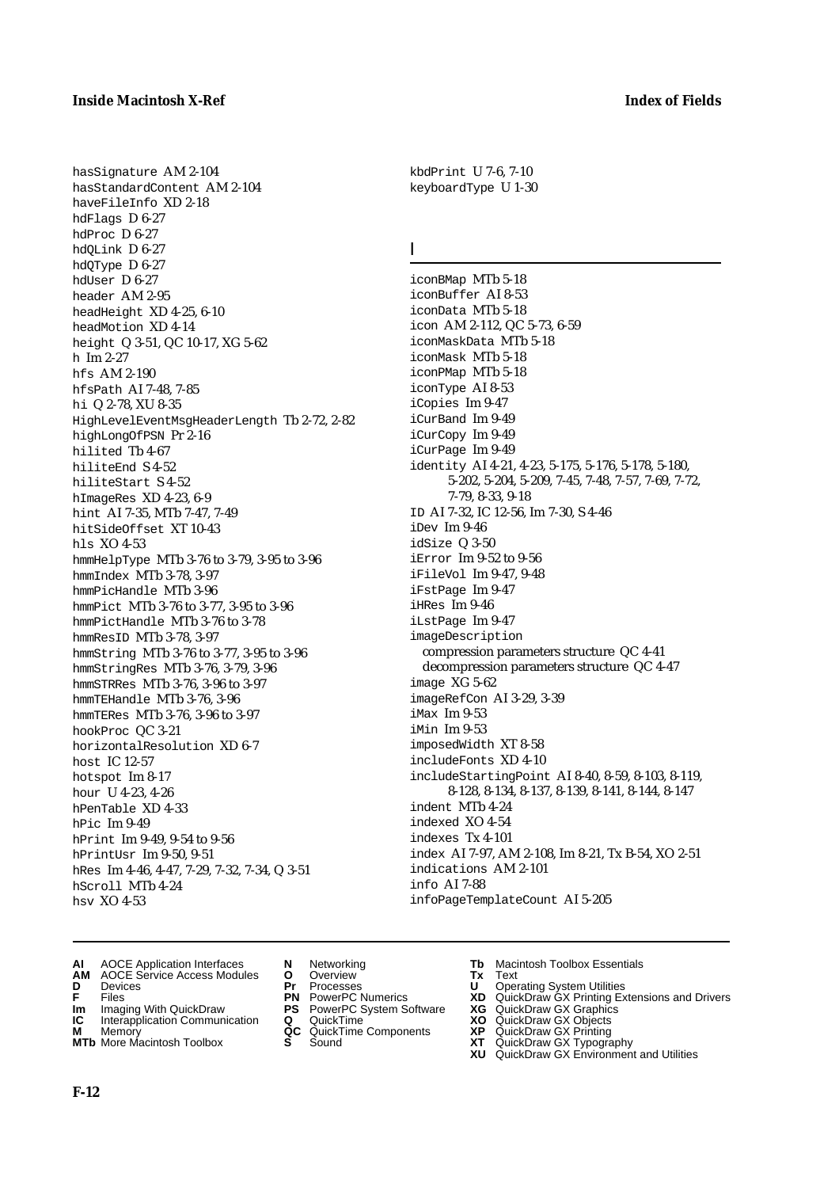hasSignature AM 2-104
hasStandardContent AM 2-104
haveFileInfo XD 2-18
hdFlags D 6-27
hdProc D 6-27
hdQLink D 6-27
hdQType D 6-27
hdUser D 6-27
header AM 2-95
headHeight XD 4-25, 6-10
headMotion XD 4-14
height Q 3-51, QC 10-17, XG 5-62
h Im 2-27
hfs AM 2-190
hfsPath AI 7-48, 7-85
hi Q 2-78, XU 8-35
HighLevelEventMsgHeaderLength Tb 2-72, 2-82
highLongOfPSN Pr 2-16
hilited Tb 4-67
hiliteEnd S 4-52
hiliteStart S 4-52
hImageRes XD 4-23, 6-9
hint AI 7-35, MTb 7-47, 7-49
hitSideOffset XT 10-43
hls XO 4-53
hmmHelpType MTb 3-76 to 3-79, 3-95 to 3-96
hmmIndex MTb 3-78, 3-97
hmmPicHandle MTb 3-96
hmmPict MTb 3-76 to 3-77, 3-95 to 3-96
hmmPictHandle MTb 3-76 to 3-78
hmmResID MTb 3-78, 3-97
hmmString MTb 3-76 to 3-77, 3-95 to 3-96
hmmStringRes MTb 3-76, 3-79, 3-96
hmmSTRRes MTb 3-76, 3-96 to 3-97
hmmTEHandle MTb 3-76, 3-96
hmmTERes MTb 3-76, 3-96 to 3-97
hookProc QC 3-21
horizontalResolution XD 6-7
host IC 12-57
hotspot Im 8-17
hour U 4-23, 4-26
hPenTable XD 4-33
hPic Im 9-49
hPrint Im 9-49, 9-54 to 9-56
hPrintUsr Im 9-50, 9-51
hRes Im 4-46, 4-47, 7-29, 7-32, 7-34, Q 3-51
hScroll MTb 4-24
hsv XO 4-53

kbdPrint U 7-6, 7-10
keyboardType U 1-30

## I

iconBMap MTb 5-18
iconBuffer AI 8-53
iconData MTb 5-18
icon AM 2-112, QC 5-73, 6-59
iconMaskData MTb 5-18
iconMask MTb 5-18
iconPMap MTb 5-18
iconType AI 8-53
iCopies Im 9-47
iCurBand Im 9-49
iCurCopy Im 9-49
iCurPage Im 9-49
identity AI 4-21, 4-23, 5-175, 5-176, 5-178, 5-180, 5-202, 5-204, 5-209, 7-45, 7-48, 7-57, 7-69, 7-72, 7-79, 8-33, 9-18
ID AI 7-32, IC 12-56, Im 7-30, S 4-46
iDev Im 9-46
idSize Q 3-50
iError Im 9-52 to 9-56
iFileVol Im 9-47, 9-48
iFstPage Im 9-47
iHRes Im 9-46
iLstPage Im 9-47
imageDescription
  compression parameters structure QC 4-41
  decompression parameters structure QC 4-47
image XG 5-62
imageRefCon AI 3-29, 3-39
iMax Im 9-53
iMin Im 9-53
imposedWidth XT 8-58
includeFonts XD 4-10
includeStartingPoint AI 8-40, 8-59, 8-103, 8-119, 8-128, 8-134, 8-137, 8-139, 8-141, 8-144, 8-147
indent MTb 4-24
indexed XO 4-54
indexes Tx 4-101
index AI 7-97, AM 2-108, Im 8-21, Tx B-54, XO 2-51
indications AM 2-101
info AI 7-88
infoPageTemplateCount AI 5-205

**AI** AOCE Application Interfaces
**AM** AOCE Service Access Modules
**D** Devices
**F** Files
**Im** Imaging With QuickDraw
**IC** Interapplication Communication
**M** Memory
**MTb** More Macintosh Toolbox
**N** Networking
**O** Overview
**Pr** Processes
**PN** PowerPC Numerics
**PS** PowerPC System Software
**Q** QuickTime
**QC** QuickTime Components
**S** Sound
**Tb** Macintosh Toolbox Essentials
**Tx** Text
**U** Operating System Utilities
**XD** QuickDraw GX Printing Extensions and Drivers
**XG** QuickDraw GX Graphics
**XO** QuickDraw GX Objects
**XP** QuickDraw GX Printing
**XT** QuickDraw GX Typography
**XU** QuickDraw GX Environment and Utilities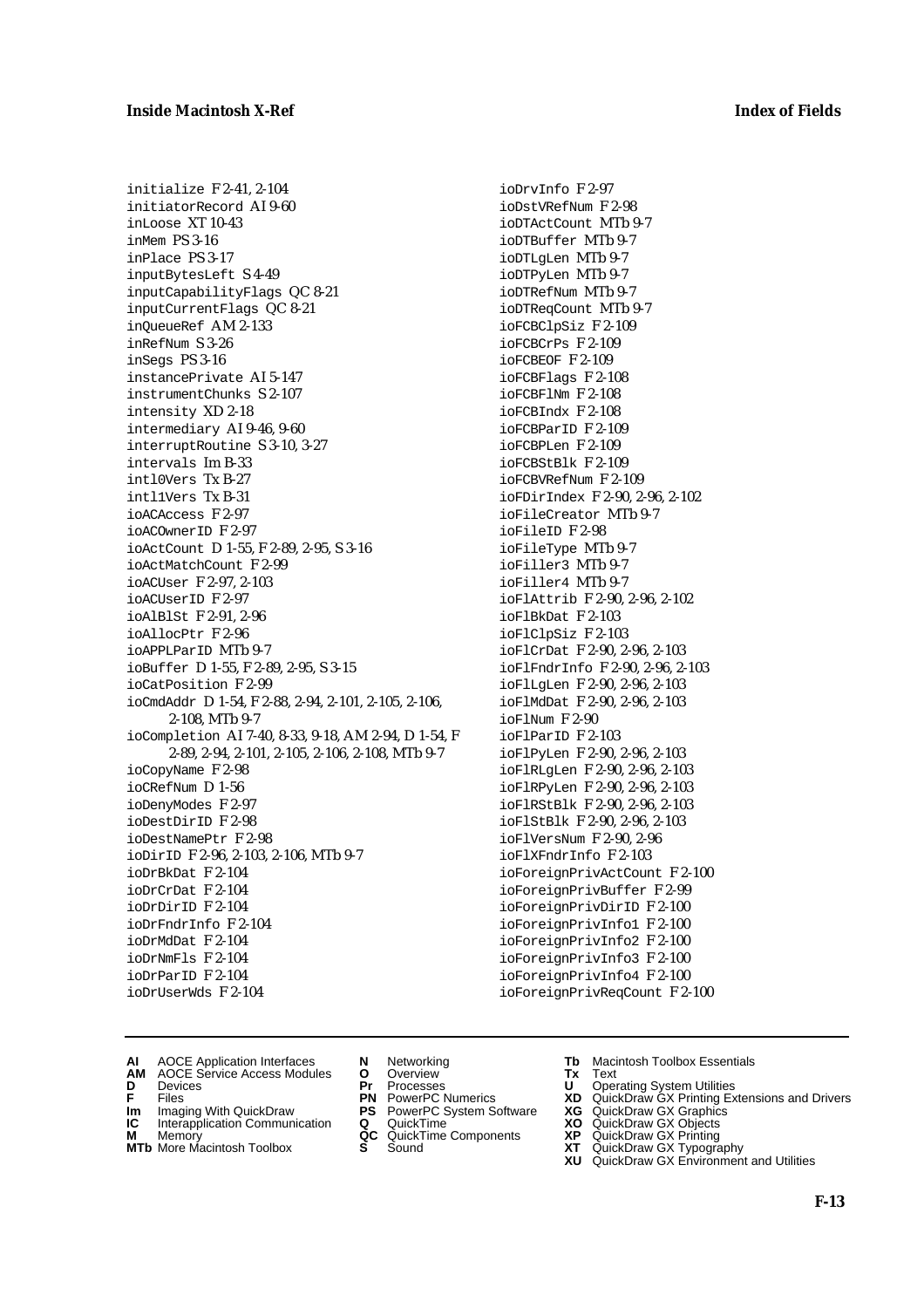initialize F 2-41, 2-104
initiatorRecord AI 9-60
inLoose XT 10-43
inMem PS 3-16
inPlace PS 3-17
inputBytesLeft S 4-49
inputCapabilityFlags QC 8-21
inputCurrentFlags QC 8-21
inQueueRef AM 2-133
inRefNum S 3-26
inSegs PS 3-16
instancePrivate AI 5-147
instrumentChunks S 2-107
intensity XD 2-18
intermediary AI 9-46, 9-60
interruptRoutine S 3-10, 3-27
intervals Im B-33
intl0Vers Tx B-27
intl1Vers Tx B-31
ioACAccess F 2-97
ioACOwnerID F 2-97
ioActCount D 1-55, F 2-89, 2-95, S 3-16
ioActMatchCount F 2-99
ioACUser F 2-97, 2-103
ioACUserID F 2-97
ioAlBlSt F 2-91, 2-96
ioAllocPtr F 2-96
ioAPPLParID MTb 9-7
ioBuffer D 1-55, F 2-89, 2-95, S 3-15
ioCatPosition F 2-99
ioCmdAddr D 1-54, F 2-88, 2-94, 2-101, 2-105, 2-106, 2-108, MTb 9-7
ioCompletion AI 7-40, 8-33, 9-18, AM 2-94, D 1-54, F 2-89, 2-94, 2-101, 2-105, 2-106, 2-108, MTb 9-7
ioCopyName F 2-98
ioCRefNum D 1-56
ioDenyModes F 2-97
ioDestDirID F 2-98
ioDestNamePtr F 2-98
ioDirID F 2-96, 2-103, 2-106, MTb 9-7
ioDrBkDat F 2-104
ioDrCrDat F 2-104
ioDrDirID F 2-104
ioDrFndrInfo F 2-104
ioDrMdDat F 2-104
ioDrNmFls F 2-104
ioDrParID F 2-104
ioDrUserWds F 2-104
ioDrvInfo F 2-97
ioDstVRefNum F 2-98
ioDTActCount MTb 9-7
ioDTBuffer MTb 9-7
ioDTLgLen MTb 9-7
ioDTPyLen MTb 9-7
ioDTRefNum MTb 9-7
ioDTReqCount MTb 9-7
ioFCBClpSiz F 2-109
ioFCBCrPs F 2-109
ioFCBEOF F 2-109
ioFCBFlags F 2-108
ioFCBFlNm F 2-108
ioFCBIndx F 2-108
ioFCBParID F 2-109
ioFCBPLen F 2-109
ioFCBStBlk F 2-109
ioFCBVRefNum F 2-109
ioFDirIndex F 2-90, 2-96, 2-102
ioFileCreator MTb 9-7
ioFileID F 2-98
ioFileType MTb 9-7
ioFiller3 MTb 9-7
ioFiller4 MTb 9-7
ioFlAttrib F 2-90, 2-96, 2-102
ioFlBkDat F 2-103
ioFlClpSiz F 2-103
ioFlCrDat F 2-90, 2-96, 2-103
ioFlFndrInfo F 2-90, 2-96, 2-103
ioFlLgLen F 2-90, 2-96, 2-103
ioFlMdDat F 2-90, 2-96, 2-103
ioFlNum F 2-90
ioFlParID F 2-103
ioFlPyLen F 2-90, 2-96, 2-103
ioFlRLgLen F 2-90, 2-96, 2-103
ioFlRPyLen F 2-90, 2-96, 2-103
ioFlRStBlk F 2-90, 2-96, 2-103
ioFlStBlk F 2-90, 2-96, 2-103
ioFlVersNum F 2-90, 2-96
ioFlXFndrInfo F 2-103
ioForeignPrivActCount F 2-100
ioForeignPrivBuffer F 2-99
ioForeignPrivDirID F 2-100
ioForeignPrivInfo1 F 2-100
ioForeignPrivInfo2 F 2-100
ioForeignPrivInfo3 F 2-100
ioForeignPrivInfo4 F 2-100
ioForeignPrivReqCount F 2-100

**AI** AOCE Application Interfaces
**AM** AOCE Service Access Modules
**D** Devices
**F** Files
**Im** Imaging With QuickDraw
**IC** Interapplication Communication
**M** Memory
**MTb** More Macintosh Toolbox
**N** Networking
**O** Overview
**Pr** Processes
**PN** PowerPC Numerics
**PS** PowerPC System Software
**Q** QuickTime
**QC** QuickTime Components
**S** Sound
**Tb** Macintosh Toolbox Essentials
**Tx** Text
**U** Operating System Utilities
**XD** QuickDraw GX Printing Extensions and Drivers
**XG** QuickDraw GX Graphics
**XO** QuickDraw GX Objects
**XP** QuickDraw GX Printing
**XT** QuickDraw GX Typography
**XU** QuickDraw GX Environment and Utilities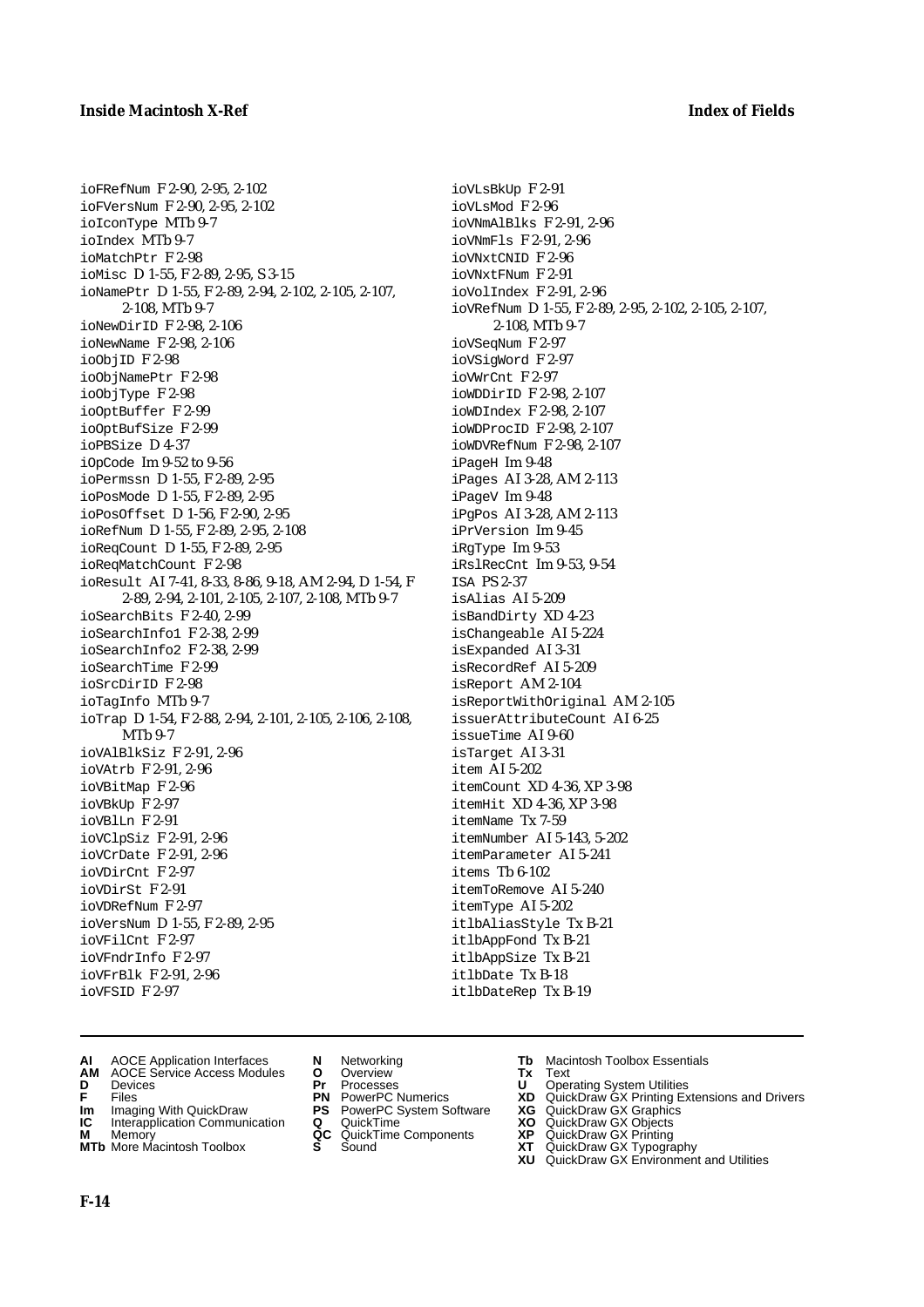ioFRefNum F 2-90, 2-95, 2-102
ioFVersNum F 2-90, 2-95, 2-102
ioIconType MTb 9-7
ioIndex MTb 9-7
ioMatchPtr F 2-98
ioMisc D 1-55, F 2-89, 2-95, S 3-15
ioNamePtr D 1-55, F 2-89, 2-94, 2-102, 2-105, 2-107, 2-108, MTb 9-7
ioNewDirID F 2-98, 2-106
ioNewName F 2-98, 2-106
ioObjID F 2-98
ioObjNamePtr F 2-98
ioObjType F 2-98
ioOptBuffer F 2-99
ioOptBufSize F 2-99
ioPBSize D 4-37
iOpCode Im 9-52 to 9-56
ioPermssn D 1-55, F 2-89, 2-95
ioPosMode D 1-55, F 2-89, 2-95
ioPosOffset D 1-56, F 2-90, 2-95
ioRefNum D 1-55, F 2-89, 2-95, 2-108
ioReqCount D 1-55, F 2-89, 2-95
ioReqMatchCount F 2-98
ioResult AI 7-41, 8-33, 8-86, 9-18, AM 2-94, D 1-54, F 2-89, 2-94, 2-101, 2-105, 2-107, 2-108, MTb 9-7
ioSearchBits F 2-40, 2-99
ioSearchInfo1 F 2-38, 2-99
ioSearchInfo2 F 2-38, 2-99
ioSearchTime F 2-99
ioSrcDirID F 2-98
ioTagInfo MTb 9-7
ioTrap D 1-54, F 2-88, 2-94, 2-101, 2-105, 2-106, 2-108, MTb 9-7
ioVAlBlkSiz F 2-91, 2-96
ioVAtrb F 2-91, 2-96
ioVBitMap F 2-96
ioVBkUp F 2-97
ioVBlLn F 2-91
ioVClpSiz F 2-91, 2-96
ioVCrDate F 2-91, 2-96
ioVDirCnt F 2-97
ioVDirSt F 2-91
ioVDRefNum F 2-97
ioVersNum D 1-55, F 2-89, 2-95
ioVFilCnt F 2-97
ioVFndrInfo F 2-97
ioVFrBlk F 2-91, 2-96
ioVFSID F 2-97
ioVLsBkUp F 2-91
ioVLsMod F 2-96
ioVNmAlBlks F 2-91, 2-96
ioVNmFls F 2-91, 2-96
ioVNxtCNID F 2-96
ioVNxtFNum F 2-91
ioVolIndex F 2-91, 2-96
ioVRefNum D 1-55, F 2-89, 2-95, 2-102, 2-105, 2-107, 2-108, MTb 9-7
ioVSeqNum F 2-97
ioVSigWord F 2-97
ioVWrCnt F 2-97
ioWDDirID F 2-98, 2-107
ioWDIndex F 2-98, 2-107
ioWDProcID F 2-98, 2-107
ioWDVRefNum F 2-98, 2-107
iPageH Im 9-48
iPages AI 3-28, AM 2-113
iPageV Im 9-48
iPgPos AI 3-28, AM 2-113
iPrVersion Im 9-45
iRgType Im 9-53
iRslRecCnt Im 9-53, 9-54
ISA PS 2-37
isAlias AI 5-209
isBandDirty XD 4-23
isChangeable AI 5-224
isExpanded AI 3-31
isRecordRef AI 5-209
isReport AM 2-104
isReportWithOriginal AM 2-105
issuerAttributeCount AI 6-25
issueTime AI 9-60
isTarget AI 3-31
item AI 5-202
itemCount XD 4-36, XP 3-98
itemHit XD 4-36, XP 3-98
itemName Tx 7-59
itemNumber AI 5-143, 5-202
itemParameter AI 5-241
items Tb 6-102
itemToRemove AI 5-240
itemType AI 5-202
itlbAliasStyle Tx B-21
itlbAppFond Tx B-21
itlbAppSize Tx B-21
itlbDate Tx B-18
itlbDateRep Tx B-19

**AI** AOCE Application Interfaces
**AM** AOCE Service Access Modules
**D** Devices
**F** Files
**Im** Imaging With QuickDraw
**IC** Interapplication Communication
**M** Memory
**MTb** More Macintosh Toolbox
**N** Networking
**O** Overview
**Pr** Processes
**PN** PowerPC Numerics
**PS** PowerPC System Software
**Q** QuickTime
**QC** QuickTime Components
**S** Sound
**Tb** Macintosh Toolbox Essentials
**Tx** Text
**U** Operating System Utilities
**XD** QuickDraw GX Printing Extensions and Drivers
**XG** QuickDraw GX Graphics
**XO** QuickDraw GX Objects
**XP** QuickDraw GX Printing
**XT** QuickDraw GX Typography
**XU** QuickDraw GX Environment and Utilities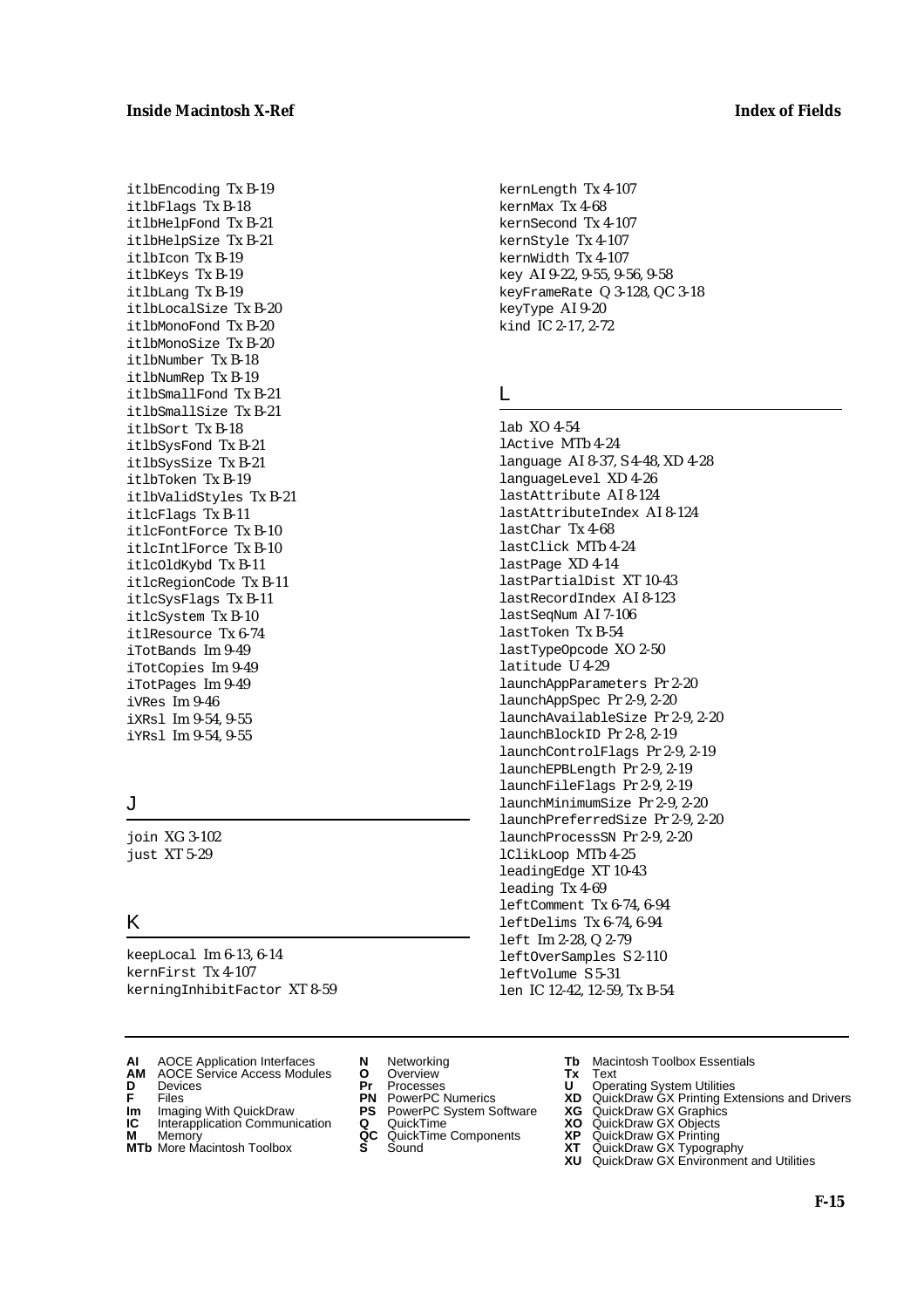itlbEncoding Tx B-19
itlbFlags Tx B-18
itlbHelpFond Tx B-21
itlbHelpSize Tx B-21
itlbIcon Tx B-19
itlbKeys Tx B-19
itlbLang Tx B-19
itlbLocalSize Tx B-20
itlbMonoFond Tx B-20
itlbMonoSize Tx B-20
itlbNumber Tx B-18
itlbNumRep Tx B-19
itlbSmallFond Tx B-21
itlbSmallSize Tx B-21
itlbSort Tx B-18
itlbSysFond Tx B-21
itlbSysSize Tx B-21
itlbToken Tx B-19
itlbValidStyles Tx B-21
itlcFlags Tx B-11
itlcFontForce Tx B-10
itlcIntlForce Tx B-10
itlcOldKybd Tx B-11
itlcRegionCode Tx B-11
itlcSysFlags Tx B-11
itlcSystem Tx B-10
itlResource Tx 6-74
iTotBands Im 9-49
iTotCopies Im 9-49
iTotPages Im 9-49
iVRes Im 9-46
iXRsl Im 9-54, 9-55
iYRsl Im 9-54, 9-55

## J

join XG 3-102
just XT 5-29

## K

keepLocal Im 6-13, 6-14
kernFirst Tx 4-107
kerningInhibitFactor XT 8-59
kernLength Tx 4-107
kernMax Tx 4-68
kernSecond Tx 4-107
kernStyle Tx 4-107
kernWidth Tx 4-107
key AI 9-22, 9-55, 9-56, 9-58
keyFrameRate Q 3-128, QC 3-18
keyType AI 9-20
kind IC 2-17, 2-72

## L

lab XO 4-54
lActive MTb 4-24
language AI 8-37, S 4-48, XD 4-28
languageLevel XD 4-26
lastAttribute AI 8-124
lastAttributeIndex AI 8-124
lastChar Tx 4-68
lastClick MTb 4-24
lastPage XD 4-14
lastPartialDist XT 10-43
lastRecordIndex AI 8-123
lastSeqNum AI 7-106
lastToken Tx B-54
lastTypeOpcode XO 2-50
latitude U 4-29
launchAppParameters Pr 2-20
launchAppSpec Pr 2-9, 2-20
launchAvailableSize Pr 2-9, 2-20
launchBlockID Pr 2-8, 2-19
launchControlFlags Pr 2-9, 2-19
launchEPBLength Pr 2-9, 2-19
launchFileFlags Pr 2-9, 2-19
launchMinimumSize Pr 2-9, 2-20
launchPreferredSize Pr 2-9, 2-20
launchProcessSN Pr 2-9, 2-20
lClikLoop MTb 4-25
leadingEdge XT 10-43
leading Tx 4-69
leftComment Tx 6-74, 6-94
leftDelims Tx 6-74, 6-94
left Im 2-28, Q 2-79
leftOverSamples S 2-110
leftVolume S 5-31
len IC 12-42, 12-59, Tx B-54

**AI** AOCE Application Interfaces
**AM** AOCE Service Access Modules
**D** Devices
**F** Files
**Im** Imaging With QuickDraw
**IC** Interapplication Communication
**M** Memory
**MTb** More Macintosh Toolbox
**N** Networking
**O** Overview
**Pr** Processes
**PN** PowerPC Numerics
**PS** PowerPC System Software
**Q** QuickTime
**QC** QuickTime Components
**S** Sound
**Tb** Macintosh Toolbox Essentials
**Tx** Text
**U** Operating System Utilities
**XD** QuickDraw GX Printing Extensions and Drivers
**XG** QuickDraw GX Graphics
**XO** QuickDraw GX Objects
**XP** QuickDraw GX Printing
**XT** QuickDraw GX Typography
**XU** QuickDraw GX Environment and Utilities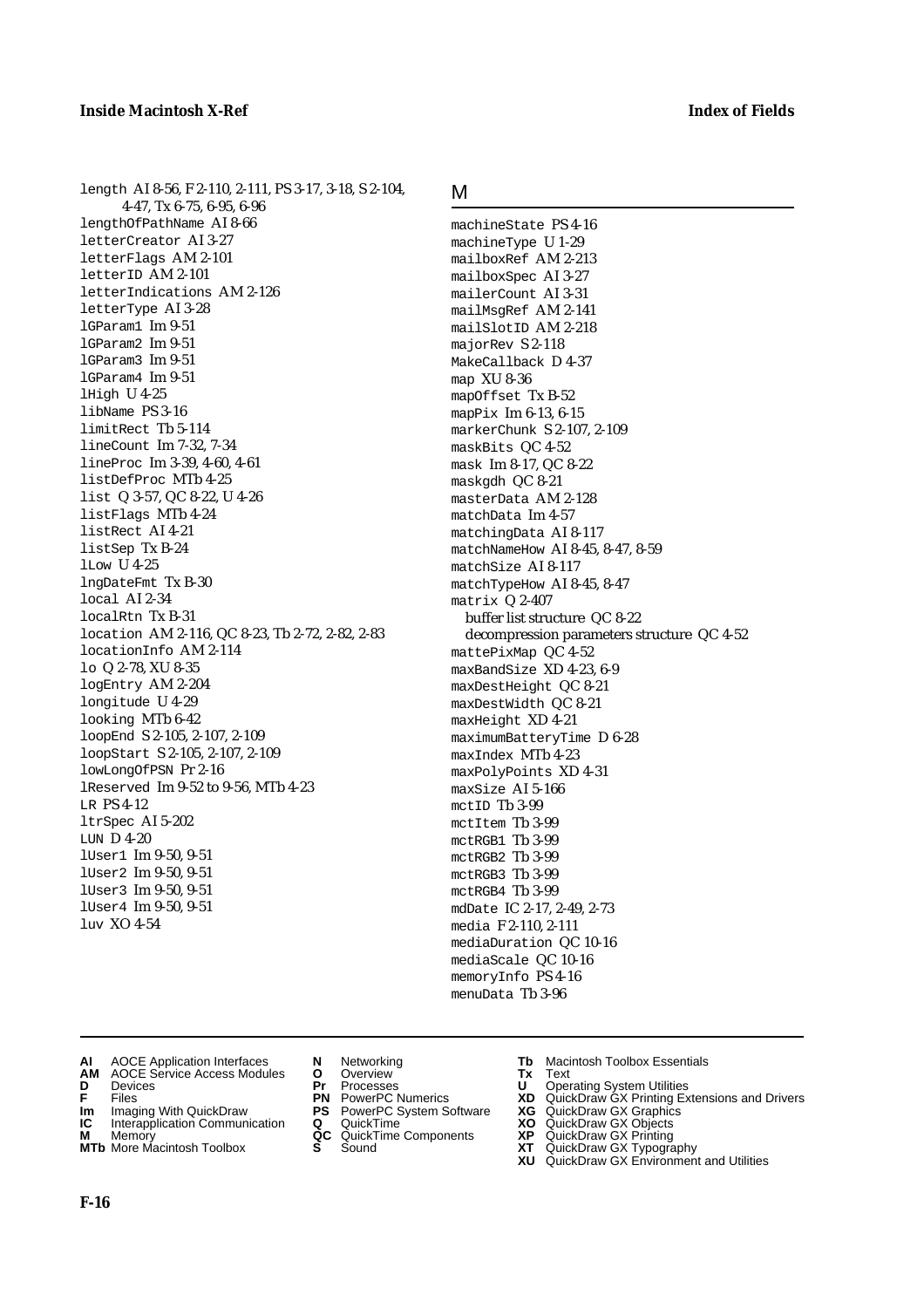length AI 8-56, F 2-110, 2-111, PS 3-17, 3-18, S 2-104, 4-47, Tx 6-75, 6-95, 6-96
lengthOfPathName AI 8-66
letterCreator AI 3-27
letterFlags AM 2-101
letterID AM 2-101
letterIndications AM 2-126
letterType AI 3-28
lGParam1 Im 9-51
lGParam2 Im 9-51
lGParam3 Im 9-51
lGParam4 Im 9-51
lHigh U 4-25
libName PS 3-16
limitRect Tb 5-114
lineCount Im 7-32, 7-34
lineProc Im 3-39, 4-60, 4-61
listDefProc MTb 4-25
list Q 3-57, QC 8-22, U 4-26
listFlags MTb 4-24
listRect AI 4-21
listSep Tx B-24
lLow U 4-25
lngDateFmt Tx B-30
local AI 2-34
localRtn Tx B-31
location AM 2-116, QC 8-23, Tb 2-72, 2-82, 2-83
locationInfo AM 2-114
lo Q 2-78, XU 8-35
logEntry AM 2-204
longitude U 4-29
looking MTb 6-42
loopEnd S 2-105, 2-107, 2-109
loopStart S 2-105, 2-107, 2-109
lowLongOfPSN Pr 2-16
lReserved Im 9-52 to 9-56, MTb 4-23
LR PS 4-12
ltrSpec AI 5-202
LUN D 4-20
lUser1 Im 9-50, 9-51
lUser2 Im 9-50, 9-51
lUser3 Im 9-50, 9-51
lUser4 Im 9-50, 9-51
luv XO 4-54

## M

machineState PS 4-16
machineType U 1-29
mailboxRef AM 2-213
mailboxSpec AI 3-27
mailerCount AI 3-31
mailMsgRef AM 2-141
mailSlotID AM 2-218
majorRev S 2-118
MakeCallback D 4-37
map XU 8-36
mapOffset Tx B-52
mapPix Im 6-13, 6-15
markerChunk S 2-107, 2-109
maskBits QC 4-52
mask Im 8-17, QC 8-22
maskgdh QC 8-21
masterData AM 2-128
matchData Im 4-57
matchingData AI 8-117
matchNameHow AI 8-45, 8-47, 8-59
matchSize AI 8-117
matchTypeHow AI 8-45, 8-47
matrix Q 2-407
  buffer list structure QC 8-22
  decompression parameters structure QC 4-52
mattePixMap QC 4-52
maxBandSize XD 4-23, 6-9
maxDestHeight QC 8-21
maxDestWidth QC 8-21
maxHeight XD 4-21
maximumBatteryTime D 6-28
maxIndex MTb 4-23
maxPolyPoints XD 4-31
maxSize AI 5-166
mctID Tb 3-99
mctItem Tb 3-99
mctRGB1 Tb 3-99
mctRGB2 Tb 3-99
mctRGB3 Tb 3-99
mctRGB4 Tb 3-99
mdDate IC 2-17, 2-49, 2-73
media F 2-110, 2-111
mediaDuration QC 10-16
mediaScale QC 10-16
memoryInfo PS 4-16
menuData Tb 3-96

**AI** AOCE Application Interfaces
**AM** AOCE Service Access Modules
**D** Devices
**F** Files
**Im** Imaging With QuickDraw
**IC** Interapplication Communication
**M** Memory
**MTb** More Macintosh Toolbox
**N** Networking
**O** Overview
**Pr** Processes
**PN** PowerPC Numerics
**PS** PowerPC System Software
**Q** QuickTime
**QC** QuickTime Components
**S** Sound
**Tb** Macintosh Toolbox Essentials
**Tx** Text
**U** Operating System Utilities
**XD** QuickDraw GX Printing Extensions and Drivers
**XG** QuickDraw GX Graphics
**XO** QuickDraw GX Objects
**XP** QuickDraw GX Printing
**XT** QuickDraw GX Typography
**XU** QuickDraw GX Environment and Utilities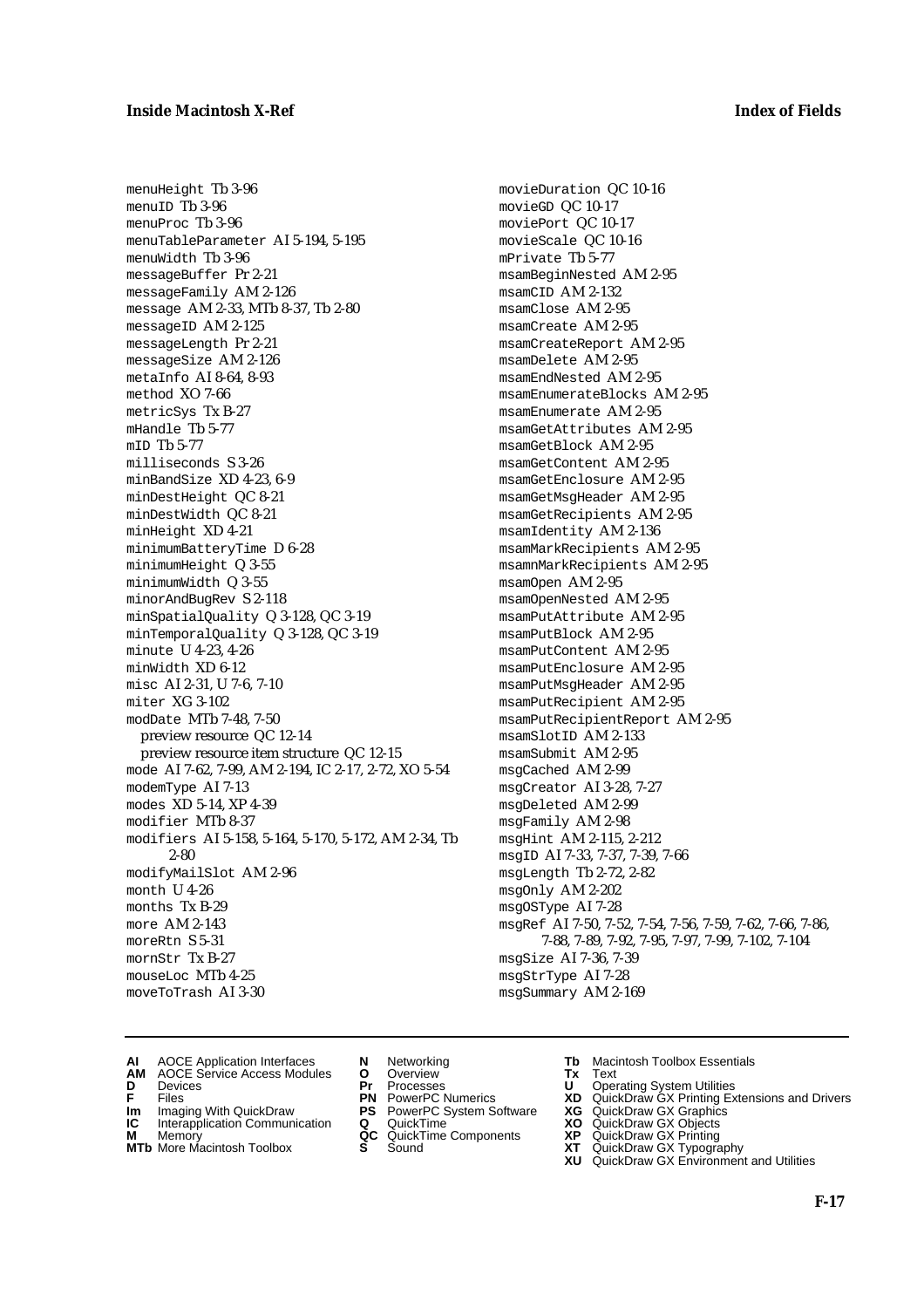menuHeight Tb 3-96
menuID Tb 3-96
menuProc Tb 3-96
menuTableParameter AI 5-194, 5-195
menuWidth Tb 3-96
messageBuffer Pr 2-21
messageFamily AM 2-126
message AM 2-33, MTb 8-37, Tb 2-80
messageID AM 2-125
messageLength Pr 2-21
messageSize AM 2-126
metaInfo AI 8-64, 8-93
method XO 7-66
metricSys Tx B-27
mHandle Tb 5-77
mID Tb 5-77
milliseconds S 3-26
minBandSize XD 4-23, 6-9
minDestHeight QC 8-21
minDestWidth QC 8-21
minHeight XD 4-21
minimumBatteryTime D 6-28
minimumHeight Q 3-55
minimumWidth Q 3-55
minorAndBugRev S 2-118
minSpatialQuality Q 3-128, QC 3-19
minTemporalQuality Q 3-128, QC 3-19
minute U 4-23, 4-26
minWidth XD 6-12
misc AI 2-31, U 7-6, 7-10
miter XG 3-102
modDate MTb 7-48, 7-50
  preview resource QC 12-14
  preview resource item structure QC 12-15
mode AI 7-62, 7-99, AM 2-194, IC 2-17, 2-72, XO 5-54
modemType AI 7-13
modes XD 5-14, XP 4-39
modifier MTb 8-37
modifiers AI 5-158, 5-164, 5-170, 5-172, AM 2-34, Tb 2-80
modifyMailSlot AM 2-96
month U 4-26
months Tx B-29
more AM 2-143
moreRtn S 5-31
mornStr Tx B-27
mouseLoc MTb 4-25
moveToTrash AI 3-30
movieDuration QC 10-16
movieGD QC 10-17
moviePort QC 10-17
movieScale QC 10-16
mPrivate Tb 5-77
msamBeginNested AM 2-95
msamCID AM 2-132
msamClose AM 2-95
msamCreate AM 2-95
msamCreateReport AM 2-95
msamDelete AM 2-95
msamEndNested AM 2-95
msamEnumerateBlocks AM 2-95
msamEnumerate AM 2-95
msamGetAttributes AM 2-95
msamGetBlock AM 2-95
msamGetContent AM 2-95
msamGetEnclosure AM 2-95
msamGetMsgHeader AM 2-95
msamGetRecipients AM 2-95
msamIdentity AM 2-136
msamMarkRecipients AM 2-95
msamnMarkRecipients AM 2-95
msamOpen AM 2-95
msamOpenNested AM 2-95
msamPutAttribute AM 2-95
msamPutBlock AM 2-95
msamPutContent AM 2-95
msamPutEnclosure AM 2-95
msamPutMsgHeader AM 2-95
msamPutRecipient AM 2-95
msamPutRecipientReport AM 2-95
msamSlotID AM 2-133
msamSubmit AM 2-95
msgCached AM 2-99
msgCreator AI 3-28, 7-27
msgDeleted AM 2-99
msgFamily AM 2-98
msgHint AM 2-115, 2-212
msgID AI 7-33, 7-37, 7-39, 7-66
msgLength Tb 2-72, 2-82
msgOnly AM 2-202
msgOSType AI 7-28
msgRef AI 7-50, 7-52, 7-54, 7-56, 7-59, 7-62, 7-66, 7-86, 7-88, 7-89, 7-92, 7-95, 7-97, 7-99, 7-102, 7-104
msgSize AI 7-36, 7-39
msgStrType AI 7-28
msgSummary AM 2-169

**AI** AOCE Application Interfaces
**AM** AOCE Service Access Modules
**D** Devices
**F** Files
**Im** Imaging With QuickDraw
**IC** Interapplication Communication
**M** Memory
**MTb** More Macintosh Toolbox
**N** Networking
**O** Overview
**Pr** Processes
**PN** PowerPC Numerics
**PS** PowerPC System Software
**Q** QuickTime
**QC** QuickTime Components
**S** Sound
**Tb** Macintosh Toolbox Essentials
**Tx** Text
**U** Operating System Utilities
**XD** QuickDraw GX Printing Extensions and Drivers
**XG** QuickDraw GX Graphics
**XO** QuickDraw GX Objects
**XP** QuickDraw GX Printing
**XT** QuickDraw GX Typography
**XU** QuickDraw GX Environment and Utilities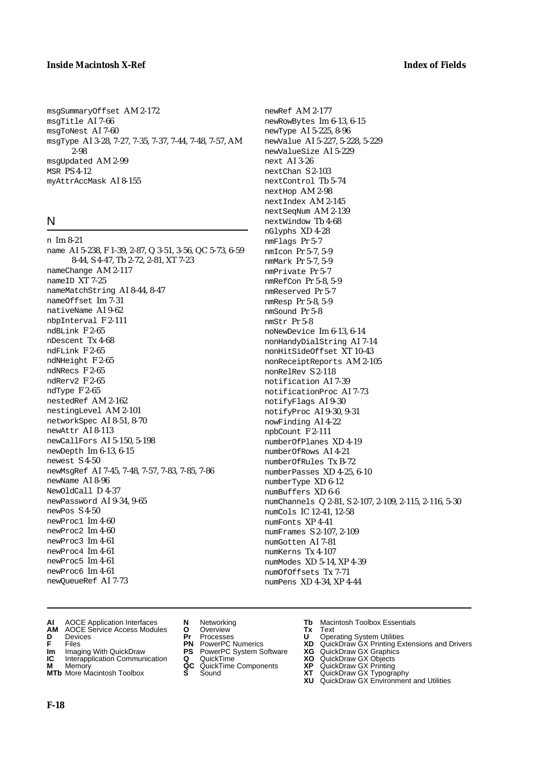msgSummaryOffset AM 2-172
msgTitle AI 7-66
msgToNest AI 7-60
msgType AI 3-28, 7-27, 7-35, 7-37, 7-44, 7-48, 7-57, AM 2-98
msgUpdated AM 2-99
MSR PS 4-12
myAttrAccMask AI 8-155

## N

n Im 8-21
name AI 5-238, F 1-39, 2-87, Q 3-51, 3-56, QC 5-73, 6-59 8-44, S 4-47, Tb 2-72, 2-81, XT 7-23
nameChange AM 2-117
nameID XT 7-25
nameMatchString AI 8-44, 8-47
nameOffset Im 7-31
nativeName AI 9-62
nbpInterval F 2-111
ndBLink F 2-65
nDescent Tx 4-68
ndFLink F 2-65
ndNHeight F 2-65
ndNRecs F 2-65
ndRerv2 F 2-65
ndType F 2-65
nestedRef AM 2-162
nestingLevel AM 2-101
networkSpec AI 8-51, 8-70
newAttr AI 8-113
newCallFors AI 5-150, 5-198
newDepth Im 6-13, 6-15
newest S 4-50
newMsgRef AI 7-45, 7-48, 7-57, 7-83, 7-85, 7-86
newName AI 8-96
NewOldCall D 4-37
newPassword AI 9-34, 9-65
newPos S 4-50
newProc1 Im 4-60
newProc2 Im 4-60
newProc3 Im 4-61
newProc4 Im 4-61
newProc5 Im 4-61
newProc6 Im 4-61
newQueueRef AI 7-73
newRef AM 2-177
newRowBytes Im 6-13, 6-15
newType AI 5-225, 8-96
newValue AI 5-227, 5-228, 5-229
newValueSize AI 5-229
next AI 3-26
nextChan S 2-103
nextControl Tb 5-74
nextHop AM 2-98
nextIndex AM 2-145
nextSeqNum AM 2-139
nextWindow Tb 4-68
nGlyphs XD 4-28
nmFlags Pr 5-7
nmIcon Pr 5-7, 5-9
nmMark Pr 5-7, 5-9
nmPrivate Pr 5-7
nmRefCon Pr 5-8, 5-9
nmReserved Pr 5-7
nmResp Pr 5-8, 5-9
nmSound Pr 5-8
nmStr Pr 5-8
noNewDevice Im 6-13, 6-14
nonHandyDialString AI 7-14
nonHitSideOffset XT 10-43
nonReceiptReports AM 2-105
nonRelRev S 2-118
notification AI 7-39
notificationProc AI 7-73
notifyFlags AI 9-30
notifyProc AI 9-30, 9-31
nowFinding AI 4-22
npbCount F 2-111
numberOfPlanes XD 4-19
numberOfRows AI 4-21
numberOfRules Tx B-72
numberPasses XD 4-25, 6-10
numberType XD 6-12
numBuffers XD 6-6
numChannels Q 2-81, S 2-107, 2-109, 2-115, 2-116, 5-30
numCols IC 12-41, 12-58
numFonts XP 4-41
numFrames S 2-107, 2-109
numGotten AI 7-81
numKerns Tx 4-107
numModes XD 5-14, XP 4-39
numOfOffsets Tx 7-71
numPens XD 4-34, XP 4-44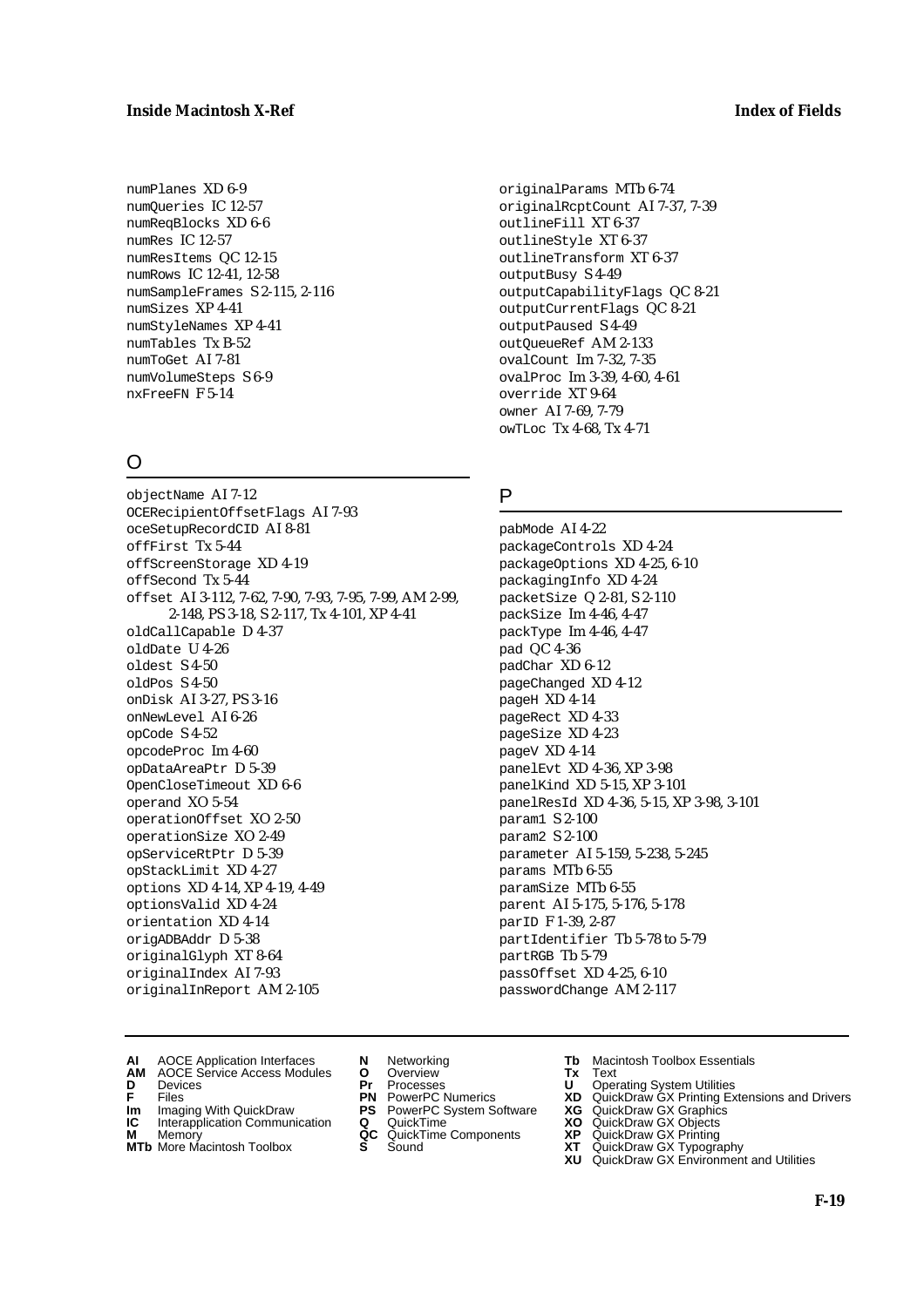numPlanes XD 6-9
numQueries IC 12-57
numReqBlocks XD 6-6
numRes IC 12-57
numResItems QC 12-15
numRows IC 12-41, 12-58
numSampleFrames S 2-115, 2-116
numSizes XP 4-41
numStyleNames XP 4-41
numTables Tx B-52
numToGet AI 7-81
numVolumeSteps S 6-9
nxFreeFN F 5-14

## O

objectName AI 7-12
OCERecipientOffsetFlags AI 7-93
oceSetupRecordCID AI 8-81
offFirst Tx 5-44
offScreenStorage XD 4-19
offSecond Tx 5-44
offset AI 3-112, 7-62, 7-90, 7-93, 7-95, 7-99, AM 2-99, 2-148, PS 3-18, S 2-117, Tx 4-101, XP 4-41
oldCallCapable D 4-37
oldDate U 4-26
oldest S 4-50
oldPos S 4-50
onDisk AI 3-27, PS 3-16
onNewLevel AI 6-26
opCode S 4-52
opcodeProc Im 4-60
opDataAreaPtr D 5-39
OpenCloseTimeout XD 6-6
operand XO 5-54
operationOffset XO 2-50
operationSize XO 2-49
opServiceRtPtr D 5-39
opStackLimit XD 4-27
options XD 4-14, XP 4-19, 4-49
optionsValid XD 4-24
orientation XD 4-14
origADBAddr D 5-38
originalGlyph XT 8-64
originalIndex AI 7-93
originalInReport AM 2-105
originalParams MTb 6-74
originalRcptCount AI 7-37, 7-39
outlineFill XT 6-37
outlineStyle XT 6-37
outlineTransform XT 6-37
outputBusy S 4-49
outputCapabilityFlags QC 8-21
outputCurrentFlags QC 8-21
outputPaused S 4-49
outQueueRef AM 2-133
ovalCount Im 7-32, 7-35
ovalProc Im 3-39, 4-60, 4-61
override XT 9-64
owner AI 7-69, 7-79
owTLoc Tx 4-68, Tx 4-71

## P

pabMode AI 4-22
packageControls XD 4-24
packageOptions XD 4-25, 6-10
packagingInfo XD 4-24
packetSize Q 2-81, S 2-110
packSize Im 4-46, 4-47
packType Im 4-46, 4-47
pad QC 4-36
padChar XD 6-12
pageChanged XD 4-12
pageH XD 4-14
pageRect XD 4-33
pageSize XD 4-23
pageV XD 4-14
panelEvt XD 4-36, XP 3-98
panelKind XD 5-15, XP 3-101
panelResId XD 4-36, 5-15, XP 3-98, 3-101
param1 S 2-100
param2 S 2-100
parameter AI 5-159, 5-238, 5-245
params MTb 6-55
paramSize MTb 6-55
parent AI 5-175, 5-176, 5-178
parID F 1-39, 2-87
partIdentifier Tb 5-78 to 5-79
partRGB Tb 5-79
passOffset XD 4-25, 6-10
passwordChange AM 2-117

**AI** AOCE Application Interfaces
**AM** AOCE Service Access Modules
**D** Devices
**F** Files
**Im** Imaging With QuickDraw
**IC** Interapplication Communication
**M** Memory
**MTb** More Macintosh Toolbox
**N** Networking
**O** Overview
**Pr** Processes
**PN** PowerPC Numerics
**PS** PowerPC System Software
**Q** QuickTime
**QC** QuickTime Components
**S** Sound
**Tb** Macintosh Toolbox Essentials
**Tx** Text
**U** Operating System Utilities
**XD** QuickDraw GX Printing Extensions and Drivers
**XG** QuickDraw GX Graphics
**XO** QuickDraw GX Objects
**XP** QuickDraw GX Printing
**XT** QuickDraw GX Typography
**XU** QuickDraw GX Environment and Utilities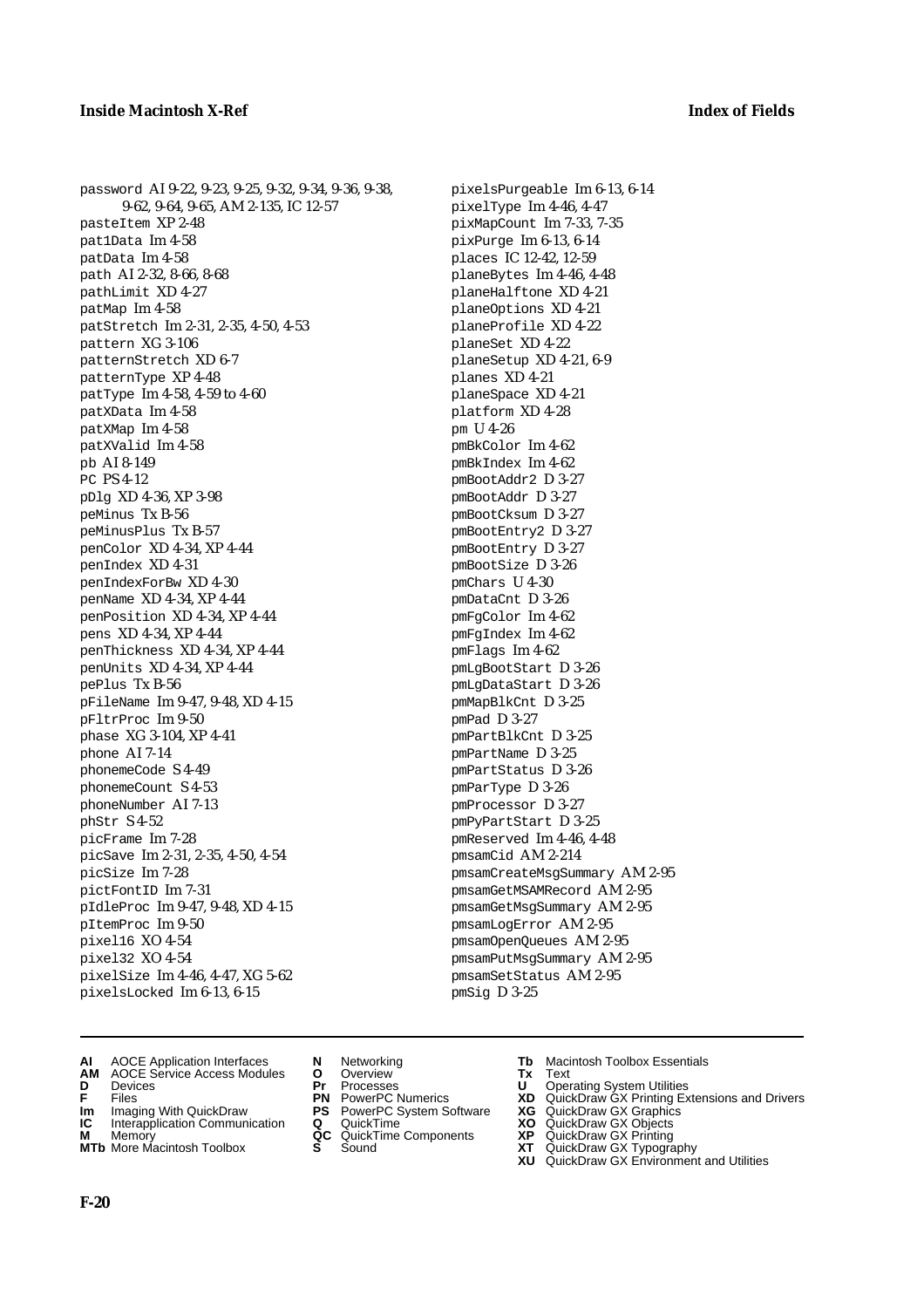password AI 9-22, 9-23, 9-25, 9-32, 9-34, 9-36, 9-38, 9-62, 9-64, 9-65, AM 2-135, IC 12-57
pasteItem XP 2-48
pat1Data Im 4-58
patData Im 4-58
path AI 2-32, 8-66, 8-68
pathLimit XD 4-27
patMap Im 4-58
patStretch Im 2-31, 2-35, 4-50, 4-53
pattern XG 3-106
patternStretch XD 6-7
patternType XP 4-48
patType Im 4-58, 4-59 to 4-60
patXData Im 4-58
patXMap Im 4-58
patXValid Im 4-58
pb AI 8-149
PC PS 4-12
pDlg XD 4-36, XP 3-98
peMinus Tx B-56
peMinusPlus Tx B-57
penColor XD 4-34, XP 4-44
penIndex XD 4-31
penIndexForBw XD 4-30
penName XD 4-34, XP 4-44
penPosition XD 4-34, XP 4-44
pens XD 4-34, XP 4-44
penThickness XD 4-34, XP 4-44
penUnits XD 4-34, XP 4-44
pePlus Tx B-56
pFileName Im 9-47, 9-48, XD 4-15
pFltrProc Im 9-50
phase XG 3-104, XP 4-41
phone AI 7-14
phonemeCode S 4-49
phonemeCount S 4-53
phoneNumber AI 7-13
phStr S 4-52
picFrame Im 7-28
picSave Im 2-31, 2-35, 4-50, 4-54
picSize Im 7-28
pictFontID Im 7-31
pIdleProc Im 9-47, 9-48, XD 4-15
pItemProc Im 9-50
pixel16 XO 4-54
pixel32 XO 4-54
pixelSize Im 4-46, 4-47, XG 5-62
pixelsLocked Im 6-13, 6-15
pixelsPurgeable Im 6-13, 6-14
pixelType Im 4-46, 4-47
pixMapCount Im 7-33, 7-35
pixPurge Im 6-13, 6-14
places IC 12-42, 12-59
planeBytes Im 4-46, 4-48
planeHalftone XD 4-21
planeOptions XD 4-21
planeProfile XD 4-22
planeSet XD 4-22
planeSetup XD 4-21, 6-9
planes XD 4-21
planeSpace XD 4-21
platform XD 4-28
pm U 4-26
pmBkColor Im 4-62
pmBkIndex Im 4-62
pmBootAddr2 D 3-27
pmBootAddr D 3-27
pmBootCksum D 3-27
pmBootEntry2 D 3-27
pmBootEntry D 3-27
pmBootSize D 3-26
pmChars U 4-30
pmDataCnt D 3-26
pmFgColor Im 4-62
pmFgIndex Im 4-62
pmFlags Im 4-62
pmLgBootStart D 3-26
pmLgDataStart D 3-26
pmMapBlkCnt D 3-25
pmPad D 3-27
pmPartBlkCnt D 3-25
pmPartName D 3-25
pmPartStatus D 3-26
pmParType D 3-26
pmProcessor D 3-27
pmPyPartStart D 3-25
pmReserved Im 4-46, 4-48
pmsamCid AM 2-214
pmsamCreateMsgSummary AM 2-95
pmsamGetMSAMRecord AM 2-95
pmsamGetMsgSummary AM 2-95
pmsamLogError AM 2-95
pmsamOpenQueues AM 2-95
pmsamPutMsgSummary AM 2-95
pmsamSetStatus AM 2-95
pmSig D 3-25

**AI** AOCE Application Interfaces
**AM** AOCE Service Access Modules
**D** Devices
**F** Files
**Im** Imaging With QuickDraw
**IC** Interapplication Communication
**M** Memory
**MTb** More Macintosh Toolbox
**N** Networking
**O** Overview
**Pr** Processes
**PN** PowerPC Numerics
**PS** PowerPC System Software
**Q** QuickTime
**QC** QuickTime Components
**S** Sound
**Tb** Macintosh Toolbox Essentials
**Tx** Text
**U** Operating System Utilities
**XD** QuickDraw GX Printing Extensions and Drivers
**XG** QuickDraw GX Graphics
**XO** QuickDraw GX Objects
**XP** QuickDraw GX Printing
**XT** QuickDraw GX Typography
**XU** QuickDraw GX Environment and Utilities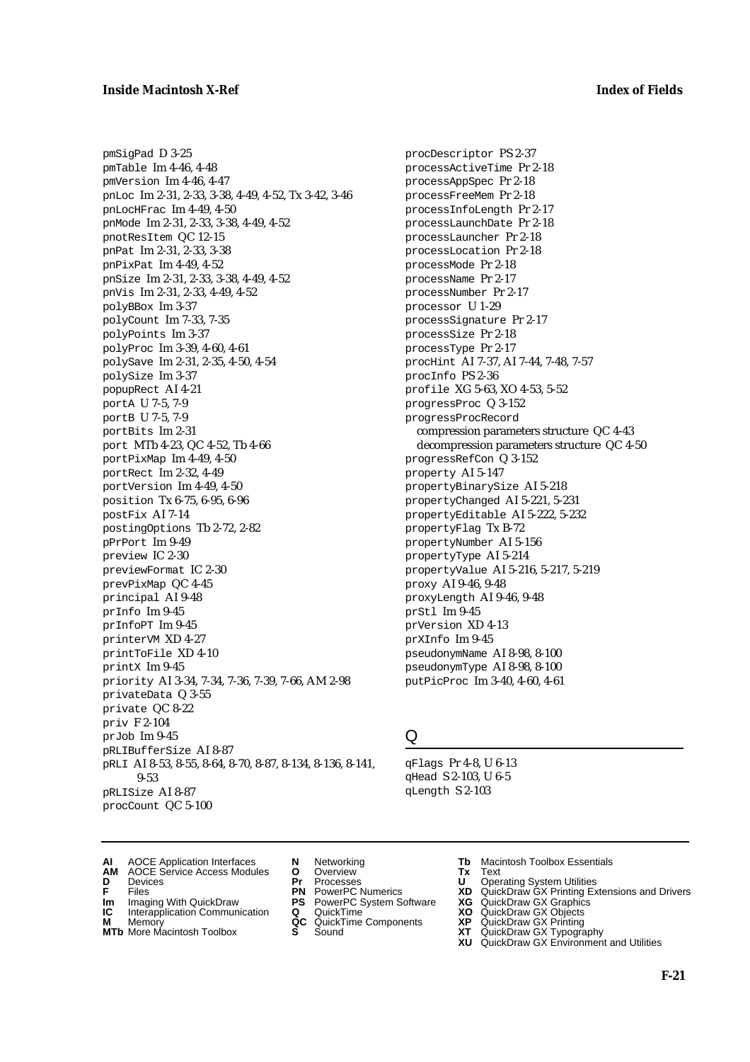pmSigPad D 3-25
pmTable Im 4-46, 4-48
pmVersion Im 4-46, 4-47
pnLoc Im 2-31, 2-33, 3-38, 4-49, 4-52, Tx 3-42, 3-46
pnLocHFrac Im 4-49, 4-50
pnMode Im 2-31, 2-33, 3-38, 4-49, 4-52
pnotResItem QC 12-15
pnPat Im 2-31, 2-33, 3-38
pnPixPat Im 4-49, 4-52
pnSize Im 2-31, 2-33, 3-38, 4-49, 4-52
pnVis Im 2-31, 2-33, 4-49, 4-52
polyBBox Im 3-37
polyCount Im 7-33, 7-35
polyPoints Im 3-37
polyProc Im 3-39, 4-60, 4-61
polySave Im 2-31, 2-35, 4-50, 4-54
polySize Im 3-37
popupRect AI 4-21
portA U 7-5, 7-9
portB U 7-5, 7-9
portBits Im 2-31
port MTb 4-23, QC 4-52, Tb 4-66
portPixMap Im 4-49, 4-50
portRect Im 2-32, 4-49
portVersion Im 4-49, 4-50
position Tx 6-75, 6-95, 6-96
postFix AI 7-14
postingOptions Tb 2-72, 2-82
pPrPort Im 9-49
preview IC 2-30
previewFormat IC 2-30
prevPixMap QC 4-45
principal AI 9-48
prInfo Im 9-45
prInfoPT Im 9-45
printerVM XD 4-27
printToFile XD 4-10
printX Im 9-45
priority AI 3-34, 7-34, 7-36, 7-39, 7-66, AM 2-98
privateData Q 3-55
private QC 8-22
priv F 2-104
prJob Im 9-45
pRLIBufferSize AI 8-87
pRLI AI 8-53, 8-55, 8-64, 8-70, 8-87, 8-134, 8-136, 8-141, 9-53
pRLISize AI 8-87
procCount QC 5-100
procDescriptor PS 2-37
processActiveTime Pr 2-18
processAppSpec Pr 2-18
processFreeMem Pr 2-18
processInfoLength Pr 2-17
processLaunchDate Pr 2-18
processLauncher Pr 2-18
processLocation Pr 2-18
processMode Pr 2-18
processName Pr 2-17
processNumber Pr 2-17
processor U 1-29
processSignature Pr 2-17
processSize Pr 2-18
processType Pr 2-17
procHint AI 7-37, AI 7-44, 7-48, 7-57
procInfo PS 2-36
profile XG 5-63, XO 4-53, 5-52
progressProc Q 3-152
progressProcRecord
  compression parameters structure QC 4-43
  decompression parameters structure QC 4-50
progressRefCon Q 3-152
property AI 5-147
propertyBinarySize AI 5-218
propertyChanged AI 5-221, 5-231
propertyEditable AI 5-222, 5-232
propertyFlag Tx B-72
propertyNumber AI 5-156
propertyType AI 5-214
propertyValue AI 5-216, 5-217, 5-219
proxy AI 9-46, 9-48
proxyLength AI 9-46, 9-48
prStl Im 9-45
prVersion XD 4-13
prXInfo Im 9-45
pseudonymName AI 8-98, 8-100
pseudonymType AI 8-98, 8-100
putPicProc Im 3-40, 4-60, 4-61

## Q

qFlags Pr 4-8, U 6-13
qHead S 2-103, U 6-5
qLength S 2-103

**AI** AOCE Application Interfaces
**AM** AOCE Service Access Modules
**D** Devices
**F** Files
**Im** Imaging With QuickDraw
**IC** Interapplication Communication
**M** Memory
**MTb** More Macintosh Toolbox
**N** Networking
**O** Overview
**Pr** Processes
**PN** PowerPC Numerics
**PS** PowerPC System Software
**Q** QuickTime
**QC** QuickTime Components
**S** Sound
**Tb** Macintosh Toolbox Essentials
**Tx** Text
**U** Operating System Utilities
**XD** QuickDraw GX Printing Extensions and Drivers
**XG** QuickDraw GX Graphics
**XO** QuickDraw GX Objects
**XP** QuickDraw GX Printing
**XT** QuickDraw GX Typography
**XU** QuickDraw GX Environment and Utilities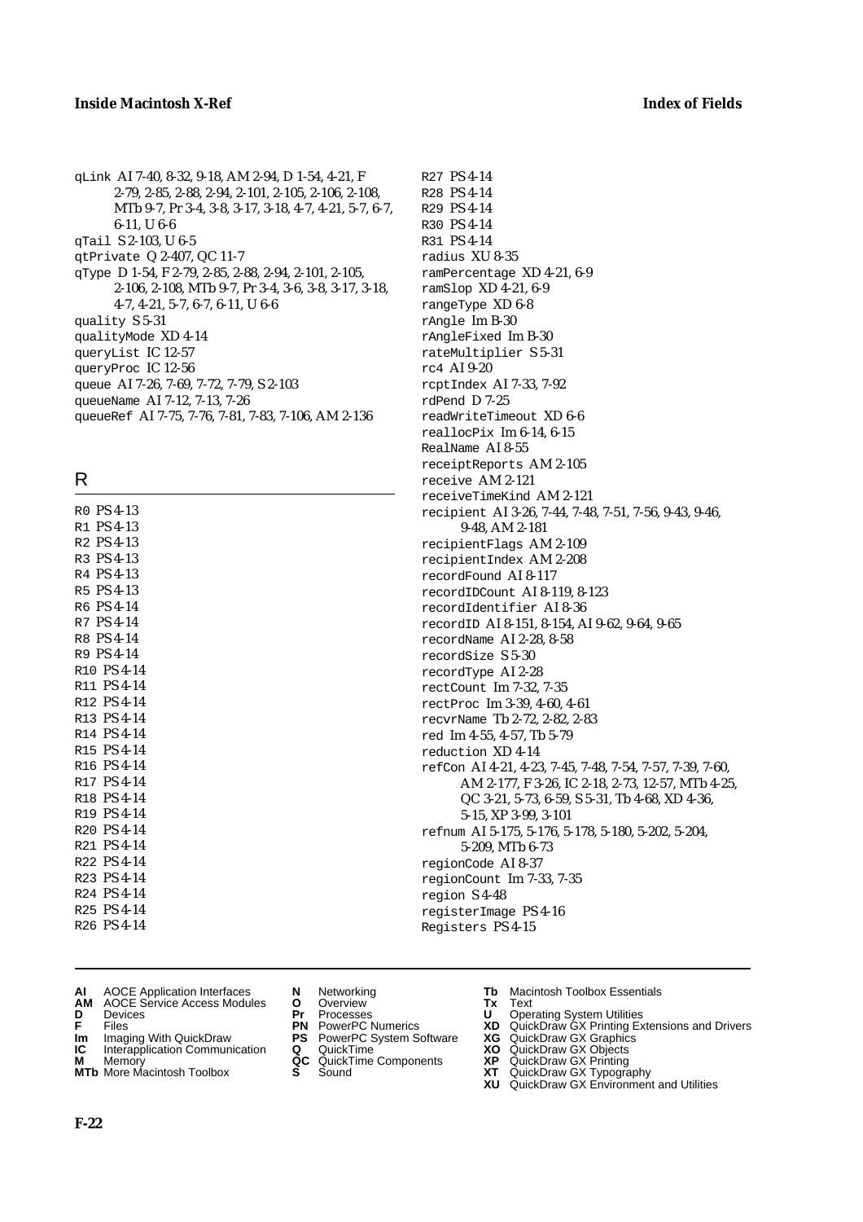qLink AI 7-40, 8-32, 9-18, AM 2-94, D 1-54, 4-21, F 2-79, 2-85, 2-88, 2-94, 2-101, 2-105, 2-106, 2-108, MTb 9-7, Pr 3-4, 3-8, 3-17, 3-18, 4-7, 4-21, 5-7, 6-7, 6-11, U 6-6
qTail S 2-103, U 6-5
qtPrivate Q 2-407, QC 11-7
qType D 1-54, F 2-79, 2-85, 2-88, 2-94, 2-101, 2-105, 2-106, 2-108, MTb 9-7, Pr 3-4, 3-6, 3-8, 3-17, 3-18, 4-7, 4-21, 5-7, 6-7, 6-11, U 6-6
quality S 5-31
qualityMode XD 4-14
queryList IC 12-57
queryProc IC 12-56
queue AI 7-26, 7-69, 7-72, 7-79, S 2-103
queueName AI 7-12, 7-13, 7-26
queueRef AI 7-75, 7-76, 7-81, 7-83, 7-106, AM 2-136

## R

R0 PS 4-13
R1 PS 4-13
R2 PS 4-13
R3 PS 4-13
R4 PS 4-13
R5 PS 4-13
R6 PS 4-14
R7 PS 4-14
R8 PS 4-14
R9 PS 4-14
R10 PS 4-14
R11 PS 4-14
R12 PS 4-14
R13 PS 4-14
R14 PS 4-14
R15 PS 4-14
R16 PS 4-14
R17 PS 4-14
R18 PS 4-14
R19 PS 4-14
R20 PS 4-14
R21 PS 4-14
R22 PS 4-14
R23 PS 4-14
R24 PS 4-14
R25 PS 4-14
R26 PS 4-14
R27 PS 4-14
R28 PS 4-14
R29 PS 4-14
R30 PS 4-14
R31 PS 4-14
radius XU 8-35
ramPercentage XD 4-21, 6-9
ramSlop XD 4-21, 6-9
rangeType XD 6-8
rAngle Im B-30
rAngleFixed Im B-30
rateMultiplier S 5-31
rc4 AI 9-20
rcptIndex AI 7-33, 7-92
rdPend D 7-25
readWriteTimeout XD 6-6
reallocPix Im 6-14, 6-15
RealName AI 8-55
receiptReports AM 2-105
receive AM 2-121
receiveTimeKind AM 2-121
recipient AI 3-26, 7-44, 7-48, 7-51, 7-56, 9-43, 9-46, 9-48, AM 2-181
recipientFlags AM 2-109
recipientIndex AM 2-208
recordFound AI 8-117
recordIDCount AI 8-119, 8-123
recordIdentifier AI 8-36
recordID AI 8-151, 8-154, AI 9-62, 9-64, 9-65
recordName AI 2-28, 8-58
recordSize S 5-30
recordType AI 2-28
rectCount Im 7-32, 7-35
rectProc Im 3-39, 4-60, 4-61
recvrName Tb 2-72, 2-82, 2-83
red Im 4-55, 4-57, Tb 5-79
reduction XD 4-14
refCon AI 4-21, 4-23, 7-45, 7-48, 7-54, 7-57, 7-39, 7-60, AM 2-177, F 3-26, IC 2-18, 2-73, 12-57, MTb 4-25, QC 3-21, 5-73, 6-59, S 5-31, Tb 4-68, XD 4-36, 5-15, XP 3-99, 3-101
refnum AI 5-175, 5-176, 5-178, 5-180, 5-202, 5-204, 5-209, MTb 6-73
regionCode AI 8-37
regionCount Im 7-33, 7-35
region S 4-48
registerImage PS 4-16
Registers PS 4-15

**AI** AOCE Application Interfaces
**AM** AOCE Service Access Modules
**D** Devices
**F** Files
**Im** Imaging With QuickDraw
**IC** Interapplication Communication
**M** Memory
**MTb** More Macintosh Toolbox
**N** Networking
**O** Overview
**Pr** Processes
**PN** PowerPC Numerics
**PS** PowerPC System Software
**Q** QuickTime
**QC** QuickTime Components
**S** Sound
**Tb** Macintosh Toolbox Essentials
**Tx** Text
**U** Operating System Utilities
**XD** QuickDraw GX Printing Extensions and Drivers
**XG** QuickDraw GX Graphics
**XO** QuickDraw GX Objects
**XP** QuickDraw GX Printing
**XT** QuickDraw GX Typography
**XU** QuickDraw GX Environment and Utilities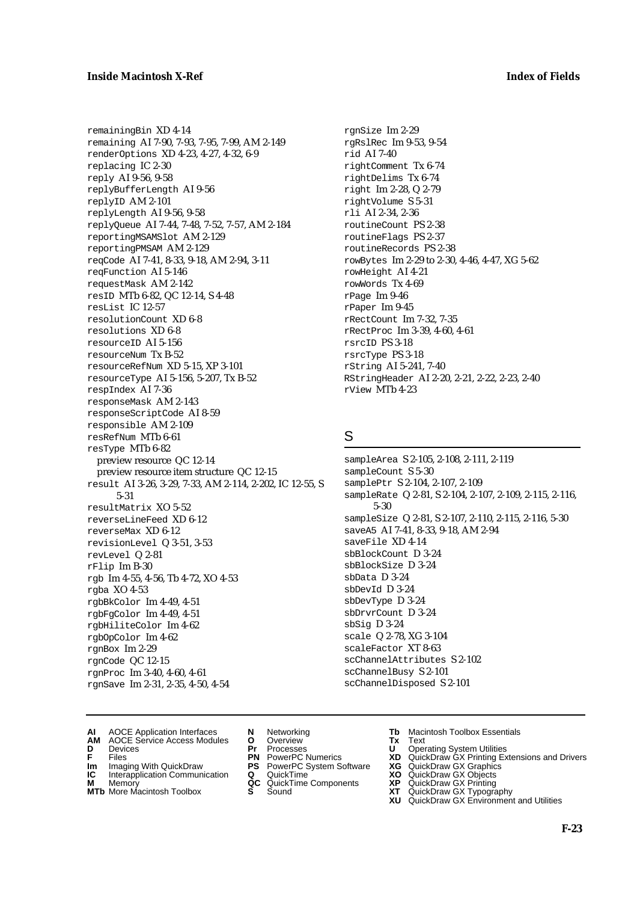remainingBin XD 4-14
remaining AI 7-90, 7-93, 7-95, 7-99, AM 2-149
renderOptions XD 4-23, 4-27, 4-32, 6-9
replacing IC 2-30
reply AI 9-56, 9-58
replyBufferLength AI 9-56
replyID AM 2-101
replyLength AI 9-56, 9-58
replyQueue AI 7-44, 7-48, 7-52, 7-57, AM 2-184
reportingMSAMSlot AM 2-129
reportingPMSAM AM 2-129
reqCode AI 7-41, 8-33, 9-18, AM 2-94, 3-11
reqFunction AI 5-146
requestMask AM 2-142
resID MTb 6-82, QC 12-14, S 4-48
resList IC 12-57
resolutionCount XD 6-8
resolutions XD 6-8
resourceID AI 5-156
resourceNum Tx B-52
resourceRefNum XD 5-15, XP 3-101
resourceType AI 5-156, 5-207, Tx B-52
respIndex AI 7-36
responseMask AM 2-143
responseScriptCode AI 8-59
responsible AM 2-109
resRefNum MTb 6-61
resType MTb 6-82
  preview resource QC 12-14
  preview resource item structure QC 12-15
result AI 3-26, 3-29, 7-33, AM 2-114, 2-202, IC 12-55, S 5-31
resultMatrix XO 5-52
reverseLineFeed XD 6-12
reverseMax XD 6-12
revisionLevel Q 3-51, 3-53
revLevel Q 2-81
rFlip Im B-30
rgb Im 4-55, 4-56, Tb 4-72, XO 4-53
rgba XO 4-53
rgbBkColor Im 4-49, 4-51
rgbFgColor Im 4-49, 4-51
rgbHiliteColor Im 4-62
rgbOpColor Im 4-62
rgnBox Im 2-29
rgnCode QC 12-15
rgnProc Im 3-40, 4-60, 4-61
rgnSave Im 2-31, 2-35, 4-50, 4-54
rgnSize Im 2-29
rgRslRec Im 9-53, 9-54
rid AI 7-40
rightComment Tx 6-74
rightDelims Tx 6-74
right Im 2-28, Q 2-79
rightVolume S 5-31
rli AI 2-34, 2-36
routineCount PS 2-38
routineFlags PS 2-37
routineRecords PS 2-38
rowBytes Im 2-29 to 2-30, 4-46, 4-47, XG 5-62
rowHeight AI 4-21
rowWords Tx 4-69
rPage Im 9-46
rPaper Im 9-45
rRectCount Im 7-32, 7-35
rRectProc Im 3-39, 4-60, 4-61
rsrcID PS 3-18
rsrcType PS 3-18
rString AI 5-241, 7-40
RStringHeader AI 2-20, 2-21, 2-22, 2-23, 2-40
rView MTb 4-23

## S

sampleArea S 2-105, 2-108, 2-111, 2-119
sampleCount S 5-30
samplePtr S 2-104, 2-107, 2-109
sampleRate Q 2-81, S 2-104, 2-107, 2-109, 2-115, 2-116, 5-30
sampleSize Q 2-81, S 2-107, 2-110, 2-115, 2-116, 5-30
saveA5 AI 7-41, 8-33, 9-18, AM 2-94
saveFile XD 4-14
sbBlockCount D 3-24
sbBlockSize D 3-24
sbData D 3-24
sbDevId D 3-24
sbDevType D 3-24
sbDrvrCount D 3-24
sbSig D 3-24
scale Q 2-78, XG 3-104
scaleFactor XT 8-63
scChannelAttributes S 2-102
scChannelBusy S 2-101
scChannelDisposed S 2-101

**AI** AOCE Application Interfaces
**AM** AOCE Service Access Modules
**D** Devices
**F** Files
**Im** Imaging With QuickDraw
**IC** Interapplication Communication
**M** Memory
**MTb** More Macintosh Toolbox
**N** Networking
**O** Overview
**Pr** Processes
**PN** PowerPC Numerics
**PS** PowerPC System Software
**Q** QuickTime
**QC** QuickTime Components
**S** Sound
**Tb** Macintosh Toolbox Essentials
**Tx** Text
**U** Operating System Utilities
**XD** QuickDraw GX Printing Extensions and Drivers
**XG** QuickDraw GX Graphics
**XO** QuickDraw GX Objects
**XP** QuickDraw GX Printing
**XT** QuickDraw GX Typography
**XU** QuickDraw GX Environment and Utilities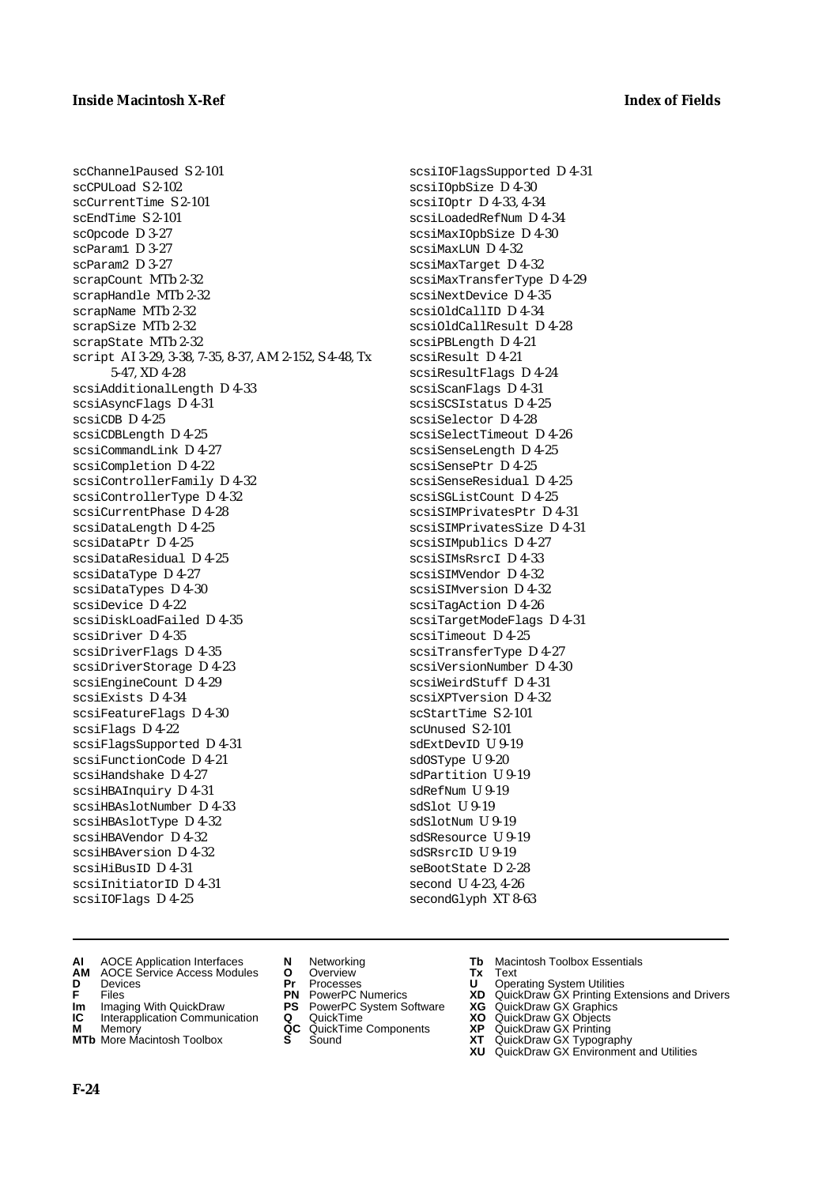scChannelPaused S 2-101
scCPULoad S 2-102
scCurrentTime S 2-101
scEndTime S 2-101
scOpcode D 3-27
scParam1 D 3-27
scParam2 D 3-27
scrapCount MTb 2-32
scrapHandle MTb 2-32
scrapName MTb 2-32
scrapSize MTb 2-32
scrapState MTb 2-32
script AI 3-29, 3-38, 7-35, 8-37, AM 2-152, S 4-48, Tx 5-47, XD 4-28
scsiAdditionalLength D 4-33
scsiAsyncFlags D 4-31
scsiCDB D 4-25
scsiCDBLength D 4-25
scsiCommandLink D 4-27
scsiCompletion D 4-22
scsiControllerFamily D 4-32
scsiControllerType D 4-32
scsiCurrentPhase D 4-28
scsiDataLength D 4-25
scsiDataPtr D 4-25
scsiDataResidual D 4-25
scsiDataType D 4-27
scsiDataTypes D 4-30
scsiDevice D 4-22
scsiDiskLoadFailed D 4-35
scsiDriver D 4-35
scsiDriverFlags D 4-35
scsiDriverStorage D 4-23
scsiEngineCount D 4-29
scsiExists D 4-34
scsiFeatureFlags D 4-30
scsiFlags D 4-22
scsiFlagsSupported D 4-31
scsiFunctionCode D 4-21
scsiHandshake D 4-27
scsiHBAInquiry D 4-31
scsiHBAslotNumber D 4-33
scsiHBAslotType D 4-32
scsiHBAVendor D 4-32
scsiHBAversion D 4-32
scsiHiBusID D 4-31
scsiInitiatorID D 4-31
scsiIOFlags D 4-25
scsiIOFlagsSupported D 4-31
scsiIOpbSize D 4-30
scsiIOptr D 4-33, 4-34
scsiLoadedRefNum D 4-34
scsiMaxIOpbSize D 4-30
scsiMaxLUN D 4-32
scsiMaxTarget D 4-32
scsiMaxTransferType D 4-29
scsiNextDevice D 4-35
scsiOldCallID D 4-34
scsiOldCallResult D 4-28
scsiPBLength D 4-21
scsiResult D 4-21
scsiResultFlags D 4-24
scsiScanFlags D 4-31
scsiSCSIstatus D 4-25
scsiSelector D 4-28
scsiSelectTimeout D 4-26
scsiSenseLength D 4-25
scsiSensePtr D 4-25
scsiSenseResidual D 4-25
scsiSGListCount D 4-25
scsiSIMPrivatesPtr D 4-31
scsiSIMPrivatesSize D 4-31
scsiSIMpublics D 4-27
scsiSIMsRsrcI D 4-33
scsiSIMVendor D 4-32
scsiSIMversion D 4-32
scsiTagAction D 4-26
scsiTargetModeFlags D 4-31
scsiTimeout D 4-25
scsiTransferType D 4-27
scsiVersionNumber D 4-30
scsiWeirdStuff D 4-31
scsiXPTversion D 4-32
scStartTime S 2-101
scUnused S 2-101
sdExtDevID U 9-19
sdOSType U 9-20
sdPartition U 9-19
sdRefNum U 9-19
sdSlot U 9-19
sdSlotNum U 9-19
sdSResource U 9-19
sdSRsrcID U 9-19
seBootState D 2-28
second U 4-23, 4-26
secondGlyph XT 8-63

**AI** AOCE Application Interfaces
**AM** AOCE Service Access Modules
**D** Devices
**F** Files
**Im** Imaging With QuickDraw
**IC** Interapplication Communication
**M** Memory
**MTb** More Macintosh Toolbox
**N** Networking
**O** Overview
**Pr** Processes
**PN** PowerPC Numerics
**PS** PowerPC System Software
**Q** QuickTime
**QC** QuickTime Components
**S** Sound
**Tb** Macintosh Toolbox Essentials
**Tx** Text
**U** Operating System Utilities
**XD** QuickDraw GX Printing Extensions and Drivers
**XG** QuickDraw GX Graphics
**XO** QuickDraw GX Objects
**XP** QuickDraw GX Printing
**XT** QuickDraw GX Typography
**XU** QuickDraw GX Environment and Utilities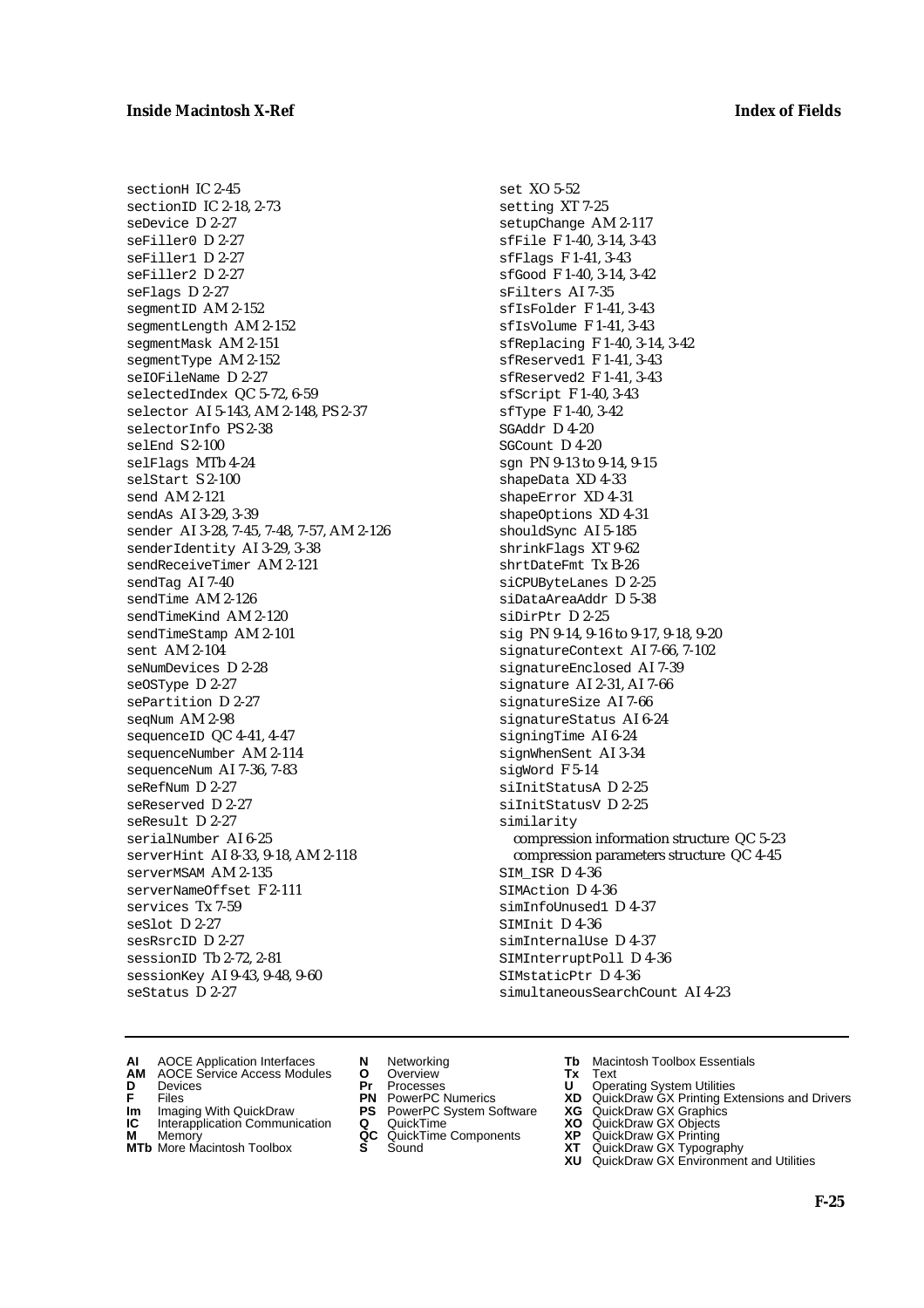sectionH IC 2-45
sectionID IC 2-18, 2-73
seDevice D 2-27
seFiller0 D 2-27
seFiller1 D 2-27
seFiller2 D 2-27
seFlags D 2-27
segmentID AM 2-152
segmentLength AM 2-152
segmentMask AM 2-151
segmentType AM 2-152
seIOFileName D 2-27
selectedIndex QC 5-72, 6-59
selector AI 5-143, AM 2-148, PS 2-37
selectorInfo PS 2-38
selEnd S 2-100
selFlags MTb 4-24
selStart S 2-100
send AM 2-121
sendAs AI 3-29, 3-39
sender AI 3-28, 7-45, 7-48, 7-57, AM 2-126
senderIdentity AI 3-29, 3-38
sendReceiveTimer AM 2-121
sendTag AI 7-40
sendTime AM 2-126
sendTimeKind AM 2-120
sendTimeStamp AM 2-101
sent AM 2-104
seNumDevices D 2-28
seOSType D 2-27
sePartition D 2-27
seqNum AM 2-98
sequenceID QC 4-41, 4-47
sequenceNumber AM 2-114
sequenceNum AI 7-36, 7-83
seRefNum D 2-27
seReserved D 2-27
seResult D 2-27
serialNumber AI 6-25
serverHint AI 8-33, 9-18, AM 2-118
serverMSAM AM 2-135
serverNameOffset F 2-111
services Tx 7-59
seSlot D 2-27
sesRsrcID D 2-27
sessionID Tb 2-72, 2-81
sessionKey AI 9-43, 9-48, 9-60
seStatus D 2-27
set XO 5-52
setting XT 7-25
setupChange AM 2-117
sfFile F 1-40, 3-14, 3-43
sfFlags F 1-41, 3-43
sfGood F 1-40, 3-14, 3-42
sFilters AI 7-35
sfIsFolder F 1-41, 3-43
sfIsVolume F 1-41, 3-43
sfReplacing F 1-40, 3-14, 3-42
sfReserved1 F 1-41, 3-43
sfReserved2 F 1-41, 3-43
sfScript F 1-40, 3-43
sfType F 1-40, 3-42
SGAddr D 4-20
SGCount D 4-20
sgn PN 9-13 to 9-14, 9-15
shapeData XD 4-33
shapeError XD 4-31
shapeOptions XD 4-31
shouldSync AI 5-185
shrinkFlags XT 9-62
shrtDateFmt Tx B-26
siCPUByteLanes D 2-25
siDataAreaAddr D 5-38
siDirPtr D 2-25
sig PN 9-14, 9-16 to 9-17, 9-18, 9-20
signatureContext AI 7-66, 7-102
signatureEnclosed AI 7-39
signature AI 2-31, AI 7-66
signatureSize AI 7-66
signatureStatus AI 6-24
signingTime AI 6-24
signWhenSent AI 3-34
sigWord F 5-14
siInitStatusA D 2-25
siInitStatusV D 2-25
similarity
  compression information structure QC 5-23
  compression parameters structure QC 4-45
SIM_ISR D 4-36
SIMAction D 4-36
simInfoUnused1 D 4-37
SIMInit D 4-36
simInternalUse D 4-37
SIMInterruptPoll D 4-36
SIMstaticPtr D 4-36
simultaneousSearchCount AI 4-23

**AI** AOCE Application Interfaces
**AM** AOCE Service Access Modules
**D** Devices
**F** Files
**Im** Imaging With QuickDraw
**IC** Interapplication Communication
**M** Memory
**MTb** More Macintosh Toolbox
**N** Networking
**O** Overview
**Pr** Processes
**PN** PowerPC Numerics
**PS** PowerPC System Software
**Q** QuickTime
**QC** QuickTime Components
**S** Sound
**Tb** Macintosh Toolbox Essentials
**Tx** Text
**U** Operating System Utilities
**XD** QuickDraw GX Printing Extensions and Drivers
**XG** QuickDraw GX Graphics
**XO** QuickDraw GX Objects
**XP** QuickDraw GX Printing
**XT** QuickDraw GX Typography
**XU** QuickDraw GX Environment and Utilities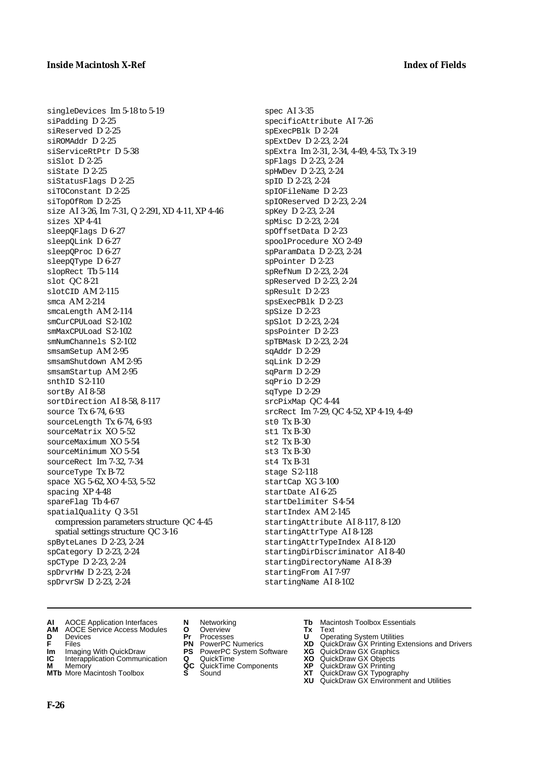singleDevices Im 5-18 to 5-19
siPadding D 2-25
siReserved D 2-25
siROMAddr D 2-25
siServiceRtPtr D 5-38
siSlot D 2-25
siState D 2-25
siStatusFlags D 2-25
siTOConstant D 2-25
siTopOfRom D 2-25
size AI 3-26, Im 7-31, Q 2-291, XD 4-11, XP 4-46
sizes XP 4-41
sleepQFlags D 6-27
sleepQLink D 6-27
sleepQProc D 6-27
sleepQType D 6-27
slopRect Tb 5-114
slot QC 8-21
slotCID AM 2-115
smca AM 2-214
smcaLength AM 2-114
smCurCPULoad S 2-102
smMaxCPULoad S 2-102
smNumChannels S 2-102
smsamSetup AM 2-95
smsamShutdown AM 2-95
smsamStartup AM 2-95
snthID S 2-110
sortBy AI 8-58
sortDirection AI 8-58, 8-117
source Tx 6-74, 6-93
sourceLength Tx 6-74, 6-93
sourceMatrix XO 5-52
sourceMaximum XO 5-54
sourceMinimum XO 5-54
sourceRect Im 7-32, 7-34
sourceType Tx B-72
space XG 5-62, XO 4-53, 5-52
spacing XP 4-48
spareFlag Tb 4-67
spatialQuality Q 3-51
  compression parameters structure QC 4-45
  spatial settings structure QC 3-16
spByteLanes D 2-23, 2-24
spCategory D 2-23, 2-24
spCType D 2-23, 2-24
spDrvrHW D 2-23, 2-24
spDrvrSW D 2-23, 2-24
spec AI 3-35
specificAttribute AI 7-26
spExecPBlk D 2-24
spExtDev D 2-23, 2-24
spExtra Im 2-31, 2-34, 4-49, 4-53, Tx 3-19
spFlags D 2-23, 2-24
spHWDev D 2-23, 2-24
spID D 2-23, 2-24
spIOFileName D 2-23
spIOReserved D 2-23, 2-24
spKey D 2-23, 2-24
spMisc D 2-23, 2-24
spOffsetData D 2-23
spoolProcedure XO 2-49
spParamData D 2-23, 2-24
spPointer D 2-23
spRefNum D 2-23, 2-24
spReserved D 2-23, 2-24
spResult D 2-23
spsExecPBlk D 2-23
spSize D 2-23
spSlot D 2-23, 2-24
spsPointer D 2-23
spTBMask D 2-23, 2-24
sqAddr D 2-29
sqLink D 2-29
sqParm D 2-29
sqPrio D 2-29
sqType D 2-29
srcPixMap QC 4-44
srcRect Im 7-29, QC 4-52, XP 4-19, 4-49
st0 Tx B-30
st1 Tx B-30
st2 Tx B-30
st3 Tx B-30
st4 Tx B-31
stage S 2-118
startCap XG 3-100
startDate AI 6-25
startDelimiter S 4-54
startIndex AM 2-145
startingAttribute AI 8-117, 8-120
startingAttrType AI 8-128
startingAttrTypeIndex AI 8-120
startingDirDiscriminator AI 8-40
startingDirectoryName AI 8-39
startingFrom AI 7-97
startingName AI 8-102

**AI** AOCE Application Interfaces
**AM** AOCE Service Access Modules
**D** Devices
**F** Files
**Im** Imaging With QuickDraw
**IC** Interapplication Communication
**M** Memory
**MTb** More Macintosh Toolbox
**N** Networking
**O** Overview
**Pr** Processes
**PN** PowerPC Numerics
**PS** PowerPC System Software
**Q** QuickTime
**QC** QuickTime Components
**S** Sound
**Tb** Macintosh Toolbox Essentials
**Tx** Text
**U** Operating System Utilities
**XD** QuickDraw GX Printing Extensions and Drivers
**XG** QuickDraw GX Graphics
**XO** QuickDraw GX Objects
**XP** QuickDraw GX Printing
**XT** QuickDraw GX Typography
**XU** QuickDraw GX Environment and Utilities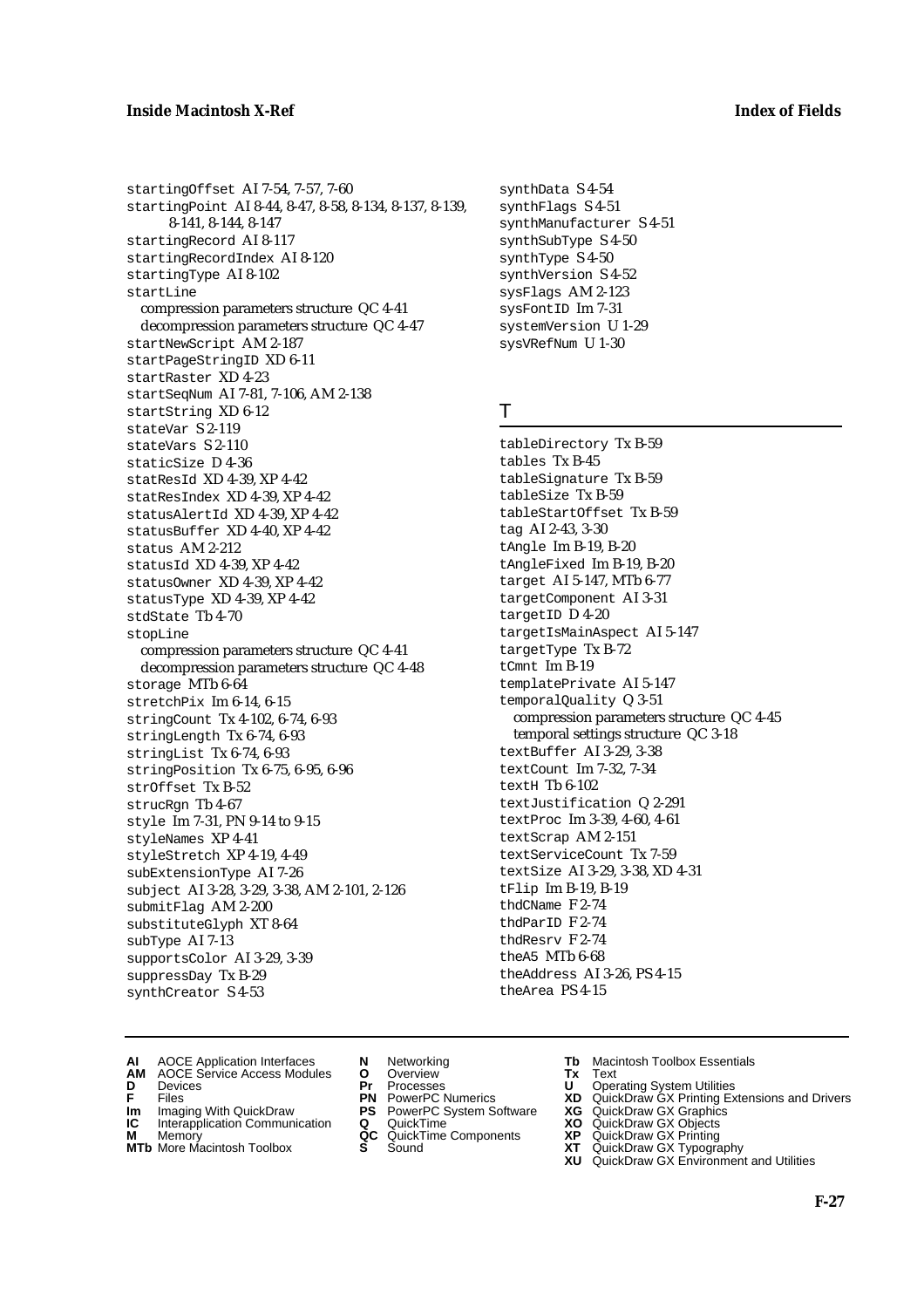startingOffset AI 7-54, 7-57, 7-60
startingPoint AI 8-44, 8-47, 8-58, 8-134, 8-137, 8-139, 8-141, 8-144, 8-147
startingRecord AI 8-117
startingRecordIndex AI 8-120
startingType AI 8-102
startLine
  compression parameters structure QC 4-41
  decompression parameters structure QC 4-47
startNewScript AM 2-187
startPageStringID XD 6-11
startRaster XD 4-23
startSeqNum AI 7-81, 7-106, AM 2-138
startString XD 6-12
stateVar S 2-119
stateVars S 2-110
staticSize D 4-36
statResId XD 4-39, XP 4-42
statResIndex XD 4-39, XP 4-42
statusAlertId XD 4-39, XP 4-42
statusBuffer XD 4-40, XP 4-42
status AM 2-212
statusId XD 4-39, XP 4-42
statusOwner XD 4-39, XP 4-42
statusType XD 4-39, XP 4-42
stdState Tb 4-70
stopLine
  compression parameters structure QC 4-41
  decompression parameters structure QC 4-48
storage MTb 6-64
stretchPix Im 6-14, 6-15
stringCount Tx 4-102, 6-74, 6-93
stringLength Tx 6-74, 6-93
stringList Tx 6-74, 6-93
stringPosition Tx 6-75, 6-95, 6-96
strOffset Tx B-52
strucRgn Tb 4-67
style Im 7-31, PN 9-14 to 9-15
styleNames XP 4-41
styleStretch XP 4-19, 4-49
subExtensionType AI 7-26
subject AI 3-28, 3-29, 3-38, AM 2-101, 2-126
submitFlag AM 2-200
substituteGlyph XT 8-64
subType AI 7-13
supportsColor AI 3-29, 3-39
suppressDay Tx B-29
synthCreator S 4-53
synthData S 4-54
synthFlags S 4-51
synthManufacturer S 4-51
synthSubType S 4-50
synthType S 4-50
synthVersion S 4-52
sysFlags AM 2-123
sysFontID Im 7-31
systemVersion U 1-29
sysVRefNum U 1-30

## T

tableDirectory Tx B-59
tables Tx B-45
tableSignature Tx B-59
tableSize Tx B-59
tableStartOffset Tx B-59
tag AI 2-43, 3-30
tAngle Im B-19, B-20
tAngleFixed Im B-19, B-20
target AI 5-147, MTb 6-77
targetComponent AI 3-31
targetID D 4-20
targetIsMainAspect AI 5-147
targetType Tx B-72
tCmnt Im B-19
templatePrivate AI 5-147
temporalQuality Q 3-51
  compression parameters structure QC 4-45
  temporal settings structure QC 3-18
textBuffer AI 3-29, 3-38
textCount Im 7-32, 7-34
textH Tb 6-102
textJustification Q 2-291
textProc Im 3-39, 4-60, 4-61
textScrap AM 2-151
textServiceCount Tx 7-59
textSize AI 3-29, 3-38, XD 4-31
tFlip Im B-19, B-19
thdCName F 2-74
thdParID F 2-74
thdResrv F 2-74
theA5 MTb 6-68
theAddress AI 3-26, PS 4-15
theArea PS 4-15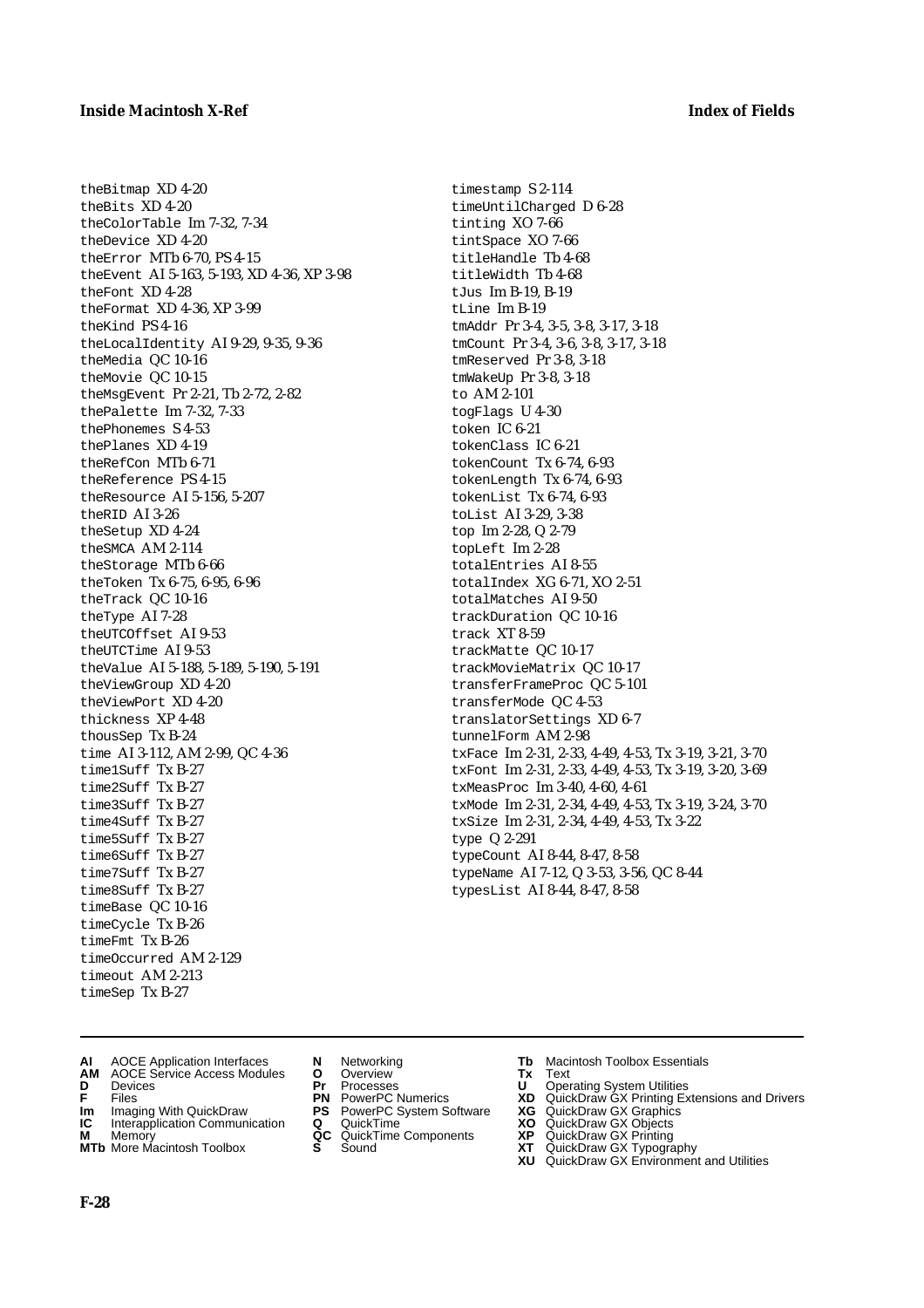theBitmap XD 4-20
theBits XD 4-20
theColorTable Im 7-32, 7-34
theDevice XD 4-20
theError MTb 6-70, PS 4-15
theEvent AI 5-163, 5-193, XD 4-36, XP 3-98
theFont XD 4-28
theFormat XD 4-36, XP 3-99
theKind PS 4-16
theLocalIdentity AI 9-29, 9-35, 9-36
theMedia QC 10-16
theMovie QC 10-15
theMsgEvent Pr 2-21, Tb 2-72, 2-82
thePalette Im 7-32, 7-33
thePhonemes S 4-53
thePlanes XD 4-19
theRefCon MTb 6-71
theReference PS 4-15
theResource AI 5-156, 5-207
theRID AI 3-26
theSetup XD 4-24
theSMCA AM 2-114
theStorage MTb 6-66
theToken Tx 6-75, 6-95, 6-96
theTrack QC 10-16
theType AI 7-28
theUTCOffset AI 9-53
theUTCTime AI 9-53
theValue AI 5-188, 5-189, 5-190, 5-191
theViewGroup XD 4-20
theViewPort XD 4-20
thickness XP 4-48
thousSep Tx B-24
time AI 3-112, AM 2-99, QC 4-36
time1Suff Tx B-27
time2Suff Tx B-27
time3Suff Tx B-27
time4Suff Tx B-27
time5Suff Tx B-27
time6Suff Tx B-27
time7Suff Tx B-27
time8Suff Tx B-27
timeBase QC 10-16
timeCycle Tx B-26
timeFmt Tx B-26
timeOccurred AM 2-129
timeout AM 2-213
timeSep Tx B-27
timestamp S 2-114
timeUntilCharged D 6-28
tinting XO 7-66
tintSpace XO 7-66
titleHandle Tb 4-68
titleWidth Tb 4-68
tJus Im B-19, B-19
tLine Im B-19
tmAddr Pr 3-4, 3-5, 3-8, 3-17, 3-18
tmCount Pr 3-4, 3-6, 3-8, 3-17, 3-18
tmReserved Pr 3-8, 3-18
tmWakeUp Pr 3-8, 3-18
to AM 2-101
togFlags U 4-30
token IC 6-21
tokenClass IC 6-21
tokenCount Tx 6-74, 6-93
tokenLength Tx 6-74, 6-93
tokenList Tx 6-74, 6-93
toList AI 3-29, 3-38
top Im 2-28, Q 2-79
topLeft Im 2-28
totalEntries AI 8-55
totalIndex XG 6-71, XO 2-51
totalMatches AI 9-50
trackDuration QC 10-16
track XT 8-59
trackMatte QC 10-17
trackMovieMatrix QC 10-17
transferFrameProc QC 5-101
transferMode QC 4-53
translatorSettings XD 6-7
tunnelForm AM 2-98
txFace Im 2-31, 2-33, 4-49, 4-53, Tx 3-19, 3-21, 3-70
txFont Im 2-31, 2-33, 4-49, 4-53, Tx 3-19, 3-20, 3-69
txMeasProc Im 3-40, 4-60, 4-61
txMode Im 2-31, 2-34, 4-49, 4-53, Tx 3-19, 3-24, 3-70
txSize Im 2-31, 2-34, 4-49, 4-53, Tx 3-22
type Q 2-291
typeCount AI 8-44, 8-47, 8-58
typeName AI 7-12, Q 3-53, 3-56, QC 8-44
typesList AI 8-44, 8-47, 8-58

**AI** AOCE Application Interfaces
**AM** AOCE Service Access Modules
**D** Devices
**F** Files
**Im** Imaging With QuickDraw
**IC** Interapplication Communication
**M** Memory
**MTb** More Macintosh Toolbox
**N** Networking
**O** Overview
**Pr** Processes
**PN** PowerPC Numerics
**PS** PowerPC System Software
**Q** QuickTime
**QC** QuickTime Components
**S** Sound
**Tb** Macintosh Toolbox Essentials
**Tx** Text
**U** Operating System Utilities
**XD** QuickDraw GX Printing Extensions and Drivers
**XG** QuickDraw GX Graphics
**XO** QuickDraw GX Objects
**XP** QuickDraw GX Printing
**XT** QuickDraw GX Typography
**XU** QuickDraw GX Environment and Utilities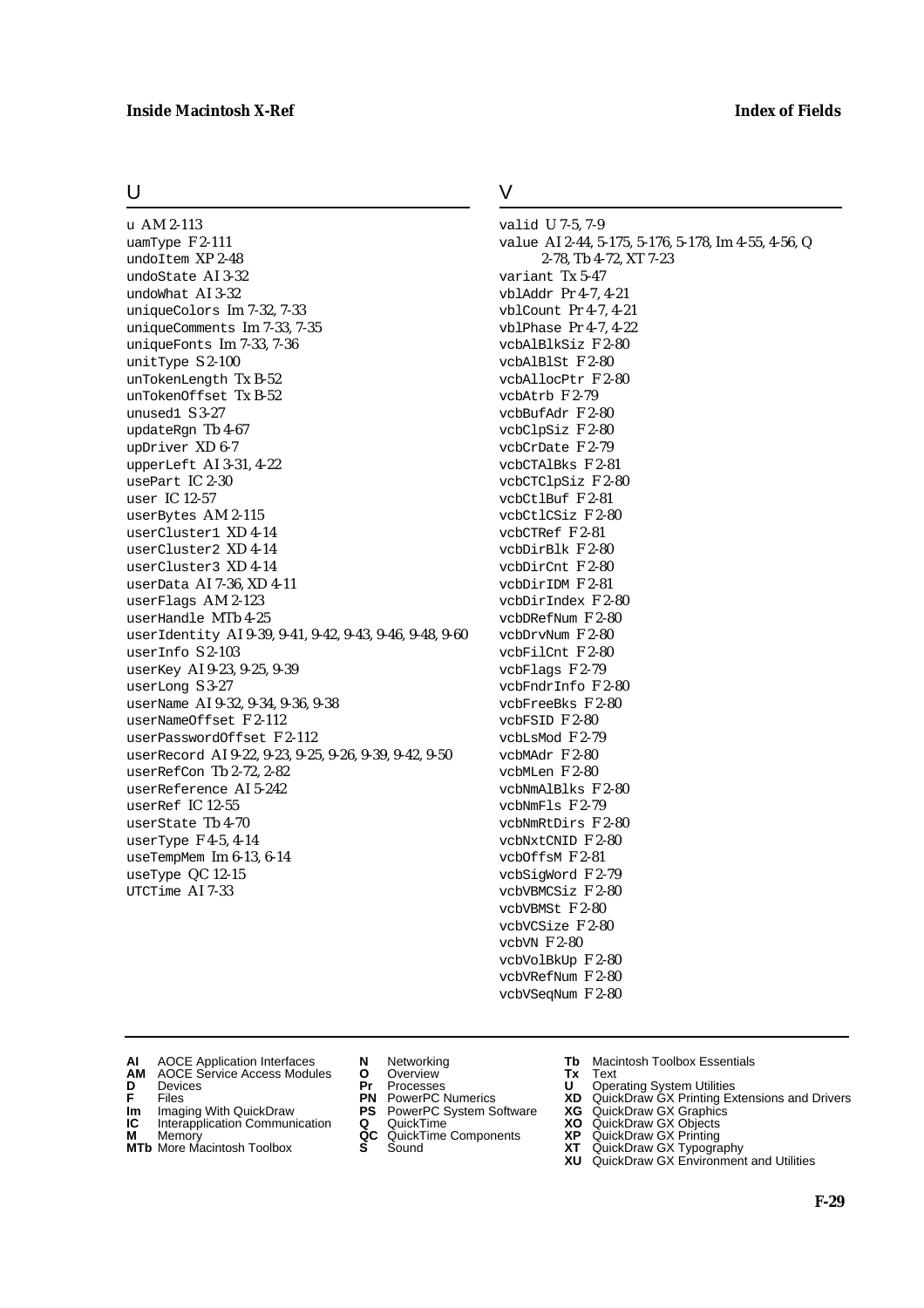## U

u AM 2-113
uamType F 2-111
undoItem XP 2-48
undoState AI 3-32
undoWhat AI 3-32
uniqueColors Im 7-32, 7-33
uniqueComments Im 7-33, 7-35
uniqueFonts Im 7-33, 7-36
unitType S 2-100
unTokenLength Tx B-52
unTokenOffset Tx B-52
unused1 S 3-27
updateRgn Tb 4-67
upDriver XD 6-7
upperLeft AI 3-31, 4-22
usePart IC 2-30
user IC 12-57
userBytes AM 2-115
userCluster1 XD 4-14
userCluster2 XD 4-14
userCluster3 XD 4-14
userData AI 7-36, XD 4-11
userFlags AM 2-123
userHandle MTb 4-25
userIdentity AI 9-39, 9-41, 9-42, 9-43, 9-46, 9-48, 9-60
userInfo S 2-103
userKey AI 9-23, 9-25, 9-39
userLong S 3-27
userName AI 9-32, 9-34, 9-36, 9-38
userNameOffset F 2-112
userPasswordOffset F 2-112
userRecord AI 9-22, 9-23, 9-25, 9-26, 9-39, 9-42, 9-50
userRefCon Tb 2-72, 2-82
userReference AI 5-242
userRef IC 12-55
userState Tb 4-70
userType F 4-5, 4-14
useTempMem Im 6-13, 6-14
useType QC 12-15
UTCTime AI 7-33

## V

valid U 7-5, 7-9
value AI 2-44, 5-175, 5-176, 5-178, Im 4-55, 4-56, Q 2-78, Tb 4-72, XT 7-23
variant Tx 5-47
vblAddr Pr 4-7, 4-21
vblCount Pr 4-7, 4-21
vblPhase Pr 4-7, 4-22
vcbAlBlkSiz F 2-80
vcbAlBlSt F 2-80
vcbAllocPtr F 2-80
vcbAtrb F 2-79
vcbBufAdr F 2-80
vcbClpSiz F 2-80
vcbCrDate F 2-79
vcbCTAlBks F 2-81
vcbCTClpSiz F 2-80
vcbCtlBuf F 2-81
vcbCtlCSiz F 2-80
vcbCTRef F 2-81
vcbDirBlk F 2-80
vcbDirCnt F 2-80
vcbDirIDM F 2-81
vcbDirIndex F 2-80
vcbDRefNum F 2-80
vcbDrvNum F 2-80
vcbFilCnt F 2-80
vcbFlags F 2-79
vcbFndrInfo F 2-80
vcbFreeBks F 2-80
vcbFSID F 2-80
vcbLsMod F 2-79
vcbMAdr F 2-80
vcbMLen F 2-80
vcbNmAlBlks F 2-80
vcbNmFls F 2-79
vcbNmRtDirs F 2-80
vcbNxtCNID F 2-80
vcbOffsM F 2-81
vcbSigWord F 2-79
vcbVBMCSiz F 2-80
vcbVBMSt F 2-80
vcbVCSize F 2-80
vcbVN F 2-80
vcbVolBkUp F 2-80
vcbVRefNum F 2-80
vcbVSeqNum F 2-80

---

**AI** AOCE Application Interfaces
**AM** AOCE Service Access Modules
**D** Devices
**F** Files
**Im** Imaging With QuickDraw
**IC** Interapplication Communication
**M** Memory
**MTb** More Macintosh Toolbox
**N** Networking
**O** Overview
**Pr** Processes
**PN** PowerPC Numerics
**PS** PowerPC System Software
**Q** QuickTime
**QC** QuickTime Components
**S** Sound
**Tb** Macintosh Toolbox Essentials
**Tx** Text
**U** Operating System Utilities
**XD** QuickDraw GX Printing Extensions and Drivers
**XG** QuickDraw GX Graphics
**XO** QuickDraw GX Objects
**XP** QuickDraw GX Printing
**XT** QuickDraw GX Typography
**XU** QuickDraw GX Environment and Utilities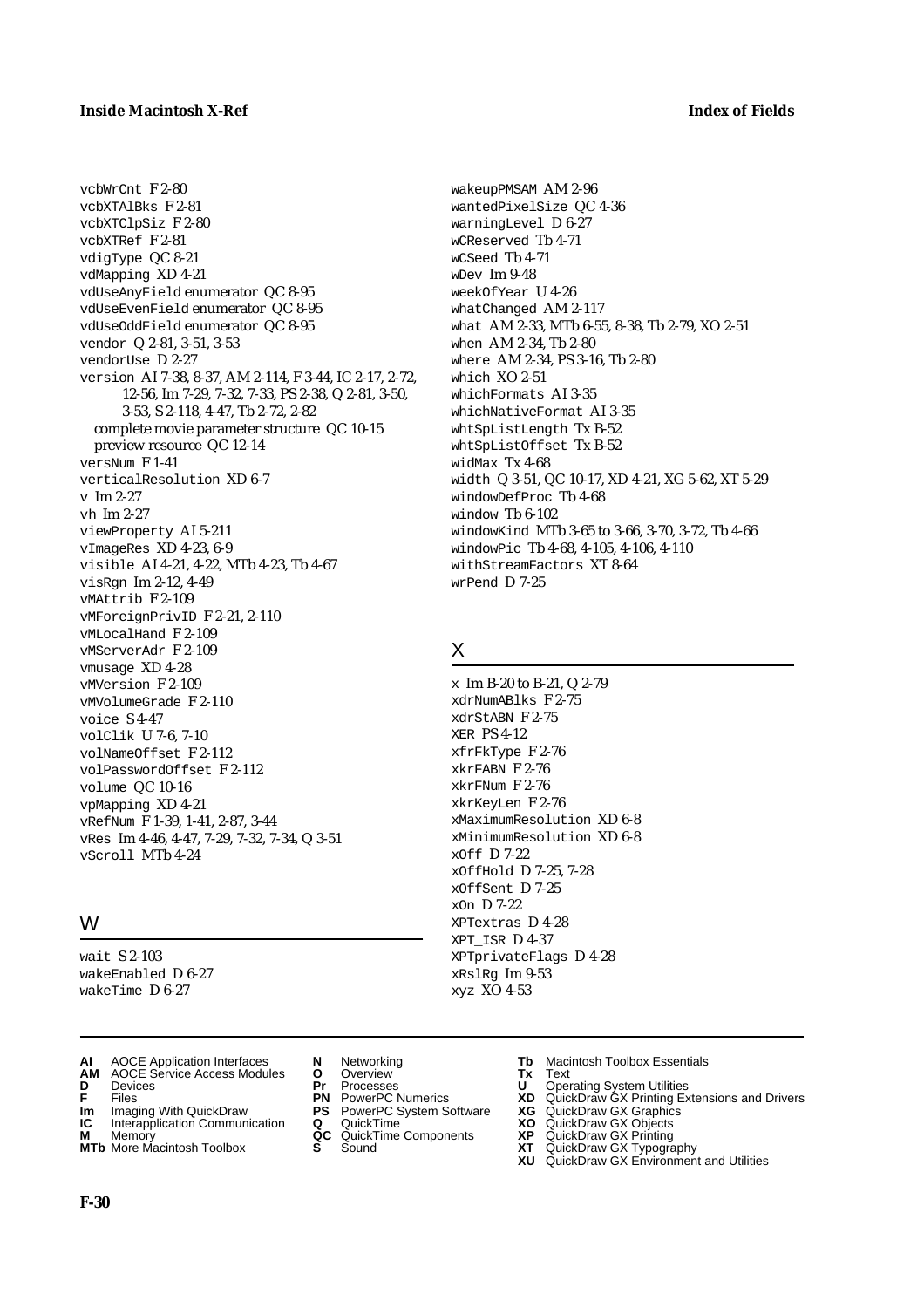vcbWrCnt F 2-80
vcbXTAlBks F 2-81
vcbXTClpSiz F 2-80
vcbXTRef F 2-81
vdigType QC 8-21
vdMapping XD 4-21
vdUseAnyField enumerator QC 8-95
vdUseEvenField enumerator QC 8-95
vdUseOddField enumerator QC 8-95
vendor Q 2-81, 3-51, 3-53
vendorUse D 2-27
version AI 7-38, 8-37, AM 2-114, F 3-44, IC 2-17, 2-72, 12-56, Im 7-29, 7-32, 7-33, PS 2-38, Q 2-81, 3-50, 3-53, S 2-118, 4-47, Tb 2-72, 2-82
  complete movie parameter structure QC 10-15
  preview resource QC 12-14
versNum F 1-41
verticalResolution XD 6-7
v Im 2-27
vh Im 2-27
viewProperty AI 5-211
vImageRes XD 4-23, 6-9
visible AI 4-21, 4-22, MTb 4-23, Tb 4-67
visRgn Im 2-12, 4-49
vMAttrib F 2-109
vMForeignPrivID F 2-21, 2-110
vMLocalHand F 2-109
vMServerAdr F 2-109
vmusage XD 4-28
vMVersion F 2-109
vMVolumeGrade F 2-110
voice S 4-47
volClik U 7-6, 7-10
volNameOffset F 2-112
volPasswordOffset F 2-112
volume QC 10-16
vpMapping XD 4-21
vRefNum F 1-39, 1-41, 2-87, 3-44
vRes Im 4-46, 4-47, 7-29, 7-32, 7-34, Q 3-51
vScroll MTb 4-24

## W

wait S 2-103
wakeEnabled D 6-27
wakeTime D 6-27
wakeupPMSAM AM 2-96
wantedPixelSize QC 4-36
warningLevel D 6-27
wCReserved Tb 4-71
wCSeed Tb 4-71
wDev Im 9-48
weekOfYear U 4-26
whatChanged AM 2-117
what AM 2-33, MTb 6-55, 8-38, Tb 2-79, XO 2-51
when AM 2-34, Tb 2-80
where AM 2-34, PS 3-16, Tb 2-80
which XO 2-51
whichFormats AI 3-35
whichNativeFormat AI 3-35
whtSpListLength Tx B-52
whtSpListOffset Tx B-52
widMax Tx 4-68
width Q 3-51, QC 10-17, XD 4-21, XG 5-62, XT 5-29
windowDefProc Tb 4-68
window Tb 6-102
windowKind MTb 3-65 to 3-66, 3-70, 3-72, Tb 4-66
windowPic Tb 4-68, 4-105, 4-106, 4-110
withStreamFactors XT 8-64
wrPend D 7-25

## X

x Im B-20 to B-21, Q 2-79
xdrNumABlks F 2-75
xdrStABN F 2-75
XER PS 4-12
xfrFkType F 2-76
xkrFABN F 2-76
xkrFNum F 2-76
xkrKeyLen F 2-76
xMaximumResolution XD 6-8
xMinimumResolution XD 6-8
xOff D 7-22
xOffHold D 7-25, 7-28
xOffSent D 7-25
xOn D 7-22
XPTextras D 4-28
XPT_ISR D 4-37
XPTprivateFlags D 4-28
xRslRg Im 9-53
xyz XO 4-53

**AI** AOCE Application Interfaces
**AM** AOCE Service Access Modules
**D** Devices
**F** Files
**Im** Imaging With QuickDraw
**IC** Interapplication Communication
**M** Memory
**MTb** More Macintosh Toolbox
**N** Networking
**O** Overview
**Pr** Processes
**PN** PowerPC Numerics
**PS** PowerPC System Software
**Q** QuickTime
**QC** QuickTime Components
**S** Sound
**Tb** Macintosh Toolbox Essentials
**Tx** Text
**U** Operating System Utilities
**XD** QuickDraw GX Printing Extensions and Drivers
**XG** QuickDraw GX Graphics
**XO** QuickDraw GX Objects
**XP** QuickDraw GX Printing
**XT** QuickDraw GX Typography
**XU** QuickDraw GX Environment and Utilities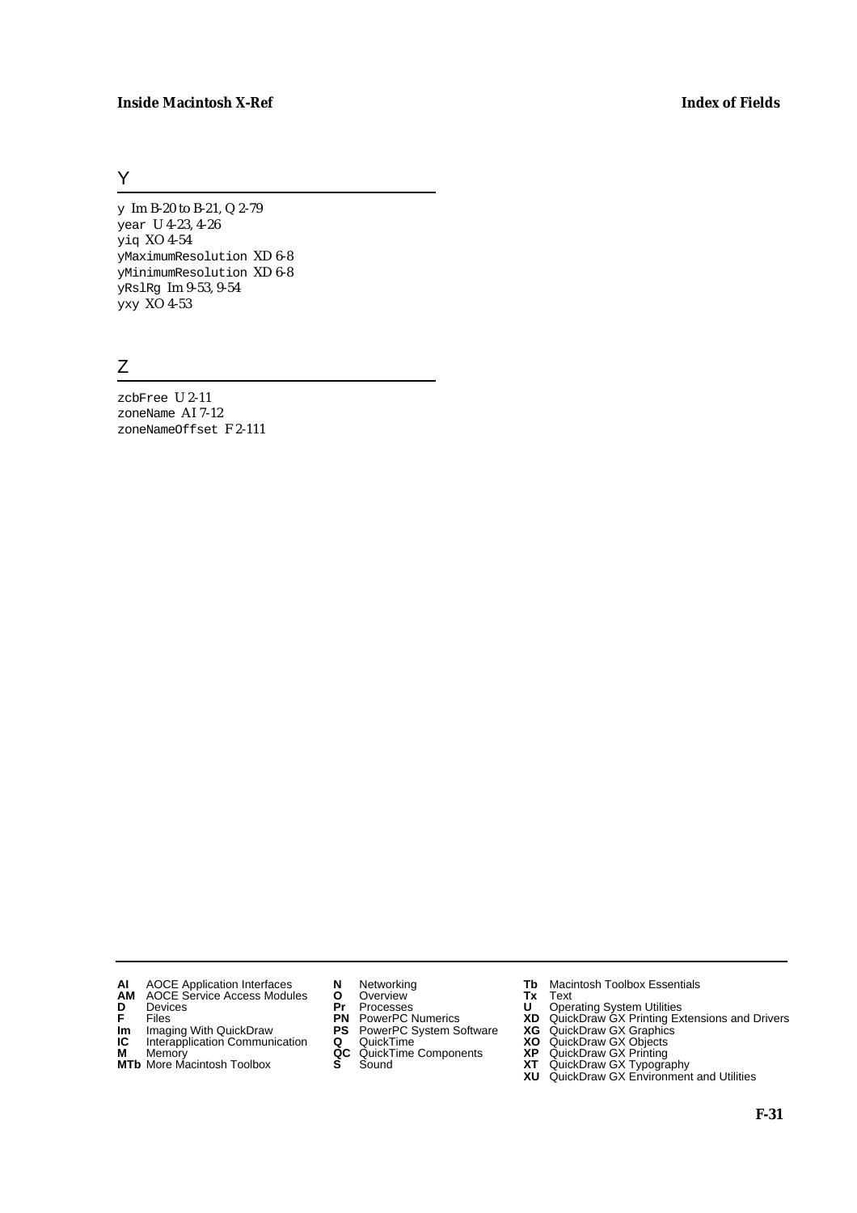## Y

y Im B-20 to B-21, Q 2-79
year U 4-23, 4-26
yiq XO 4-54
yMaximumResolution XD 6-8
yMinimumResolution XD 6-8
yRslRg Im 9-53, 9-54
yxy XO 4-53

## Z

zcbFree U 2-11
zoneName AI 7-12
zoneNameOffset F 2-111

**AI** AOCE Application Interfaces
**AM** AOCE Service Access Modules
**D** Devices
**F** Files
**Im** Imaging With QuickDraw
**IC** Interapplication Communication
**M** Memory
**MTb** More Macintosh Toolbox
**N** Networking
**O** Overview
**Pr** Processes
**PN** PowerPC Numerics
**PS** PowerPC System Software
**Q** QuickTime
**QC** QuickTime Components
**S** Sound
**Tb** Macintosh Toolbox Essentials
**Tx** Text
**U** Operating System Utilities
**XD** QuickDraw GX Printing Extensions and Drivers
**XG** QuickDraw GX Graphics
**XO** QuickDraw GX Objects
**XP** QuickDraw GX Printing
**XT** QuickDraw GX Typography
**XU** QuickDraw GX Environment and Utilities